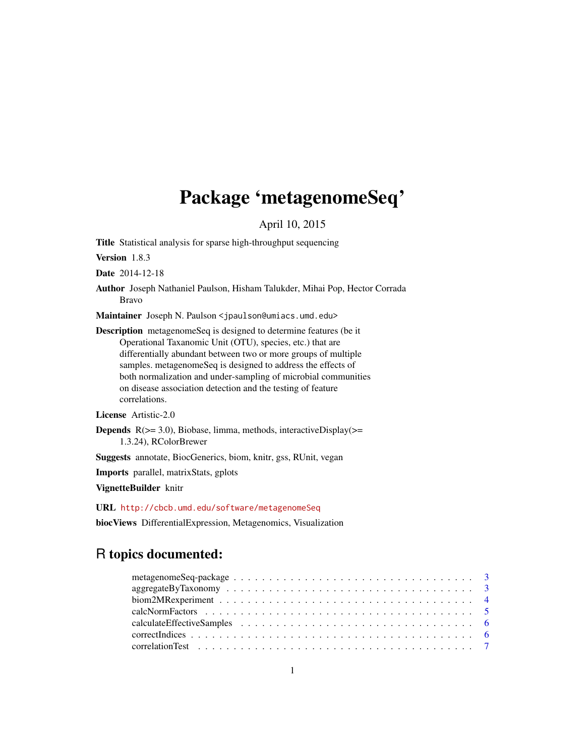# Package 'metagenomeSeq'

April 10, 2015

**Title** Statistical analysis for sparse high-throughput sequencing

**Version** 1.8.3

**Date** 2014-12-18

**Author** Joseph Nathaniel Paulson, Hisham Talukder, Mihai Pop, Hector Corrada Bravo

**Maintainer** Joseph N. Paulson <jpaulson@umiacs.umd.edu>

**Description** metagenomeSeq is designed to determine features (be it Operational Taxanomic Unit (OTU), species, etc.) that are differentially abundant between two or more groups of multiple samples. metagenomeSeq is designed to address the effects of both normalization and under-sampling of microbial communities on disease association detection and the testing of feature correlations.

**License** Artistic-2.0

**Depends** R(>= 3.0), Biobase, limma, methods, interactiveDisplay(>= 1.3.24), RColorBrewer

**Suggests** annotate, BiocGenerics, biom, knitr, gss, RUnit, vegan

**Imports** parallel, matrixStats, gplots

**VignetteBuilder** knitr

**URL** http://cbcb.umd.edu/software/metagenomeSeq

**biocViews** DifferentialExpression, Metagenomics, Visualization

## R topics documented:

metagenomeSeq-package . . . . . . . . . . . . . . . . . . . . . . . . . . . . . . . . 3
aggregateByTaxonomy . . . . . . . . . . . . . . . . . . . . . . . . . . . . . . . . 3
biom2MRexperiment . . . . . . . . . . . . . . . . . . . . . . . . . . . . . . . . 4
calcNormFactors . . . . . . . . . . . . . . . . . . . . . . . . . . . . . . . . 5
calculateEffectiveSamples . . . . . . . . . . . . . . . . . . . . . . . . . . . . . . . . 6
correctIndices . . . . . . . . . . . . . . . . . . . . . . . . . . . . . . . . 6
correlationTest . . . . . . . . . . . . . . . . . . . . . . . . . . . . . . . . 7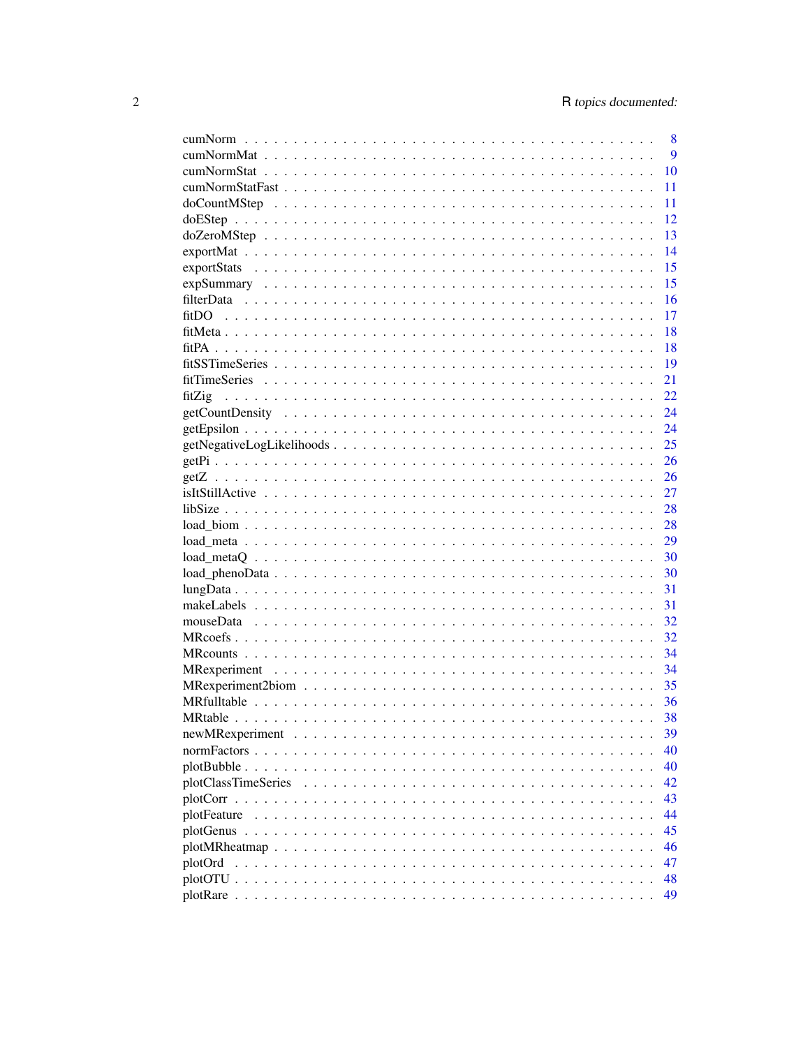cumNorm . . . . . . . . . . . . . . . . . . . . . . . . . . . . . . . . . . . . . . . . 8
cumNormMat . . . . . . . . . . . . . . . . . . . . . . . . . . . . . . . . . . . . . . 9
cumNormStat . . . . . . . . . . . . . . . . . . . . . . . . . . . . . . . . . . . . . . 10
cumNormStatFast . . . . . . . . . . . . . . . . . . . . . . . . . . . . . . . . . . . 11
doCountMStep . . . . . . . . . . . . . . . . . . . . . . . . . . . . . . . . . . . . . 11
doEStep . . . . . . . . . . . . . . . . . . . . . . . . . . . . . . . . . . . . . . . . 12
doZeroMStep . . . . . . . . . . . . . . . . . . . . . . . . . . . . . . . . . . . . . . 13
exportMat . . . . . . . . . . . . . . . . . . . . . . . . . . . . . . . . . . . . . . . 14
exportStats . . . . . . . . . . . . . . . . . . . . . . . . . . . . . . . . . . . . . . 15
expSummary . . . . . . . . . . . . . . . . . . . . . . . . . . . . . . . . . . . . . . 15
filterData . . . . . . . . . . . . . . . . . . . . . . . . . . . . . . . . . . . . . . . 16
fitDO . . . . . . . . . . . . . . . . . . . . . . . . . . . . . . . . . . . . . . . . . 17
fitMeta . . . . . . . . . . . . . . . . . . . . . . . . . . . . . . . . . . . . . . . . 18
fitPA . . . . . . . . . . . . . . . . . . . . . . . . . . . . . . . . . . . . . . . . . 18
fitSSTimeSeries . . . . . . . . . . . . . . . . . . . . . . . . . . . . . . . . . . . 19
fitTimeSeries . . . . . . . . . . . . . . . . . . . . . . . . . . . . . . . . . . . . . 21
fitZig . . . . . . . . . . . . . . . . . . . . . . . . . . . . . . . . . . . . . . . . . 22
getCountDensity . . . . . . . . . . . . . . . . . . . . . . . . . . . . . . . . . . . 24
getEpsilon . . . . . . . . . . . . . . . . . . . . . . . . . . . . . . . . . . . . . . . 24
getNegativeLogLikelihoods . . . . . . . . . . . . . . . . . . . . . . . . . . . . . 25
getPi . . . . . . . . . . . . . . . . . . . . . . . . . . . . . . . . . . . . . . . . . 26
getZ . . . . . . . . . . . . . . . . . . . . . . . . . . . . . . . . . . . . . . . . . . 26
isItStillActive . . . . . . . . . . . . . . . . . . . . . . . . . . . . . . . . . . . . 27
libSize . . . . . . . . . . . . . . . . . . . . . . . . . . . . . . . . . . . . . . . . 28
load_biom . . . . . . . . . . . . . . . . . . . . . . . . . . . . . . . . . . . . . . . 28
load_meta . . . . . . . . . . . . . . . . . . . . . . . . . . . . . . . . . . . . . . . 29
load_metaQ . . . . . . . . . . . . . . . . . . . . . . . . . . . . . . . . . . . . . . 30
load_phenoData . . . . . . . . . . . . . . . . . . . . . . . . . . . . . . . . . . . . 30
lungData . . . . . . . . . . . . . . . . . . . . . . . . . . . . . . . . . . . . . . . . 31
makeLabels . . . . . . . . . . . . . . . . . . . . . . . . . . . . . . . . . . . . . . 31
mouseData . . . . . . . . . . . . . . . . . . . . . . . . . . . . . . . . . . . . . . . 32
MRcoefs . . . . . . . . . . . . . . . . . . . . . . . . . . . . . . . . . . . . . . . . 32
MRcounts . . . . . . . . . . . . . . . . . . . . . . . . . . . . . . . . . . . . . . . 34
MRexperiment . . . . . . . . . . . . . . . . . . . . . . . . . . . . . . . . . . . . . 34
MRexperiment2biom . . . . . . . . . . . . . . . . . . . . . . . . . . . . . . . . . . 35
MRfulltable . . . . . . . . . . . . . . . . . . . . . . . . . . . . . . . . . . . . . . 36
MRtable . . . . . . . . . . . . . . . . . . . . . . . . . . . . . . . . . . . . . . . . 38
newMRexperiment . . . . . . . . . . . . . . . . . . . . . . . . . . . . . . . . . . . 39
normFactors . . . . . . . . . . . . . . . . . . . . . . . . . . . . . . . . . . . . . . 40
plotBubble . . . . . . . . . . . . . . . . . . . . . . . . . . . . . . . . . . . . . . . 40
plotClassTimeSeries . . . . . . . . . . . . . . . . . . . . . . . . . . . . . . . . . 42
plotCorr . . . . . . . . . . . . . . . . . . . . . . . . . . . . . . . . . . . . . . . . 43
plotFeature . . . . . . . . . . . . . . . . . . . . . . . . . . . . . . . . . . . . . . 44
plotGenus . . . . . . . . . . . . . . . . . . . . . . . . . . . . . . . . . . . . . . . 45
plotMRheatmap . . . . . . . . . . . . . . . . . . . . . . . . . . . . . . . . . . . . 46
plotOrd . . . . . . . . . . . . . . . . . . . . . . . . . . . . . . . . . . . . . . . . 47
plotOTU . . . . . . . . . . . . . . . . . . . . . . . . . . . . . . . . . . . . . . . . 48
plotRare . . . . . . . . . . . . . . . . . . . . . . . . . . . . . . . . . . . . . . . . 49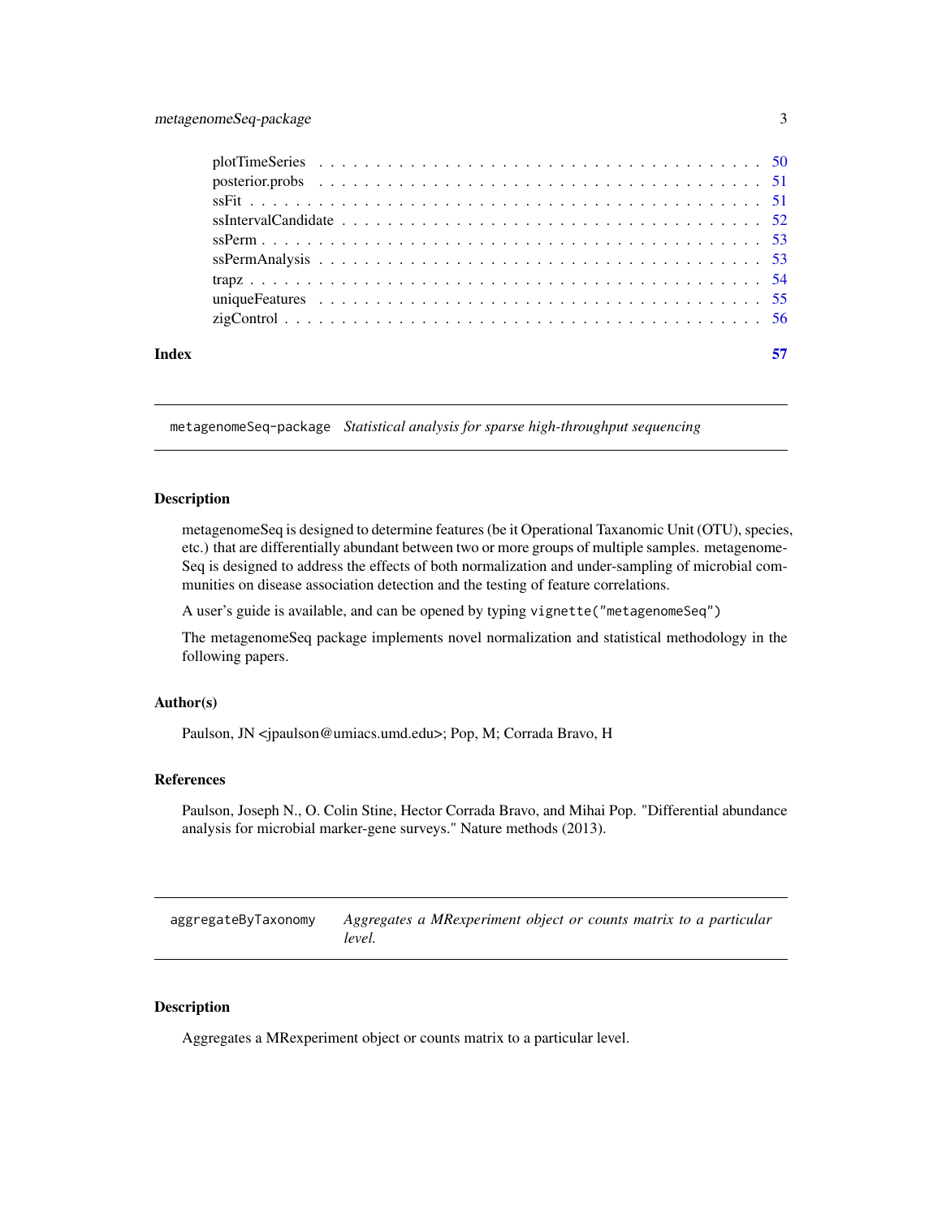plotTimeSeries . . . . . . . . . . . . . . . . . . . . . . . . . . . . . . . . . . . . . . . 50
posterior.probs . . . . . . . . . . . . . . . . . . . . . . . . . . . . . . . . . . . . . . . 51
ssFit . . . . . . . . . . . . . . . . . . . . . . . . . . . . . . . . . . . . . . . . . . . . 51
ssIntervalCandidate . . . . . . . . . . . . . . . . . . . . . . . . . . . . . . . . . . . . 52
ssPerm . . . . . . . . . . . . . . . . . . . . . . . . . . . . . . . . . . . . . . . . . . . 53
ssPermAnalysis . . . . . . . . . . . . . . . . . . . . . . . . . . . . . . . . . . . . . . 53
trapz . . . . . . . . . . . . . . . . . . . . . . . . . . . . . . . . . . . . . . . . . . . . 54
uniqueFeatures . . . . . . . . . . . . . . . . . . . . . . . . . . . . . . . . . . . . . . 55
zigControl . . . . . . . . . . . . . . . . . . . . . . . . . . . . . . . . . . . . . . . . . 56

**Index** **57**

---

`metagenomeSeq-package` *Statistical analysis for sparse high-throughput sequencing*

---

### Description

metagenomeSeq is designed to determine features (be it Operational Taxanomic Unit (OTU), species, etc.) that are differentially abundant between two or more groups of multiple samples. metagenomeSeq is designed to address the effects of both normalization and under-sampling of microbial communities on disease association detection and the testing of feature correlations.

A user's guide is available, and can be opened by typing `vignette("metagenomeSeq")`

The metagenomeSeq package implements novel normalization and statistical methodology in the following papers.

### Author(s)

Paulson, JN <jpaulson@umiacs.umd.edu>; Pop, M; Corrada Bravo, H

### References

Paulson, Joseph N., O. Colin Stine, Hector Corrada Bravo, and Mihai Pop. "Differential abundance analysis for microbial marker-gene surveys." Nature methods (2013).

---

`aggregateByTaxonomy` *Aggregates a MRexperiment object or counts matrix to a particular level.*

---

### Description

Aggregates a MRexperiment object or counts matrix to a particular level.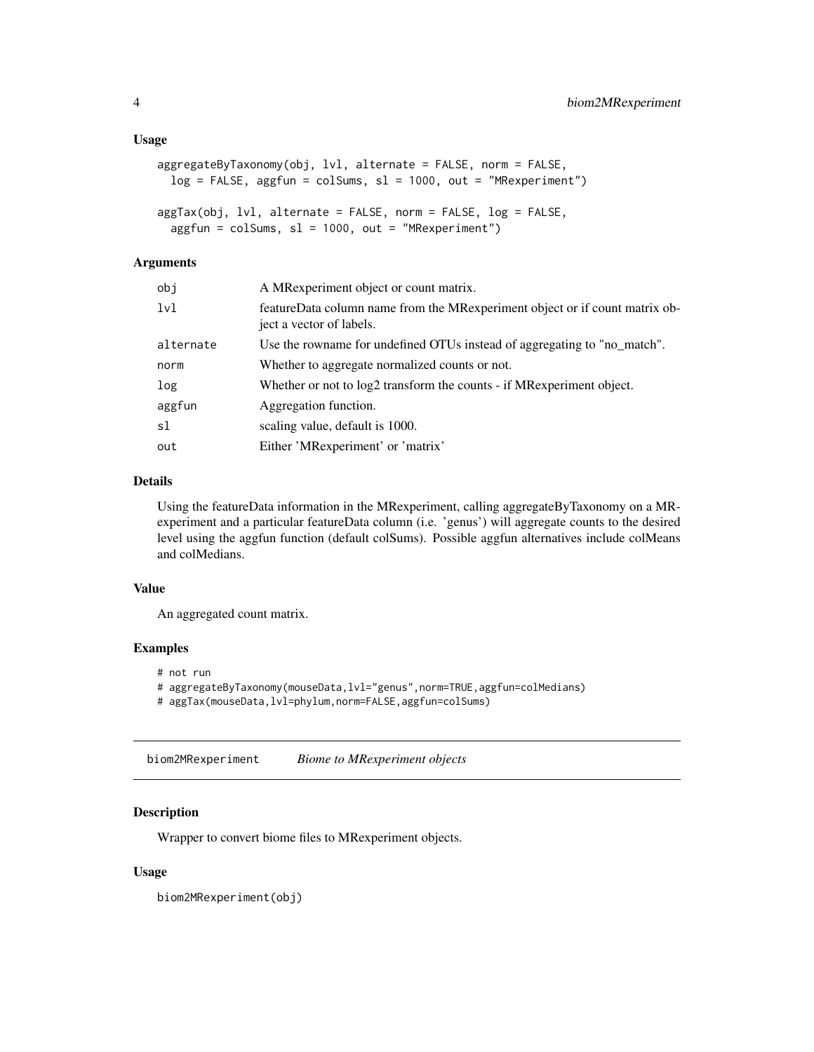### Usage

```
aggregateByTaxonomy(obj, lvl, alternate = FALSE, norm = FALSE,
  log = FALSE, aggfun = colSums, sl = 1000, out = "MRexperiment")

aggTax(obj, lvl, alternate = FALSE, norm = FALSE, log = FALSE,
  aggfun = colSums, sl = 1000, out = "MRexperiment")
```

### Arguments

| | |
|---|---|
| `obj` | A MRexperiment object or count matrix. |
| `lvl` | featureData column name from the MRexperiment object or if count matrix object a vector of labels. |
| `alternate` | Use the rowname for undefined OTUs instead of aggregating to "no_match". |
| `norm` | Whether to aggregate normalized counts or not. |
| `log` | Whether or not to log2 transform the counts - if MRexperiment object. |
| `aggfun` | Aggregation function. |
| `sl` | scaling value, default is 1000. |
| `out` | Either 'MRexperiment' or 'matrix' |

### Details

Using the featureData information in the MRexperiment, calling aggregateByTaxonomy on a MRexperiment and a particular featureData column (i.e. 'genus') will aggregate counts to the desired level using the aggfun function (default colSums). Possible aggfun alternatives include colMeans and colMedians.

### Value

An aggregated count matrix.

### Examples

```
# not run
# aggregateByTaxonomy(mouseData,lvl="genus",norm=TRUE,aggfun=colMedians)
# aggTax(mouseData,lvl=phylum,norm=FALSE,aggfun=colSums)
```

---

## biom2MRexperiment *Biome to MRexperiment objects*

### Description

Wrapper to convert biome files to MRexperiment objects.

### Usage

```
biom2MRexperiment(obj)
```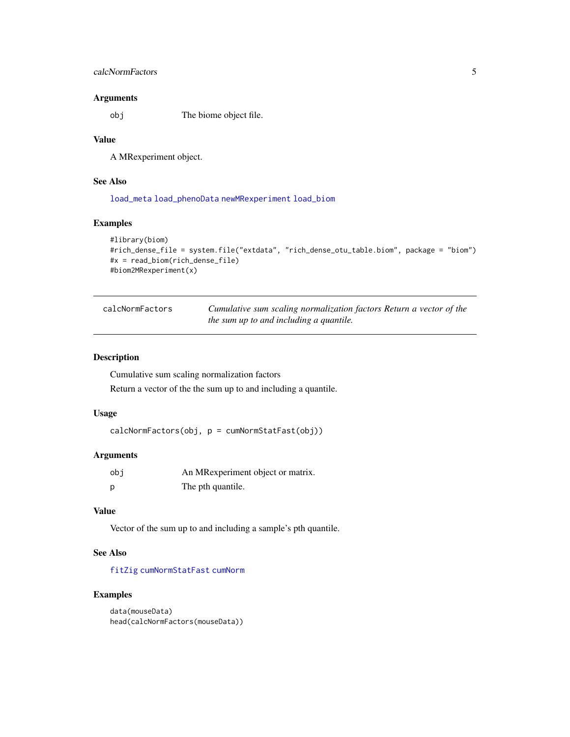### Arguments

| | |
|---|---|
| obj | The biome object file. |

### Value

A MRexperiment object.

### See Also

`load_meta` `load_phenoData` `newMRexperiment` `load_biom`

### Examples

```
#library(biom)
#rich_dense_file = system.file("extdata", "rich_dense_otu_table.biom", package = "biom")
#x = read_biom(rich_dense_file)
#biom2MRexperiment(x)
```

---

## calcNormFactors — *Cumulative sum scaling normalization factors Return a vector of the the sum up to and including a quantile.*

---

### Description

Cumulative sum scaling normalization factors

Return a vector of the the sum up to and including a quantile.

### Usage

```
calcNormFactors(obj, p = cumNormStatFast(obj))
```

### Arguments

| | |
|---|---|
| obj | An MRexperiment object or matrix. |
| p | The pth quantile. |

### Value

Vector of the sum up to and including a sample's pth quantile.

### See Also

`fitZig` `cumNormStatFast` `cumNorm`

### Examples

```
data(mouseData)
head(calcNormFactors(mouseData))
```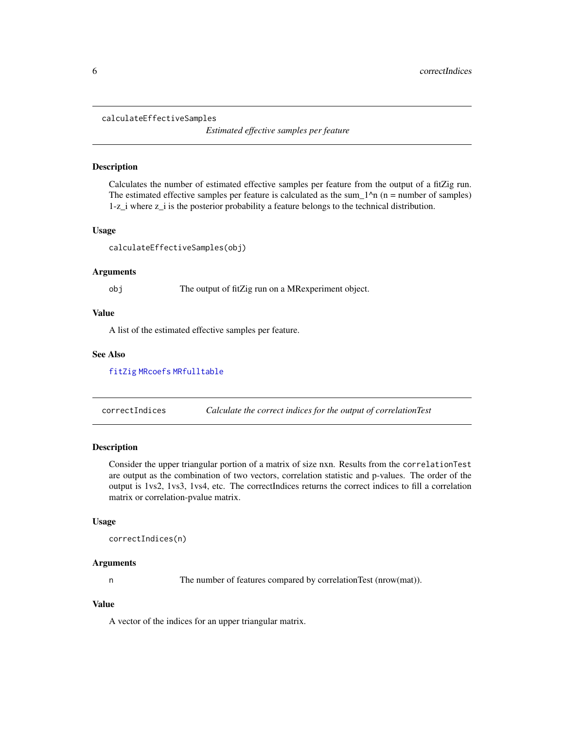## calculateEffectiveSamples

*Estimated effective samples per feature*

### Description

Calculates the number of estimated effective samples per feature from the output of a fitZig run. The estimated effective samples per feature is calculated as the sum_1^n (n = number of samples) 1-z_i where z_i is the posterior probability a feature belongs to the technical distribution.

### Usage

```
calculateEffectiveSamples(obj)
```

### Arguments

| | |
|---|---|
| obj | The output of fitZig run on a MRexperiment object. |

### Value

A list of the estimated effective samples per feature.

### See Also

fitZig MRcoefs MRfulltable

## correctIndices

*Calculate the correct indices for the output of correlationTest*

### Description

Consider the upper triangular portion of a matrix of size nxn. Results from the `correlationTest` are output as the combination of two vectors, correlation statistic and p-values. The order of the output is 1vs2, 1vs3, 1vs4, etc. The correctIndices returns the correct indices to fill a correlation matrix or correlation-pvalue matrix.

### Usage

```
correctIndices(n)
```

### Arguments

| | |
|---|---|
| n | The number of features compared by correlationTest (nrow(mat)). |

### Value

A vector of the indices for an upper triangular matrix.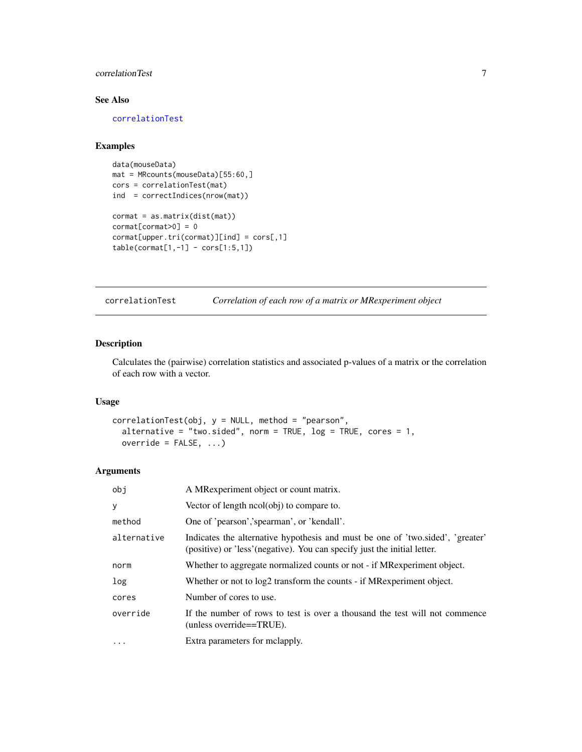### See Also

correlationTest

### Examples

```
data(mouseData)
mat = MRcounts(mouseData)[55:60,]
cors = correlationTest(mat)
ind  = correctIndices(nrow(mat))

cormat = as.matrix(dist(mat))
cormat[cormat>0] = 0
cormat[upper.tri(cormat)][ind] = cors[,1]
table(cormat[1,-1] - cors[1:5,1])
```

---

## correlationTest — *Correlation of each row of a matrix or MRexperiment object*

### Description

Calculates the (pairwise) correlation statistics and associated p-values of a matrix or the correlation of each row with a vector.

### Usage

```
correlationTest(obj, y = NULL, method = "pearson",
  alternative = "two.sided", norm = TRUE, log = TRUE, cores = 1,
  override = FALSE, ...)
```

### Arguments

| | |
|---|---|
| obj | A MRexperiment object or count matrix. |
| y | Vector of length ncol(obj) to compare to. |
| method | One of 'pearson','spearman', or 'kendall'. |
| alternative | Indicates the alternative hypothesis and must be one of 'two.sided', 'greater' (positive) or 'less'(negative). You can specify just the initial letter. |
| norm | Whether to aggregate normalized counts or not - if MRexperiment object. |
| log | Whether or not to log2 transform the counts - if MRexperiment object. |
| cores | Number of cores to use. |
| override | If the number of rows to test is over a thousand the test will not commence (unless override==TRUE). |
| ... | Extra parameters for mclapply. |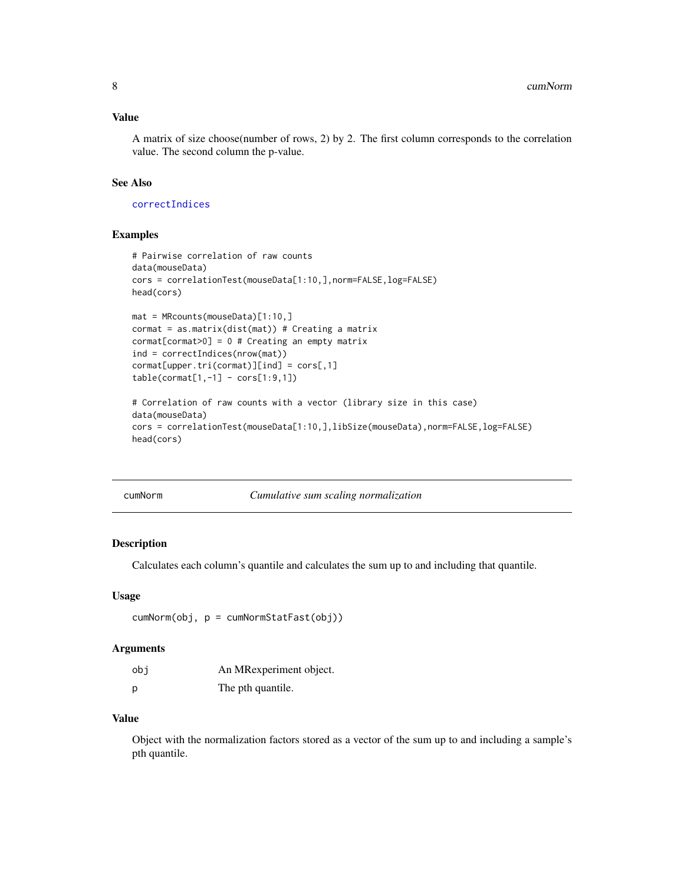### Value

A matrix of size choose(number of rows, 2) by 2. The first column corresponds to the correlation value. The second column the p-value.

### See Also

correctIndices

### Examples

```
# Pairwise correlation of raw counts
data(mouseData)
cors = correlationTest(mouseData[1:10,],norm=FALSE,log=FALSE)
head(cors)

mat = MRcounts(mouseData)[1:10,]
cormat = as.matrix(dist(mat)) # Creating a matrix
cormat[cormat>0] = 0 # Creating an empty matrix
ind = correctIndices(nrow(mat))
cormat[upper.tri(cormat)][ind] = cors[,1]
table(cormat[1,-1] - cors[1:9,1])

# Correlation of raw counts with a vector (library size in this case)
data(mouseData)
cors = correlationTest(mouseData[1:10,],libSize(mouseData),norm=FALSE,log=FALSE)
head(cors)
```

---

## cumNorm *Cumulative sum scaling normalization*

### Description

Calculates each column's quantile and calculates the sum up to and including that quantile.

### Usage

```
cumNorm(obj, p = cumNormStatFast(obj))
```

### Arguments

| | |
|---|---|
| obj | An MRexperiment object. |
| p | The pth quantile. |

### Value

Object with the normalization factors stored as a vector of the sum up to and including a sample's pth quantile.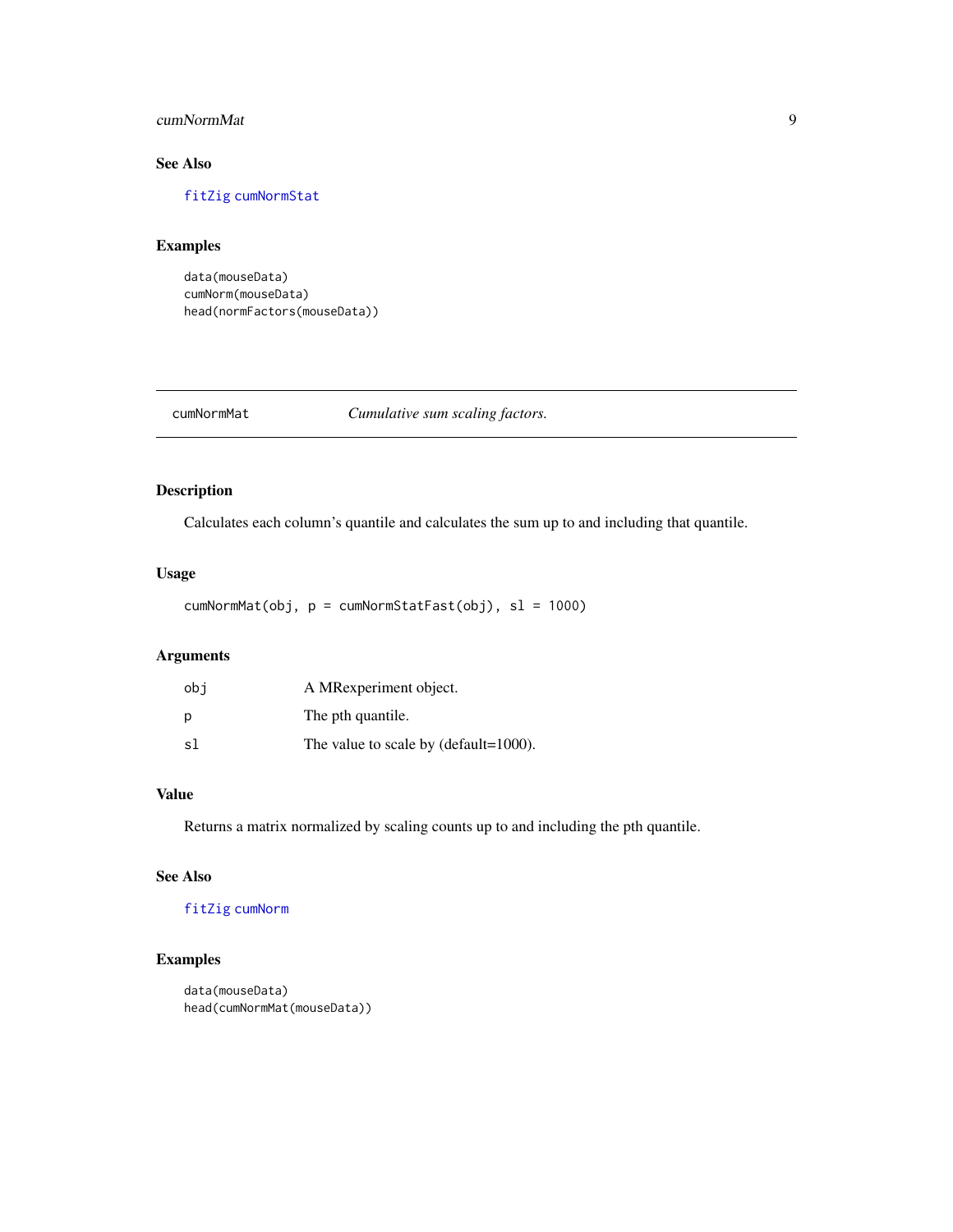### See Also

fitZig cumNormStat

### Examples

```
data(mouseData)
cumNorm(mouseData)
head(normFactors(mouseData))
```

---

## cumNormMat *Cumulative sum scaling factors.*

---

### Description

Calculates each column's quantile and calculates the sum up to and including that quantile.

### Usage

```
cumNormMat(obj, p = cumNormStatFast(obj), sl = 1000)
```

### Arguments

| | |
|---|---|
| obj | A MRexperiment object. |
| p | The pth quantile. |
| sl | The value to scale by (default=1000). |

### Value

Returns a matrix normalized by scaling counts up to and including the pth quantile.

### See Also

fitZig cumNorm

### Examples

```
data(mouseData)
head(cumNormMat(mouseData))
```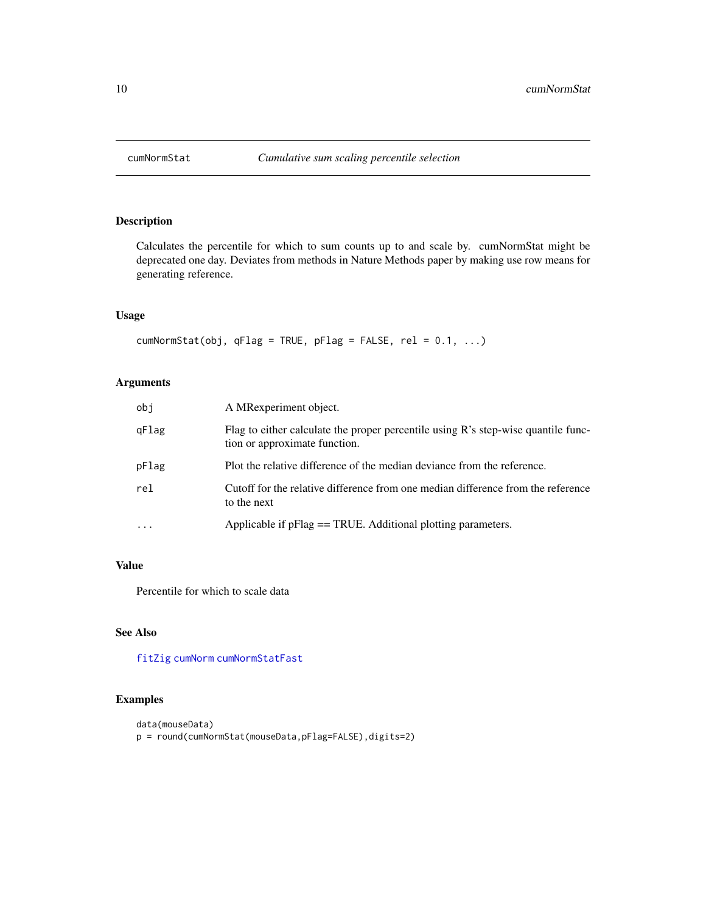# cumNormStat *Cumulative sum scaling percentile selection*

## Description

Calculates the percentile for which to sum counts up to and scale by. cumNormStat might be deprecated one day. Deviates from methods in Nature Methods paper by making use row means for generating reference.

## Usage

```
cumNormStat(obj, qFlag = TRUE, pFlag = FALSE, rel = 0.1, ...)
```

## Arguments

| | |
|---|---|
| obj | A MRexperiment object. |
| qFlag | Flag to either calculate the proper percentile using R's step-wise quantile function or approximate function. |
| pFlag | Plot the relative difference of the median deviance from the reference. |
| rel | Cutoff for the relative difference from one median difference from the reference to the next |
| ... | Applicable if pFlag == TRUE. Additional plotting parameters. |

## Value

Percentile for which to scale data

## See Also

fitZig cumNorm cumNormStatFast

## Examples

```
data(mouseData)
p = round(cumNormStat(mouseData,pFlag=FALSE),digits=2)
```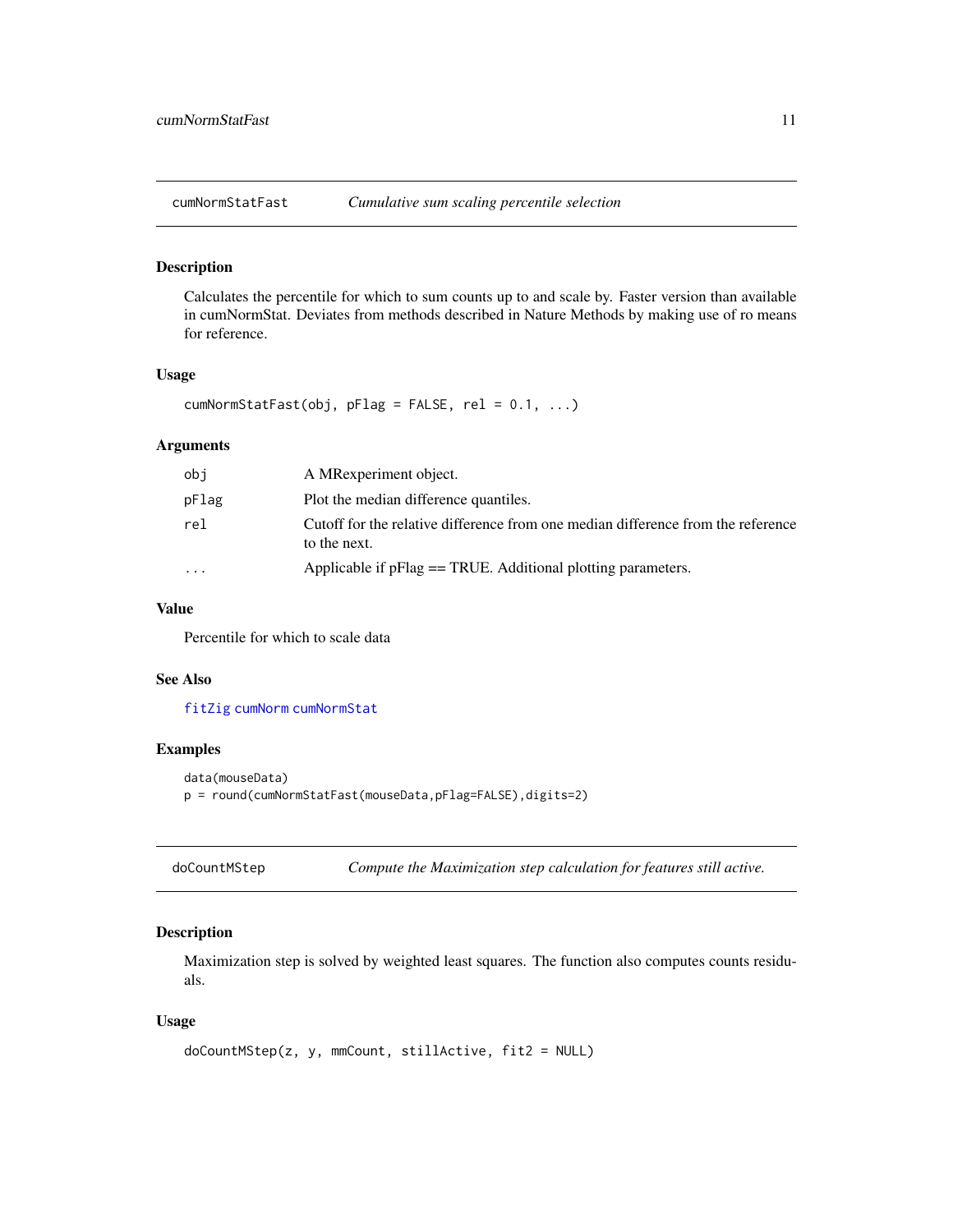## cumNormStatFast *Cumulative sum scaling percentile selection*

### Description

Calculates the percentile for which to sum counts up to and scale by. Faster version than available in cumNormStat. Deviates from methods described in Nature Methods by making use of ro means for reference.

### Usage

```
cumNormStatFast(obj, pFlag = FALSE, rel = 0.1, ...)
```

### Arguments

| | |
|---|---|
| obj | A MRexperiment object. |
| pFlag | Plot the median difference quantiles. |
| rel | Cutoff for the relative difference from one median difference from the reference to the next. |
| ... | Applicable if pFlag == TRUE. Additional plotting parameters. |

### Value

Percentile for which to scale data

### See Also

fitZig cumNorm cumNormStat

### Examples

```
data(mouseData)
p = round(cumNormStatFast(mouseData,pFlag=FALSE),digits=2)
```

## doCountMStep *Compute the Maximization step calculation for features still active.*

### Description

Maximization step is solved by weighted least squares. The function also computes counts residuals.

### Usage

```
doCountMStep(z, y, mmCount, stillActive, fit2 = NULL)
```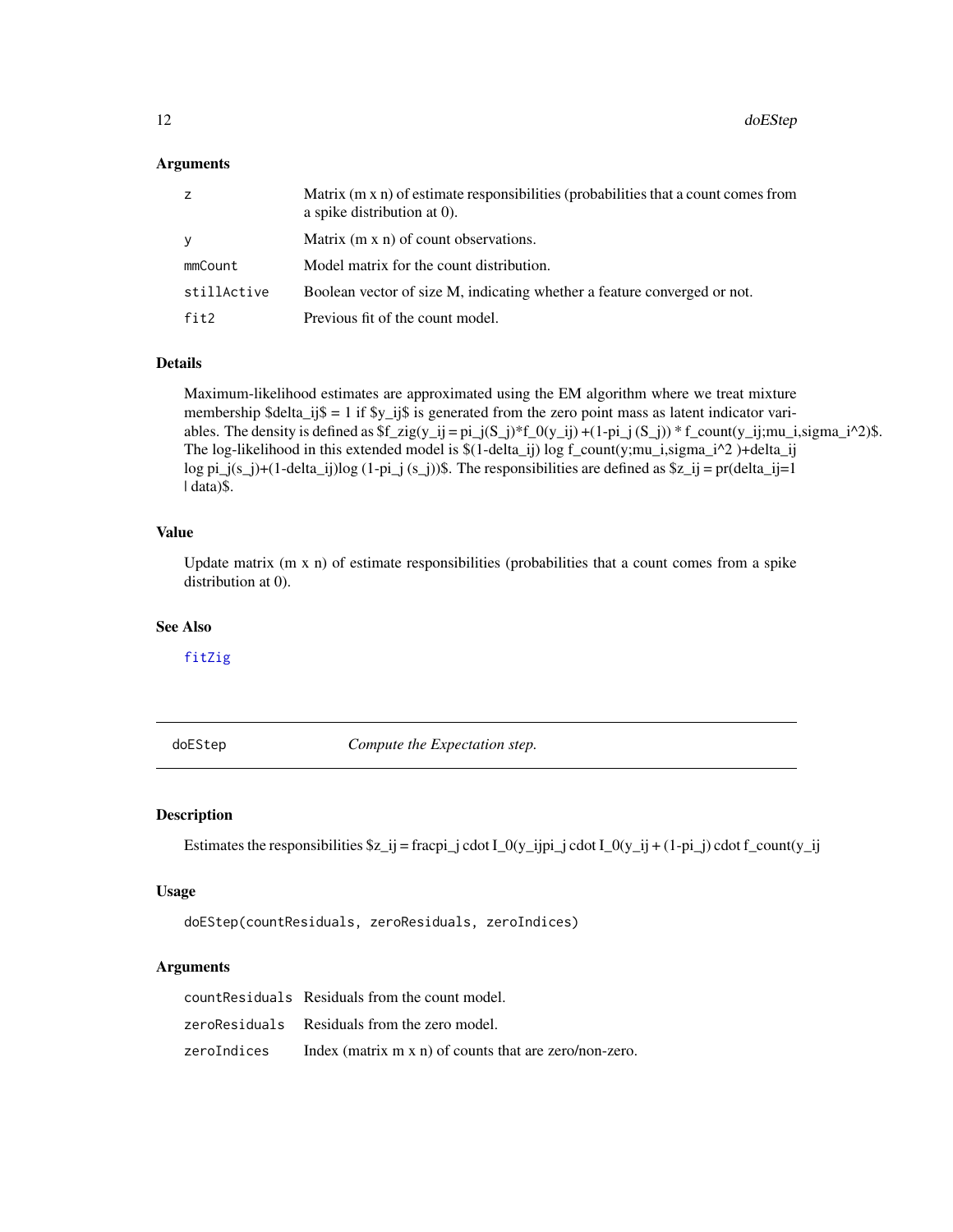## Arguments

| | |
|---|---|
| z | Matrix (m x n) of estimate responsibilities (probabilities that a count comes from a spike distribution at 0). |
| y | Matrix (m x n) of count observations. |
| mmCount | Model matrix for the count distribution. |
| stillActive | Boolean vector of size M, indicating whether a feature converged or not. |
| fit2 | Previous fit of the count model. |

## Details

Maximum-likelihood estimates are approximated using the EM algorithm where we treat mixture membership $delta_ij$ = 1 if $y_ij$ is generated from the zero point mass as latent indicator variables. The density is defined as $f_zig(y_ij = pi_j(S_j)*f_0(y_ij) +(1-pi_j (S_j)) * f_count(y_ij;mu_i,sigma_i^2)$. The log-likelihood in this extended model is $(1-delta_ij) log f_count(y;mu_i,sigma_i^2 )+delta_ij log pi_j(s_j)+(1-delta_ij)log (1-pi_j (s_j))$. The responsibilities are defined as $z_ij = pr(delta_ij=1 | data)$.

## Value

Update matrix (m x n) of estimate responsibilities (probabilities that a count comes from a spike distribution at 0).

## See Also

fitZig

---

# doEStep — *Compute the Expectation step.*

## Description

Estimates the responsibilities $z_ij = fracpi_j cdot I_0(y_ijpi_j cdot I_0(y_ij + (1-pi_j) cdot f_count(y_ij

## Usage

```
doEStep(countResiduals, zeroResiduals, zeroIndices)
```

## Arguments

| | |
|---|---|
| countResiduals | Residuals from the count model. |
| zeroResiduals | Residuals from the zero model. |
| zeroIndices | Index (matrix m x n) of counts that are zero/non-zero. |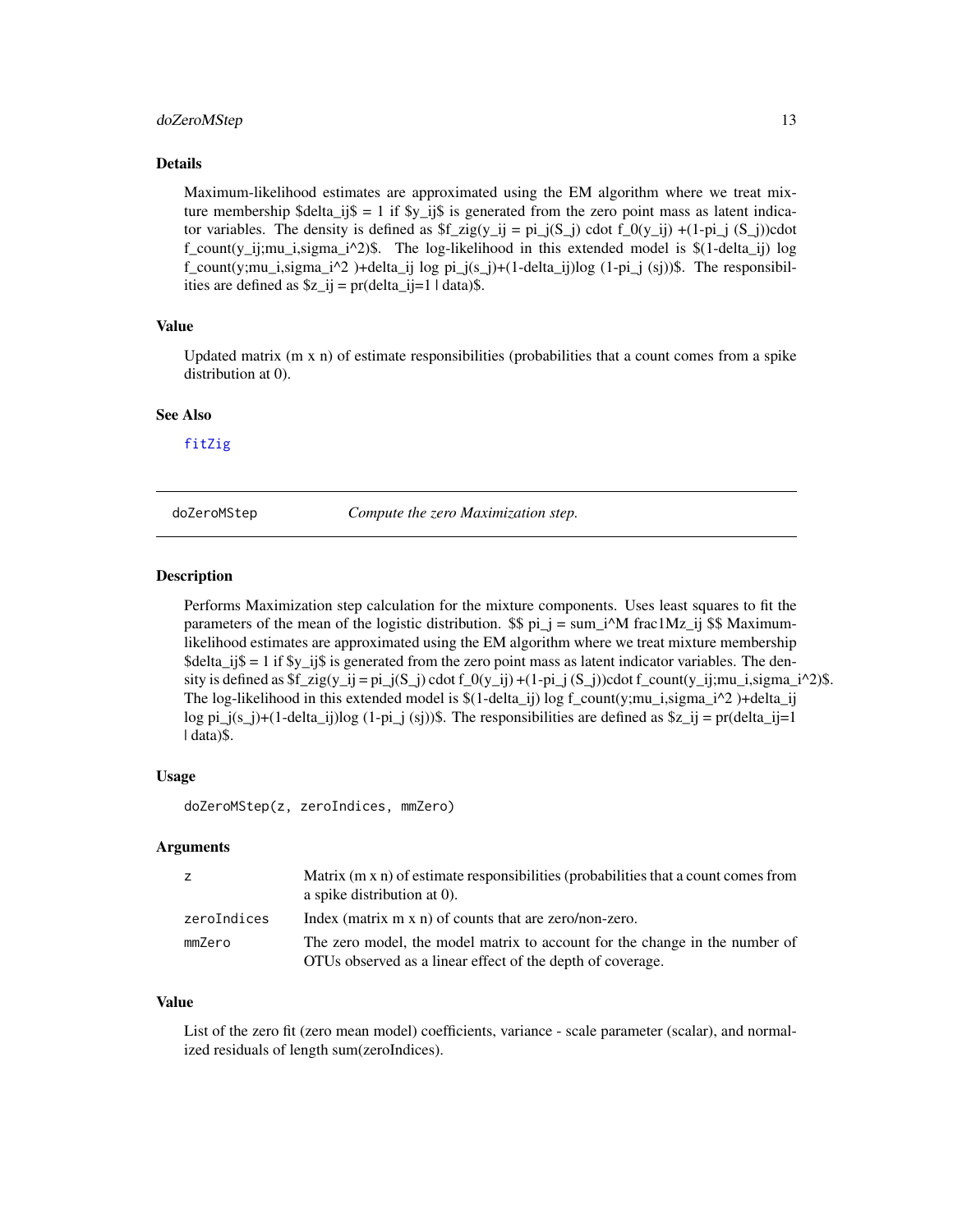### Details

Maximum-likelihood estimates are approximated using the EM algorithm where we treat mixture membership $delta_ij$ = 1 if $y_ij$ is generated from the zero point mass as latent indicator variables. The density is defined as $f_zig(y_ij = pi_j(S_j) cdot f_0(y_ij) +(1-pi_j (S_j))cdot f_count(y_ij;mu_i,sigma_i^2)$. The log-likelihood in this extended model is $(1-delta_ij) log f_count(y;mu_i,sigma_i^2 )+delta_ij log pi_j(s_j)+(1-delta_ij)log (1-pi_j (sj))$. The responsibilities are defined as $z_ij = pr(delta_ij=1 | data)$.

### Value

Updated matrix (m x n) of estimate responsibilities (probabilities that a count comes from a spike distribution at 0).

### See Also

fitZig

---

## doZeroMStep — *Compute the zero Maximization step.*

### Description

Performs Maximization step calculation for the mixture components. Uses least squares to fit the parameters of the mean of the logistic distribution. $$ pi_j = sum_i^M frac1Mz_ij $$ Maximum-likelihood estimates are approximated using the EM algorithm where we treat mixture membership $delta_ij$ = 1 if $y_ij$ is generated from the zero point mass as latent indicator variables. The density is defined as $f_zig(y_ij = pi_j(S_j) cdot f_0(y_ij) +(1-pi_j (S_j))cdot f_count(y_ij;mu_i,sigma_i^2)$. The log-likelihood in this extended model is $(1-delta_ij) log f_count(y;mu_i,sigma_i^2 )+delta_ij log pi_j(s_j)+(1-delta_ij)log (1-pi_j (sj))$. The responsibilities are defined as $z_ij = pr(delta_ij=1 | data)$.

### Usage

```
doZeroMStep(z, zeroIndices, mmZero)
```

### Arguments

| | |
|---|---|
| z | Matrix (m x n) of estimate responsibilities (probabilities that a count comes from a spike distribution at 0). |
| zeroIndices | Index (matrix m x n) of counts that are zero/non-zero. |
| mmZero | The zero model, the model matrix to account for the change in the number of OTUs observed as a linear effect of the depth of coverage. |

### Value

List of the zero fit (zero mean model) coefficients, variance - scale parameter (scalar), and normalized residuals of length sum(zeroIndices).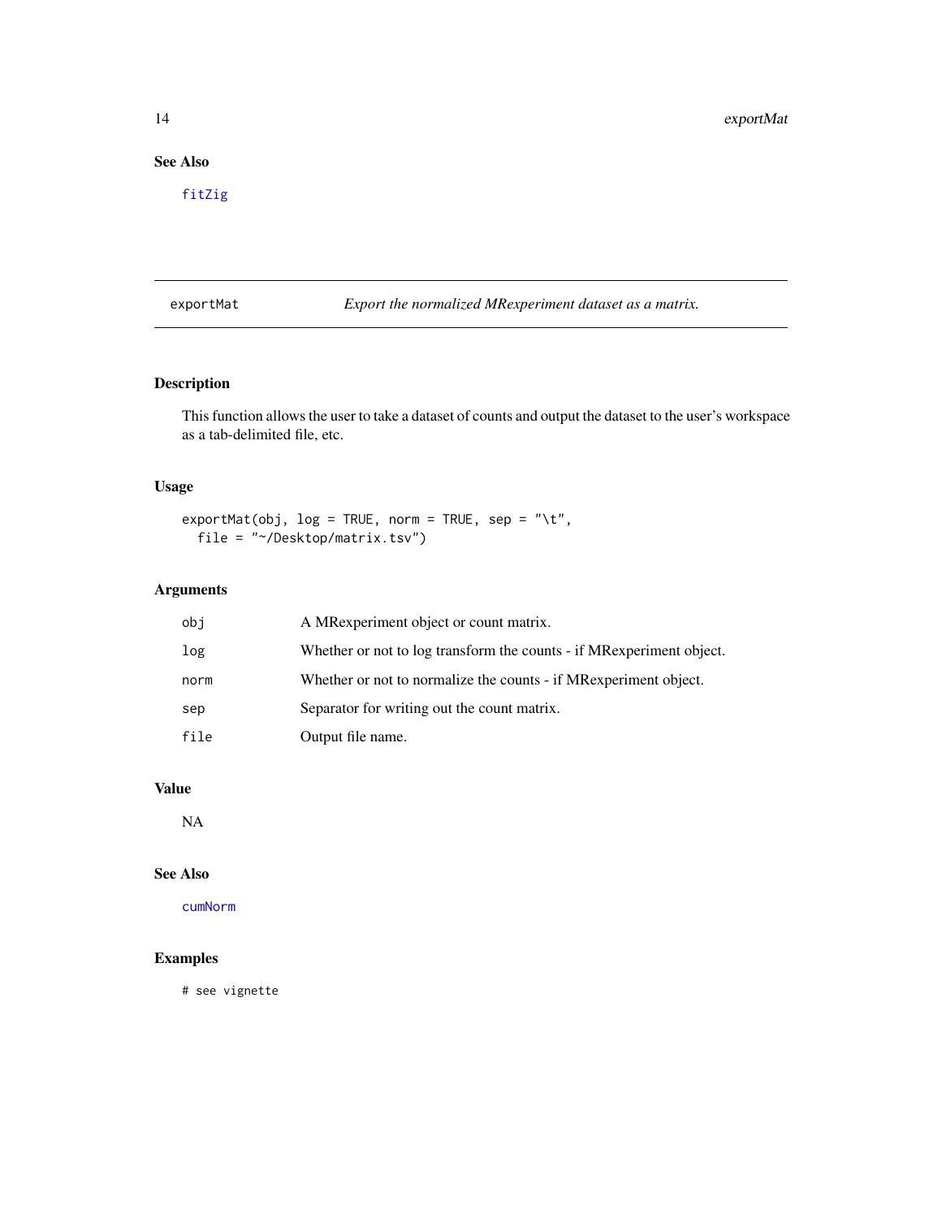## See Also

fitZig

---

## exportMat — *Export the normalized MRexperiment dataset as a matrix.*

---

### Description

This function allows the user to take a dataset of counts and output the dataset to the user's workspace as a tab-delimited file, etc.

### Usage

```
exportMat(obj, log = TRUE, norm = TRUE, sep = "\t",
  file = "~/Desktop/matrix.tsv")
```

### Arguments

| | |
|---|---|
| obj | A MRexperiment object or count matrix. |
| log | Whether or not to log transform the counts - if MRexperiment object. |
| norm | Whether or not to normalize the counts - if MRexperiment object. |
| sep | Separator for writing out the count matrix. |
| file | Output file name. |

### Value

NA

### See Also

cumNorm

### Examples

```
# see vignette
```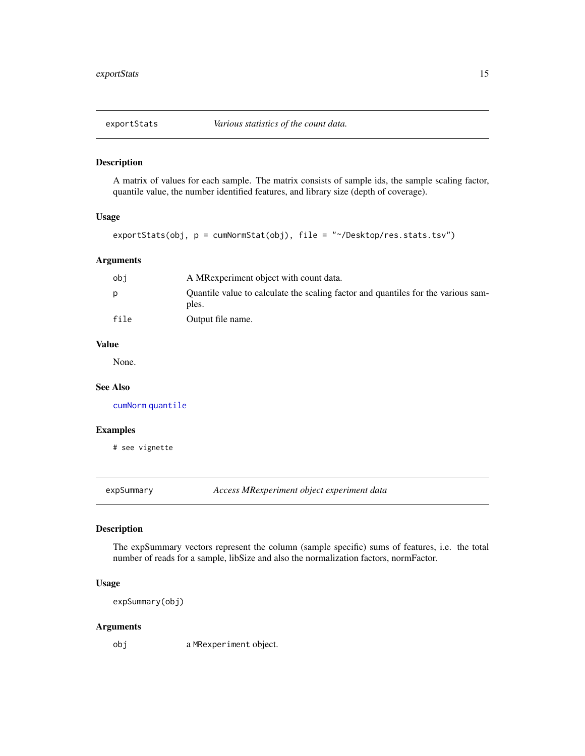## exportStats — *Various statistics of the count data.*

### Description

A matrix of values for each sample. The matrix consists of sample ids, the sample scaling factor, quantile value, the number identified features, and library size (depth of coverage).

### Usage

```
exportStats(obj, p = cumNormStat(obj), file = "~/Desktop/res.stats.tsv")
```

### Arguments

| | |
|---|---|
| obj | A MRexperiment object with count data. |
| p | Quantile value to calculate the scaling factor and quantiles for the various samples. |
| file | Output file name. |

### Value

None.

### See Also

cumNorm quantile

### Examples

```
# see vignette
```

## expSummary — *Access MRexperiment object experiment data*

### Description

The expSummary vectors represent the column (sample specific) sums of features, i.e. the total number of reads for a sample, libSize and also the normalization factors, normFactor.

### Usage

```
expSummary(obj)
```

### Arguments

| | |
|---|---|
| obj | a MRexperiment object. |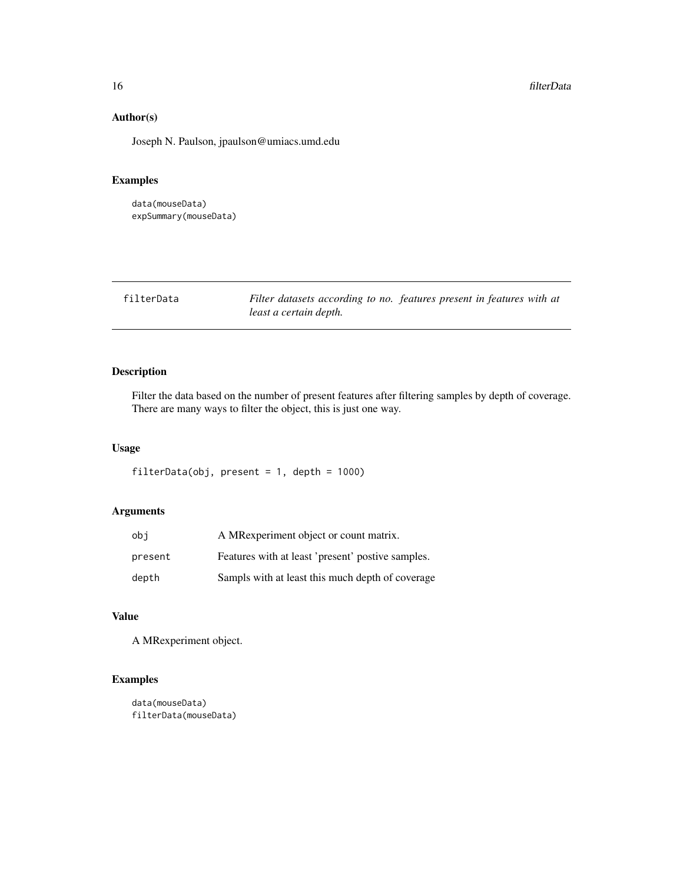## Author(s)

Joseph N. Paulson, jpaulson@umiacs.umd.edu

## Examples

```
data(mouseData)
expSummary(mouseData)
```

---

# filterData — *Filter datasets according to no. features present in features with at least a certain depth.*

---

## Description

Filter the data based on the number of present features after filtering samples by depth of coverage. There are many ways to filter the object, this is just one way.

## Usage

```
filterData(obj, present = 1, depth = 1000)
```

## Arguments

| | |
|---|---|
| obj | A MRexperiment object or count matrix. |
| present | Features with at least 'present' postive samples. |
| depth | Sampls with at least this much depth of coverage |

## Value

A MRexperiment object.

## Examples

```
data(mouseData)
filterData(mouseData)
```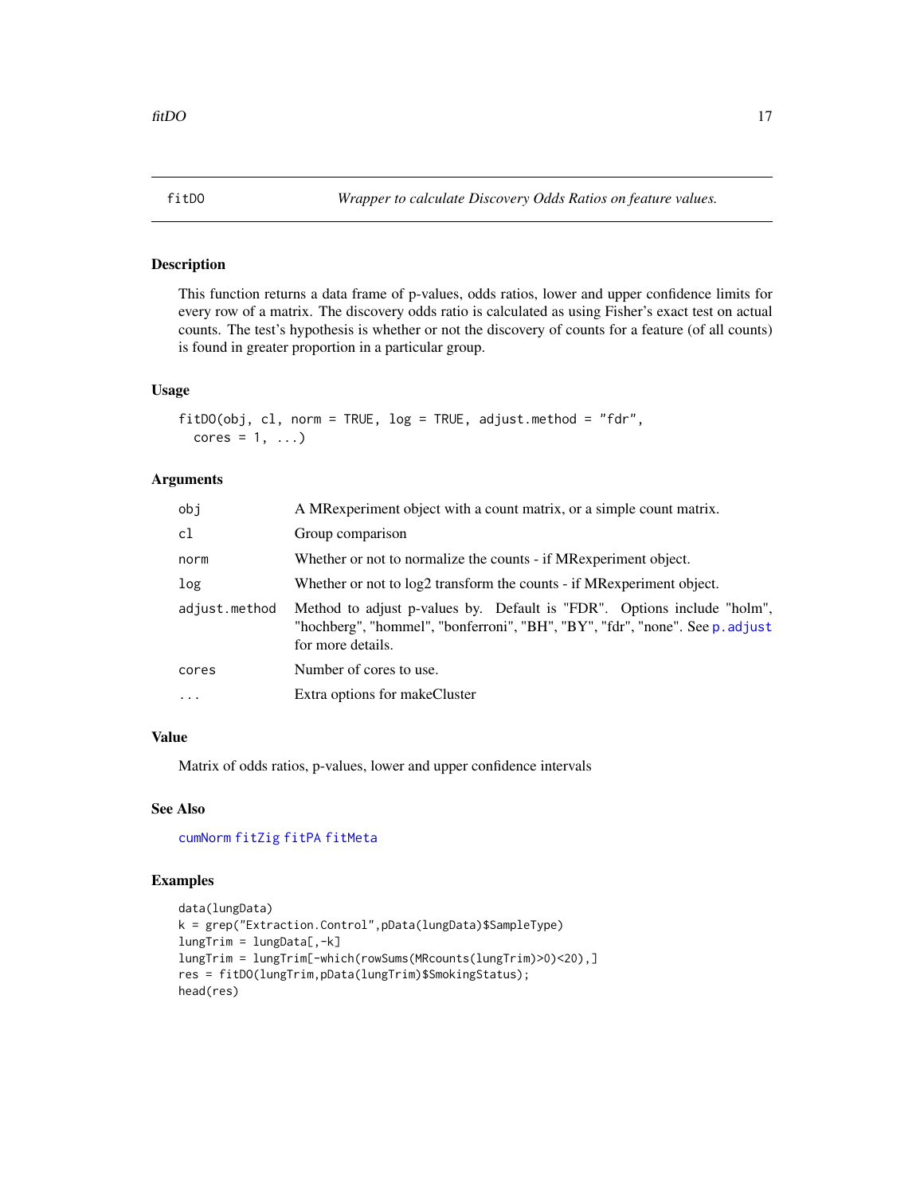## fitDO *Wrapper to calculate Discovery Odds Ratios on feature values.*

### Description

This function returns a data frame of p-values, odds ratios, lower and upper confidence limits for every row of a matrix. The discovery odds ratio is calculated as using Fisher's exact test on actual counts. The test's hypothesis is whether or not the discovery of counts for a feature (of all counts) is found in greater proportion in a particular group.

### Usage

```
fitDO(obj, cl, norm = TRUE, log = TRUE, adjust.method = "fdr",
  cores = 1, ...)
```

### Arguments

| | |
|---|---|
| obj | A MRexperiment object with a count matrix, or a simple count matrix. |
| cl | Group comparison |
| norm | Whether or not to normalize the counts - if MRexperiment object. |
| log | Whether or not to log2 transform the counts - if MRexperiment object. |
| adjust.method | Method to adjust p-values by. Default is "FDR". Options include "holm", "hochberg", "hommel", "bonferroni", "BH", "BY", "fdr", "none". See p.adjust for more details. |
| cores | Number of cores to use. |
| ... | Extra options for makeCluster |

### Value

Matrix of odds ratios, p-values, lower and upper confidence intervals

### See Also

cumNorm fitZig fitPA fitMeta

### Examples

```
data(lungData)
k = grep("Extraction.Control",pData(lungData)$SampleType)
lungTrim = lungData[,-k]
lungTrim = lungTrim[-which(rowSums(MRcounts(lungTrim)>0)<20),]
res = fitDO(lungTrim,pData(lungTrim)$SmokingStatus);
head(res)
```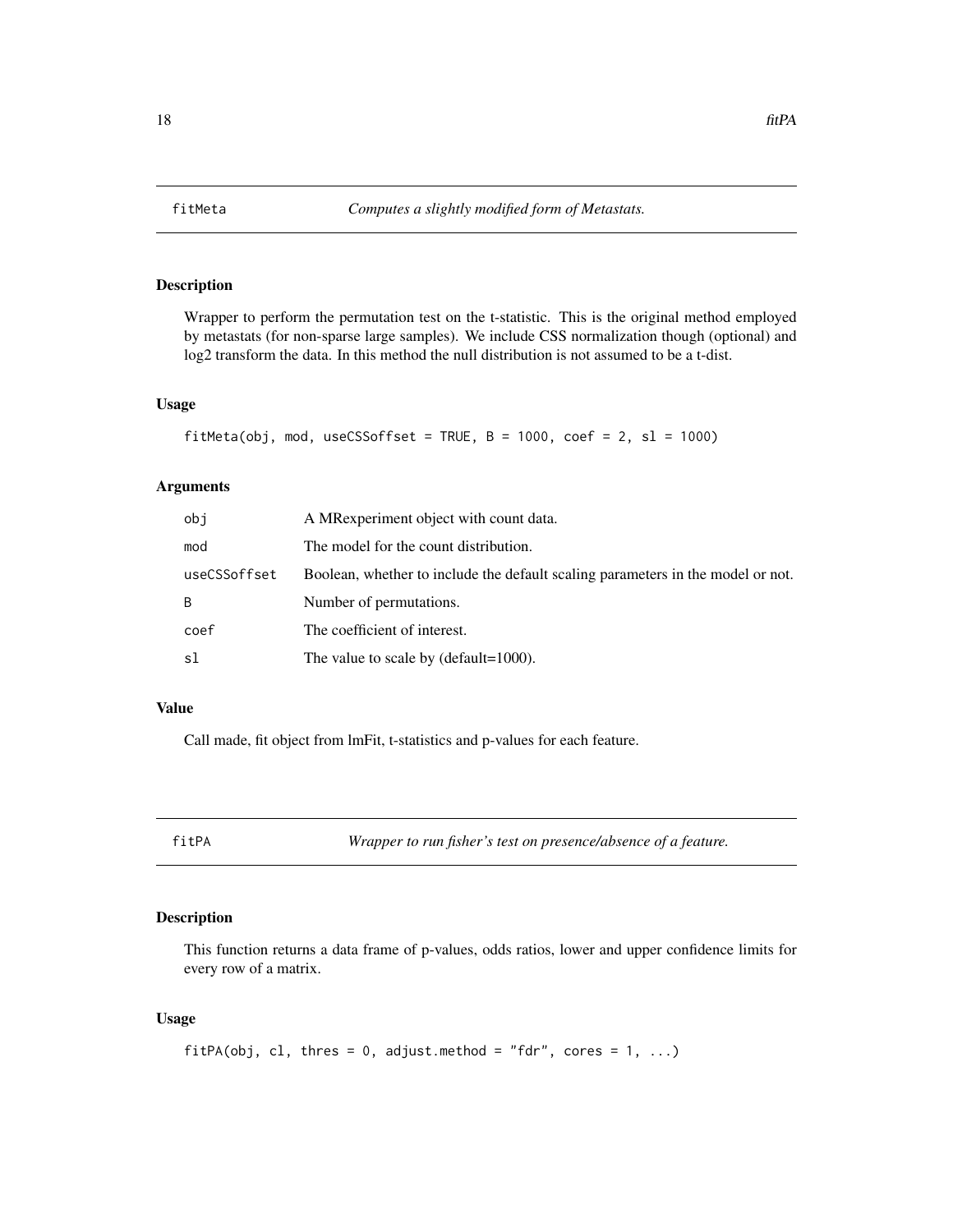## fitMeta *Computes a slightly modified form of Metastats.*

### Description

Wrapper to perform the permutation test on the t-statistic. This is the original method employed by metastats (for non-sparse large samples). We include CSS normalization though (optional) and log2 transform the data. In this method the null distribution is not assumed to be a t-dist.

### Usage

```
fitMeta(obj, mod, useCSSoffset = TRUE, B = 1000, coef = 2, sl = 1000)
```

### Arguments

| | |
|---|---|
| obj | A MRexperiment object with count data. |
| mod | The model for the count distribution. |
| useCSSoffset | Boolean, whether to include the default scaling parameters in the model or not. |
| B | Number of permutations. |
| coef | The coefficient of interest. |
| sl | The value to scale by (default=1000). |

### Value

Call made, fit object from lmFit, t-statistics and p-values for each feature.

## fitPA *Wrapper to run fisher's test on presence/absence of a feature.*

### Description

This function returns a data frame of p-values, odds ratios, lower and upper confidence limits for every row of a matrix.

### Usage

```
fitPA(obj, cl, thres = 0, adjust.method = "fdr", cores = 1, ...)
```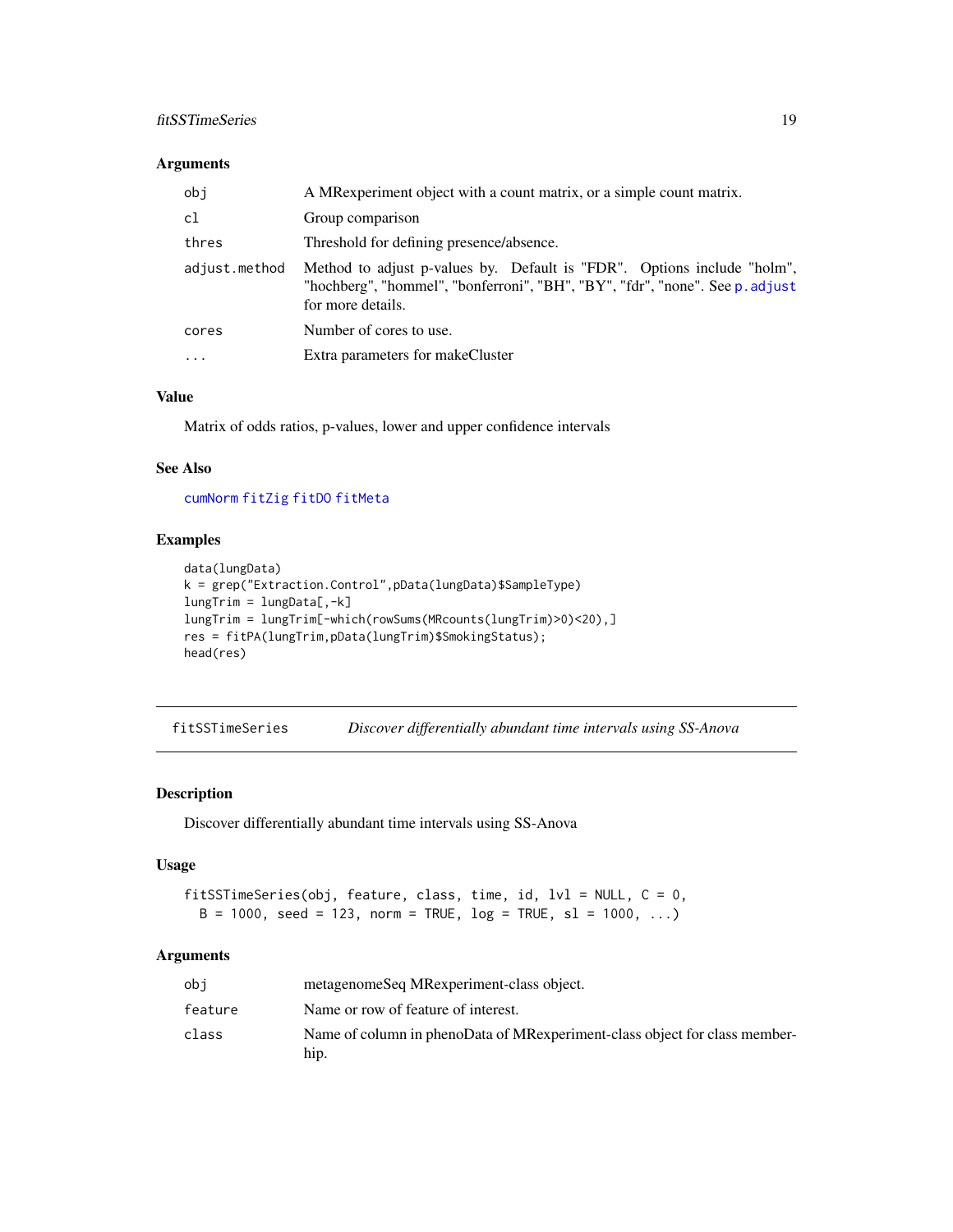### Arguments

| | |
|---|---|
| obj | A MRexperiment object with a count matrix, or a simple count matrix. |
| cl | Group comparison |
| thres | Threshold for defining presence/absence. |
| adjust.method | Method to adjust p-values by. Default is "FDR". Options include "holm", "hochberg", "hommel", "bonferroni", "BH", "BY", "fdr", "none". See p.adjust for more details. |
| cores | Number of cores to use. |
| ... | Extra parameters for makeCluster |

### Value

Matrix of odds ratios, p-values, lower and upper confidence intervals

### See Also

cumNorm fitZig fitDO fitMeta

### Examples

```
data(lungData)
k = grep("Extraction.Control",pData(lungData)$SampleType)
lungTrim = lungData[,-k]
lungTrim = lungTrim[-which(rowSums(MRcounts(lungTrim)>0)<20),]
res = fitPA(lungTrim,pData(lungTrim)$SmokingStatus);
head(res)
```

---

## fitSSTimeSeries *Discover differentially abundant time intervals using SS-Anova*

### Description

Discover differentially abundant time intervals using SS-Anova

### Usage

```
fitSSTimeSeries(obj, feature, class, time, id, lvl = NULL, C = 0,
  B = 1000, seed = 123, norm = TRUE, log = TRUE, sl = 1000, ...)
```

### Arguments

| | |
|---|---|
| obj | metagenomeSeq MRexperiment-class object. |
| feature | Name or row of feature of interest. |
| class | Name of column in phenoData of MRexperiment-class object for class membership. |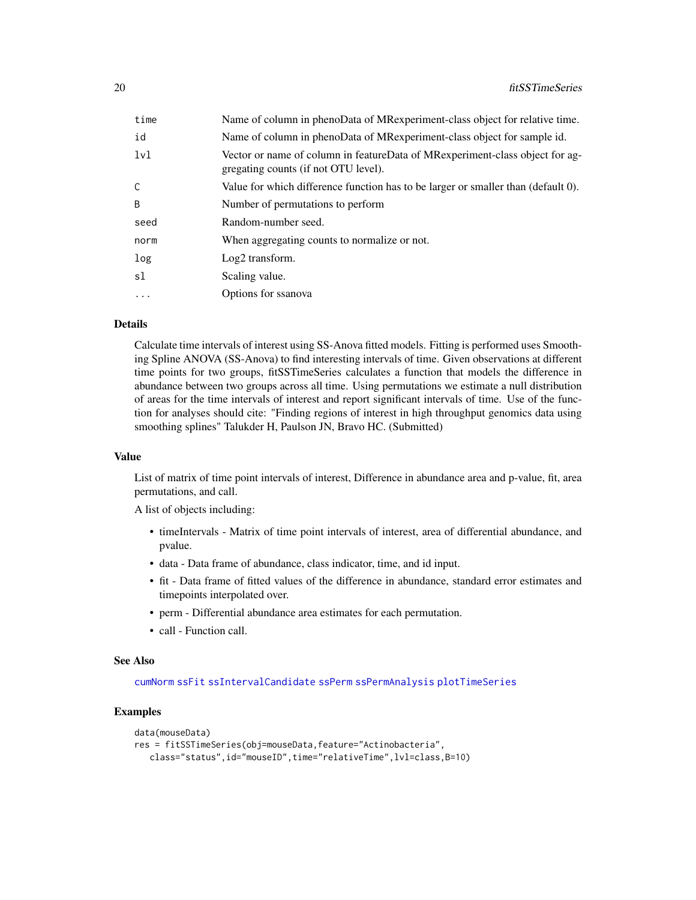| | |
|---|---|
| time | Name of column in phenoData of MRexperiment-class object for relative time. |
| id | Name of column in phenoData of MRexperiment-class object for sample id. |
| lvl | Vector or name of column in featureData of MRexperiment-class object for aggregating counts (if not OTU level). |
| C | Value for which difference function has to be larger or smaller than (default 0). |
| B | Number of permutations to perform |
| seed | Random-number seed. |
| norm | When aggregating counts to normalize or not. |
| log | Log2 transform. |
| sl | Scaling value. |
| ... | Options for ssanova |

### Details

Calculate time intervals of interest using SS-Anova fitted models. Fitting is performed uses Smoothing Spline ANOVA (SS-Anova) to find interesting intervals of time. Given observations at different time points for two groups, fitSSTimeSeries calculates a function that models the difference in abundance between two groups across all time. Using permutations we estimate a null distribution of areas for the time intervals of interest and report significant intervals of time. Use of the function for analyses should cite: "Finding regions of interest in high throughput genomics data using smoothing splines" Talukder H, Paulson JN, Bravo HC. (Submitted)

### Value

List of matrix of time point intervals of interest, Difference in abundance area and p-value, fit, area permutations, and call.

A list of objects including:

- timeIntervals - Matrix of time point intervals of interest, area of differential abundance, and pvalue.
- data - Data frame of abundance, class indicator, time, and id input.
- fit - Data frame of fitted values of the difference in abundance, standard error estimates and timepoints interpolated over.
- perm - Differential abundance area estimates for each permutation.
- call - Function call.

### See Also

cumNorm ssFit ssIntervalCandidate ssPerm ssPermAnalysis plotTimeSeries

### Examples

```
data(mouseData)
res = fitSSTimeSeries(obj=mouseData,feature="Actinobacteria",
   class="status",id="mouseID",time="relativeTime",lvl=class,B=10)
```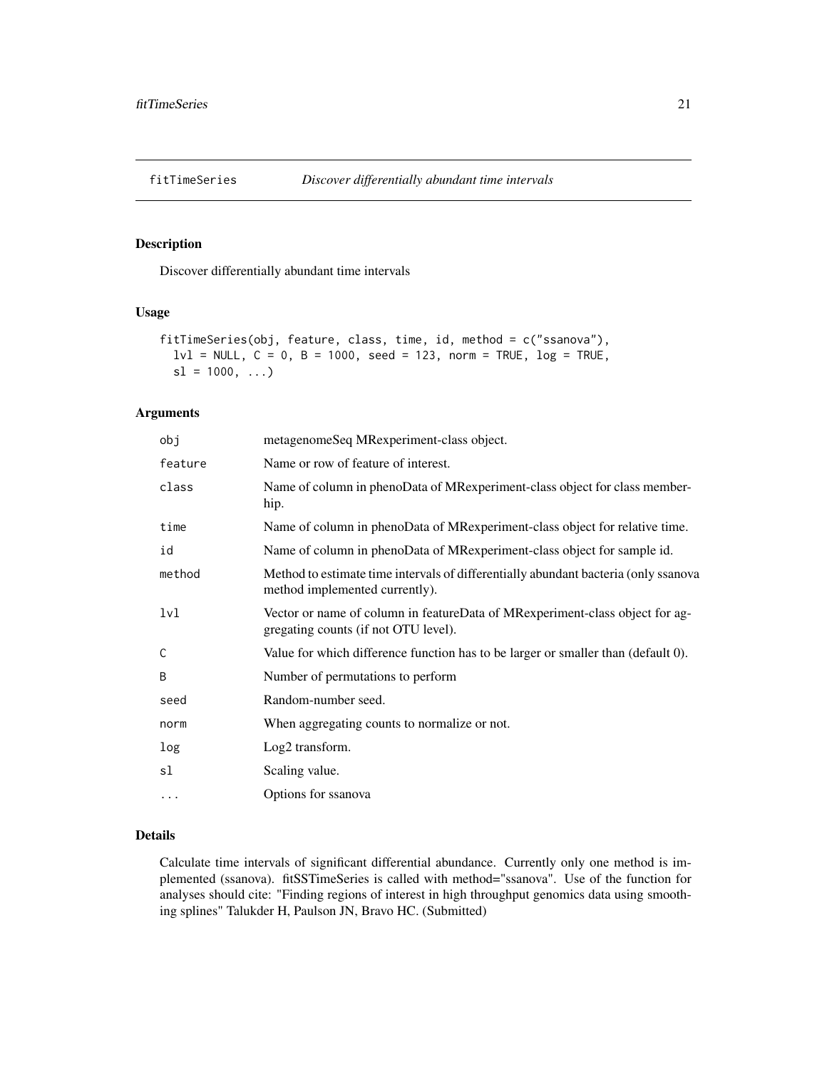## fitTimeSeries — *Discover differentially abundant time intervals*

### Description

Discover differentially abundant time intervals

### Usage

```
fitTimeSeries(obj, feature, class, time, id, method = c("ssanova"),
  lvl = NULL, C = 0, B = 1000, seed = 123, norm = TRUE, log = TRUE,
  sl = 1000, ...)
```

### Arguments

| | |
|---|---|
| `obj` | metagenomeSeq MRexperiment-class object. |
| `feature` | Name or row of feature of interest. |
| `class` | Name of column in phenoData of MRexperiment-class object for class membership. |
| `time` | Name of column in phenoData of MRexperiment-class object for relative time. |
| `id` | Name of column in phenoData of MRexperiment-class object for sample id. |
| `method` | Method to estimate time intervals of differentially abundant bacteria (only ssanova method implemented currently). |
| `lvl` | Vector or name of column in featureData of MRexperiment-class object for aggregating counts (if not OTU level). |
| `C` | Value for which difference function has to be larger or smaller than (default 0). |
| `B` | Number of permutations to perform |
| `seed` | Random-number seed. |
| `norm` | When aggregating counts to normalize or not. |
| `log` | Log2 transform. |
| `sl` | Scaling value. |
| `...` | Options for ssanova |

### Details

Calculate time intervals of significant differential abundance. Currently only one method is implemented (ssanova). fitSSTimeSeries is called with method="ssanova". Use of the function for analyses should cite: "Finding regions of interest in high throughput genomics data using smoothing splines" Talukder H, Paulson JN, Bravo HC. (Submitted)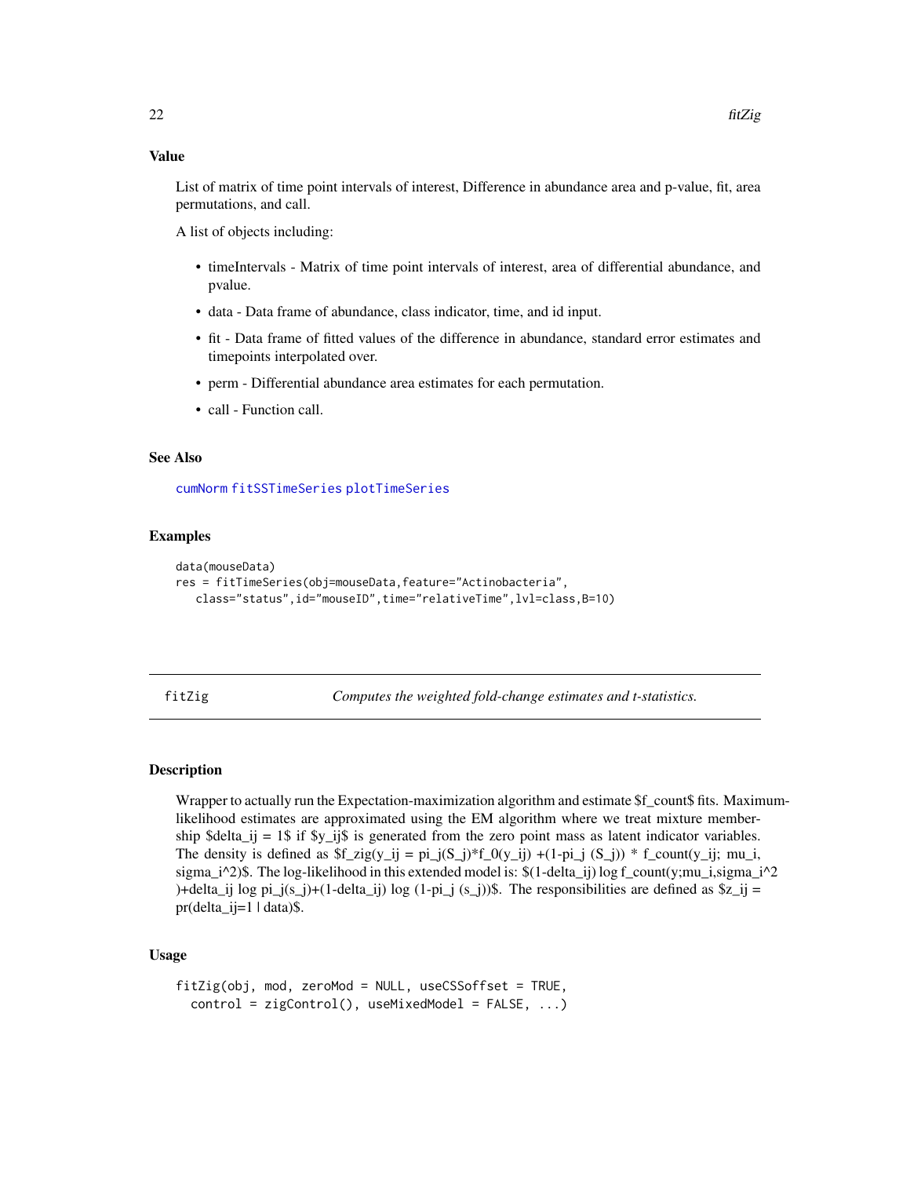### Value

List of matrix of time point intervals of interest, Difference in abundance area and p-value, fit, area permutations, and call.

A list of objects including:

- timeIntervals - Matrix of time point intervals of interest, area of differential abundance, and pvalue.
- data - Data frame of abundance, class indicator, time, and id input.
- fit - Data frame of fitted values of the difference in abundance, standard error estimates and timepoints interpolated over.
- perm - Differential abundance area estimates for each permutation.
- call - Function call.

### See Also

cumNorm fitSSTimeSeries plotTimeSeries

### Examples

```
data(mouseData)
res = fitTimeSeries(obj=mouseData,feature="Actinobacteria",
   class="status",id="mouseID",time="relativeTime",lvl=class,B=10)
```

---

## fitZig *Computes the weighted fold-change estimates and t-statistics.*

---

### Description

Wrapper to actually run the Expectation-maximization algorithm and estimate $f_{count}$ fits. Maximum-likelihood estimates are approximated using the EM algorithm where we treat mixture membership $\delta_{ij} = 1$ if $y_{ij}$ is generated from the zero point mass as latent indicator variables. The density is defined as $f_{zig}(y_{ij} = \pi_j(S_j)*f_0(y_{ij}) +(1-\pi_j (S_j)) * f_{count}(y_{ij}; \mu_i, \sigma_i^2)$. The log-likelihood in this extended model is: $(1-\delta_{ij}) \log f_{count}(y;\mu_i,\sigma_i^2 )+\delta_{ij} \log \pi_j(s_j)+(1-\delta_{ij}) \log (1-\pi_j (s_j))$. The responsibilities are defined as $z_{ij} = pr(\delta_{ij}=1 | data)$.

### Usage

```
fitZig(obj, mod, zeroMod = NULL, useCSSoffset = TRUE,
  control = zigControl(), useMixedModel = FALSE, ...)
```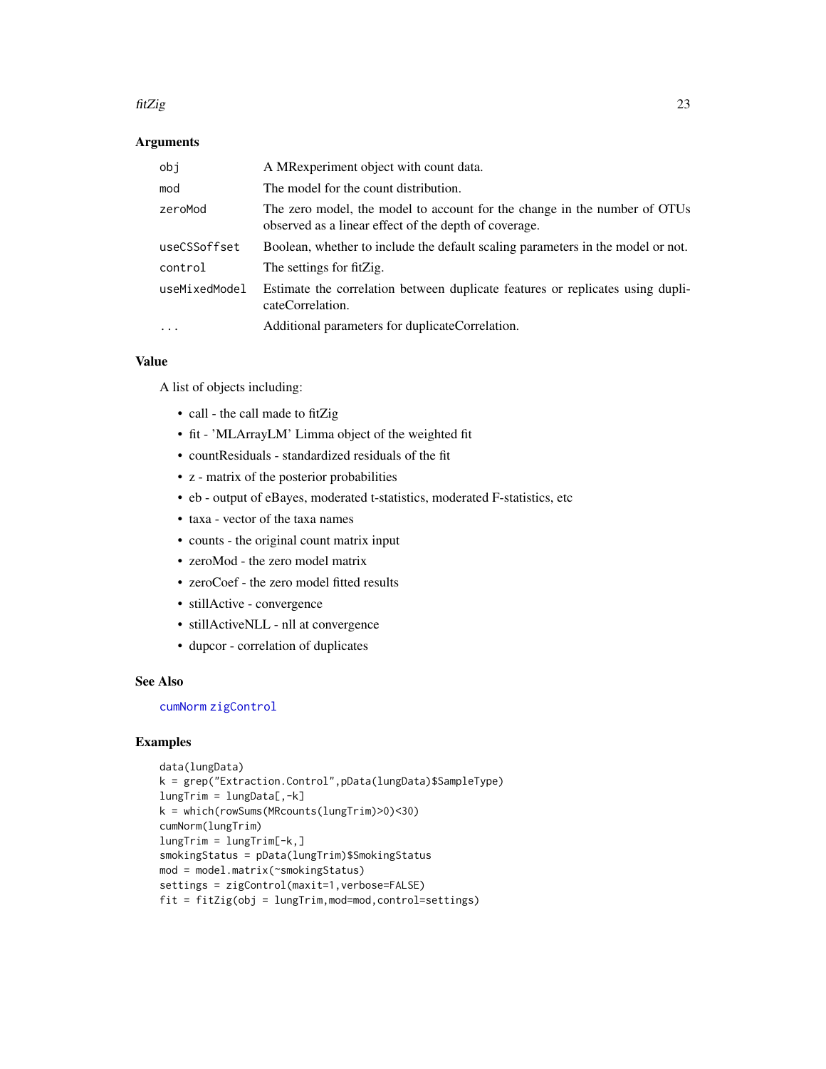## Arguments

| | |
|---|---|
| obj | A MRexperiment object with count data. |
| mod | The model for the count distribution. |
| zeroMod | The zero model, the model to account for the change in the number of OTUs observed as a linear effect of the depth of coverage. |
| useCSSoffset | Boolean, whether to include the default scaling parameters in the model or not. |
| control | The settings for fitZig. |
| useMixedModel | Estimate the correlation between duplicate features or replicates using duplicateCorrelation. |
| ... | Additional parameters for duplicateCorrelation. |

## Value

A list of objects including:

- call - the call made to fitZig
- fit - 'MLArrayLM' Limma object of the weighted fit
- countResiduals - standardized residuals of the fit
- z - matrix of the posterior probabilities
- eb - output of eBayes, moderated t-statistics, moderated F-statistics, etc
- taxa - vector of the taxa names
- counts - the original count matrix input
- zeroMod - the zero model matrix
- zeroCoef - the zero model fitted results
- stillActive - convergence
- stillActiveNLL - nll at convergence
- dupcor - correlation of duplicates

## See Also

cumNorm zigControl

## Examples

```
data(lungData)
k = grep("Extraction.Control",pData(lungData)$SampleType)
lungTrim = lungData[,-k]
k = which(rowSums(MRcounts(lungTrim)>0)<30)
cumNorm(lungTrim)
lungTrim = lungTrim[-k,]
smokingStatus = pData(lungTrim)$SmokingStatus
mod = model.matrix(~smokingStatus)
settings = zigControl(maxit=1,verbose=FALSE)
fit = fitZig(obj = lungTrim,mod=mod,control=settings)
```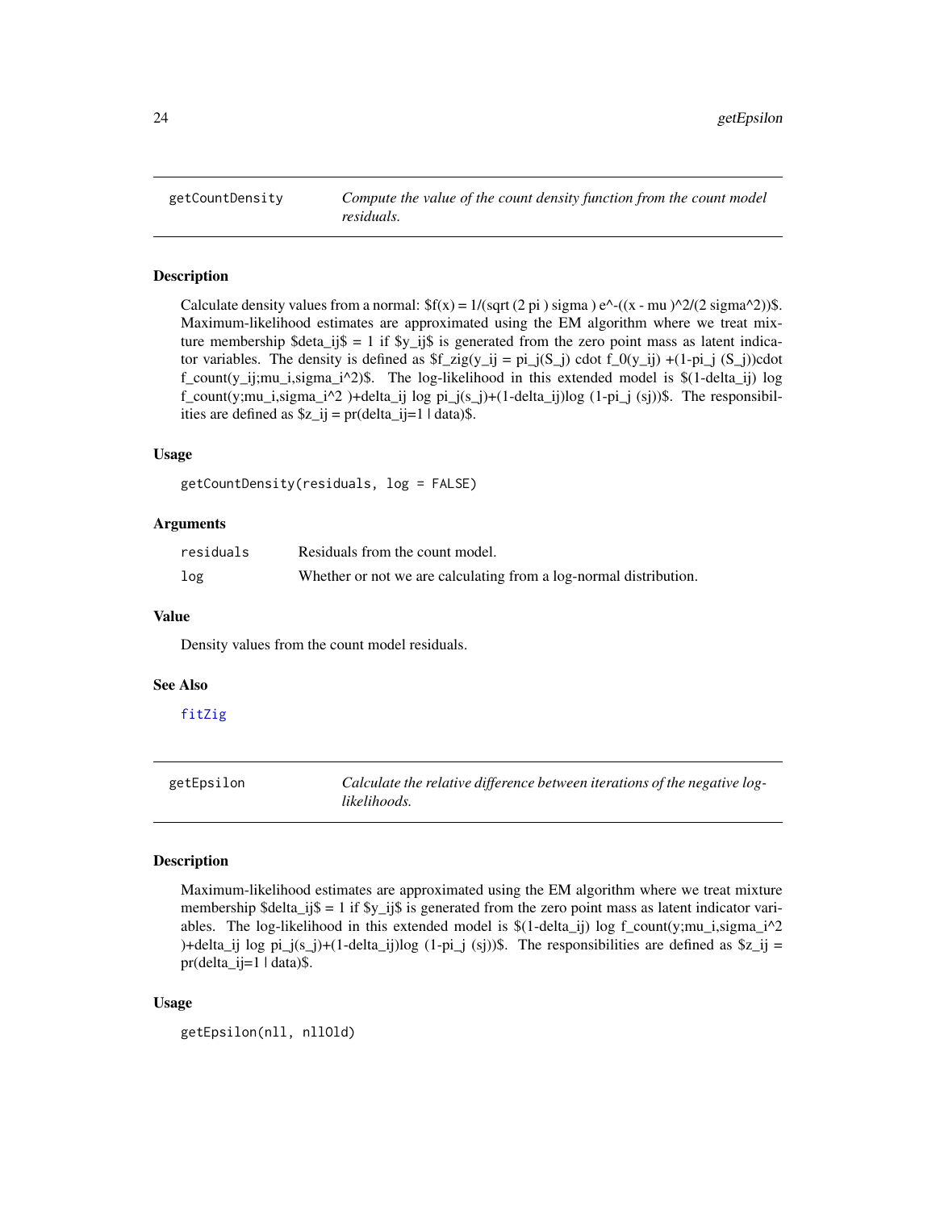## getCountDensity

*Compute the value of the count density function from the count model residuals.*

### Description

Calculate density values from a normal: $f(x) = 1/(sqrt (2 pi ) sigma ) e^-((x - mu )^2/(2 sigma^2))$. Maximum-likelihood estimates are approximated using the EM algorithm where we treat mixture membership $deta_ij$ = 1 if $y_ij$ is generated from the zero point mass as latent indicator variables. The density is defined as $f_zig(y_ij = pi_j(S_j) cdot f_0(y_ij) +(1-pi_j (S_j))cdot f_count(y_ij;mu_i,sigma_i^2)$. The log-likelihood in this extended model is $(1-delta_ij) log f_count(y;mu_i,sigma_i^2 )+delta_ij log pi_j(s_j)+(1-delta_ij)log (1-pi_j (sj))$. The responsibilities are defined as $z_ij = pr(delta_ij=1 | data)$.

### Usage

```
getCountDensity(residuals, log = FALSE)
```

### Arguments

| | |
|---|---|
| residuals | Residuals from the count model. |
| log | Whether or not we are calculating from a log-normal distribution. |

### Value

Density values from the count model residuals.

### See Also

fitZig

## getEpsilon

*Calculate the relative difference between iterations of the negative log-likelihoods.*

### Description

Maximum-likelihood estimates are approximated using the EM algorithm where we treat mixture membership $delta_ij$ = 1 if $y_ij$ is generated from the zero point mass as latent indicator variables. The log-likelihood in this extended model is $(1-delta_ij) log f_count(y;mu_i,sigma_i^2 )+delta_ij log pi_j(s_j)+(1-delta_ij)log (1-pi_j (sj))$. The responsibilities are defined as $z_ij = pr(delta_ij=1 | data)$.

### Usage

```
getEpsilon(nll, nllOld)
```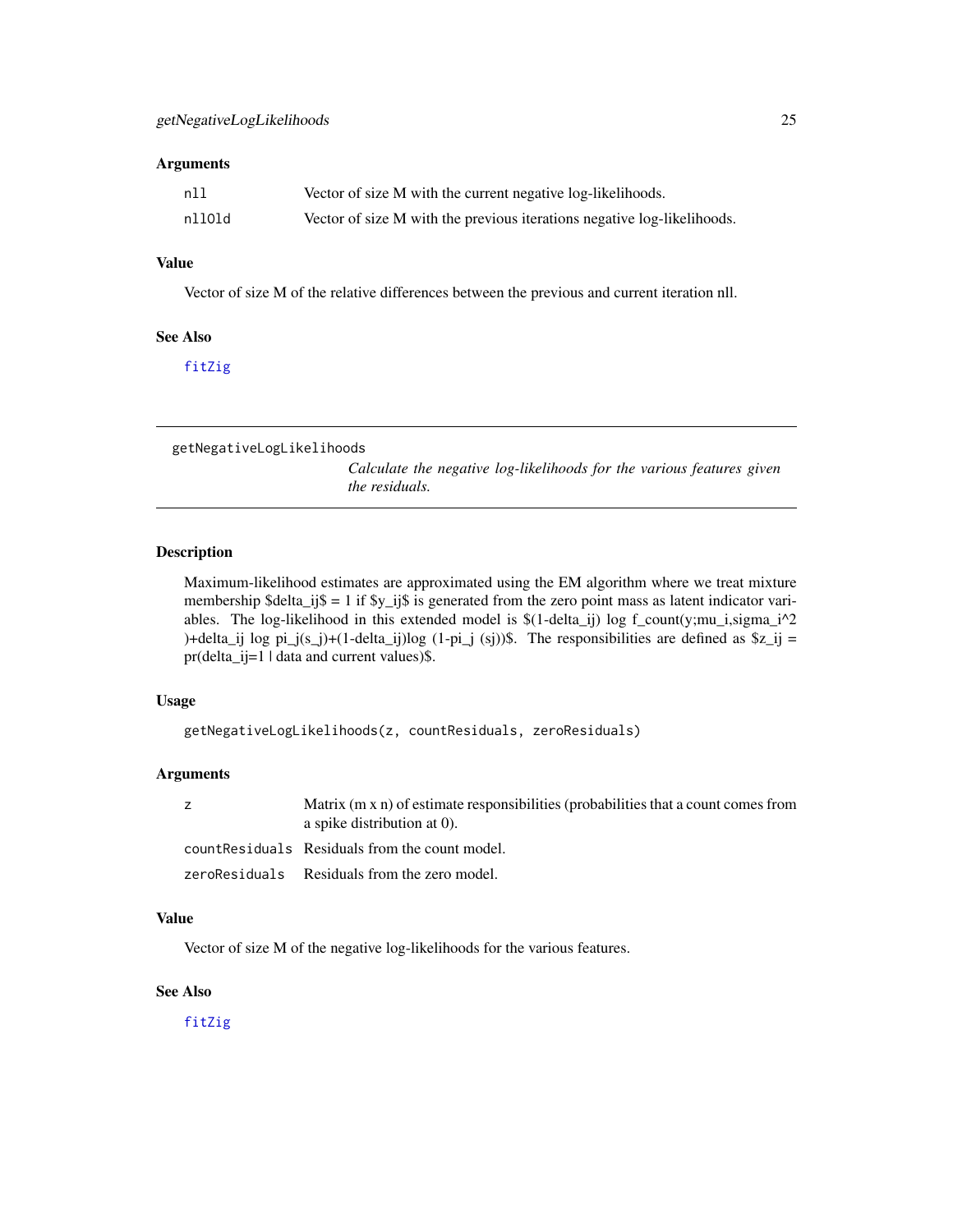### Arguments

| | |
|---|---|
| nll | Vector of size M with the current negative log-likelihoods. |
| nllOld | Vector of size M with the previous iterations negative log-likelihoods. |

### Value

Vector of size M of the relative differences between the previous and current iteration nll.

### See Also

fitZig

---

## getNegativeLogLikelihoods

*Calculate the negative log-likelihoods for the various features given the residuals.*

---

### Description

Maximum-likelihood estimates are approximated using the EM algorithm where we treat mixture membership $delta_ij$ = 1 if $y_ij$ is generated from the zero point mass as latent indicator variables. The log-likelihood in this extended model is $(1-delta_ij) log f_count(y;mu_i,sigma_i^2 )+delta_ij log pi_j(s_j)+(1-delta_ij)log (1-pi_j (sj))$. The responsibilities are defined as $z_ij = pr(delta_ij=1 | data and current values)$.

### Usage

```
getNegativeLogLikelihoods(z, countResiduals, zeroResiduals)
```

### Arguments

| | |
|---|---|
| z | Matrix (m x n) of estimate responsibilities (probabilities that a count comes from a spike distribution at 0). |
| countResiduals | Residuals from the count model. |
| zeroResiduals | Residuals from the zero model. |

### Value

Vector of size M of the negative log-likelihoods for the various features.

### See Also

fitZig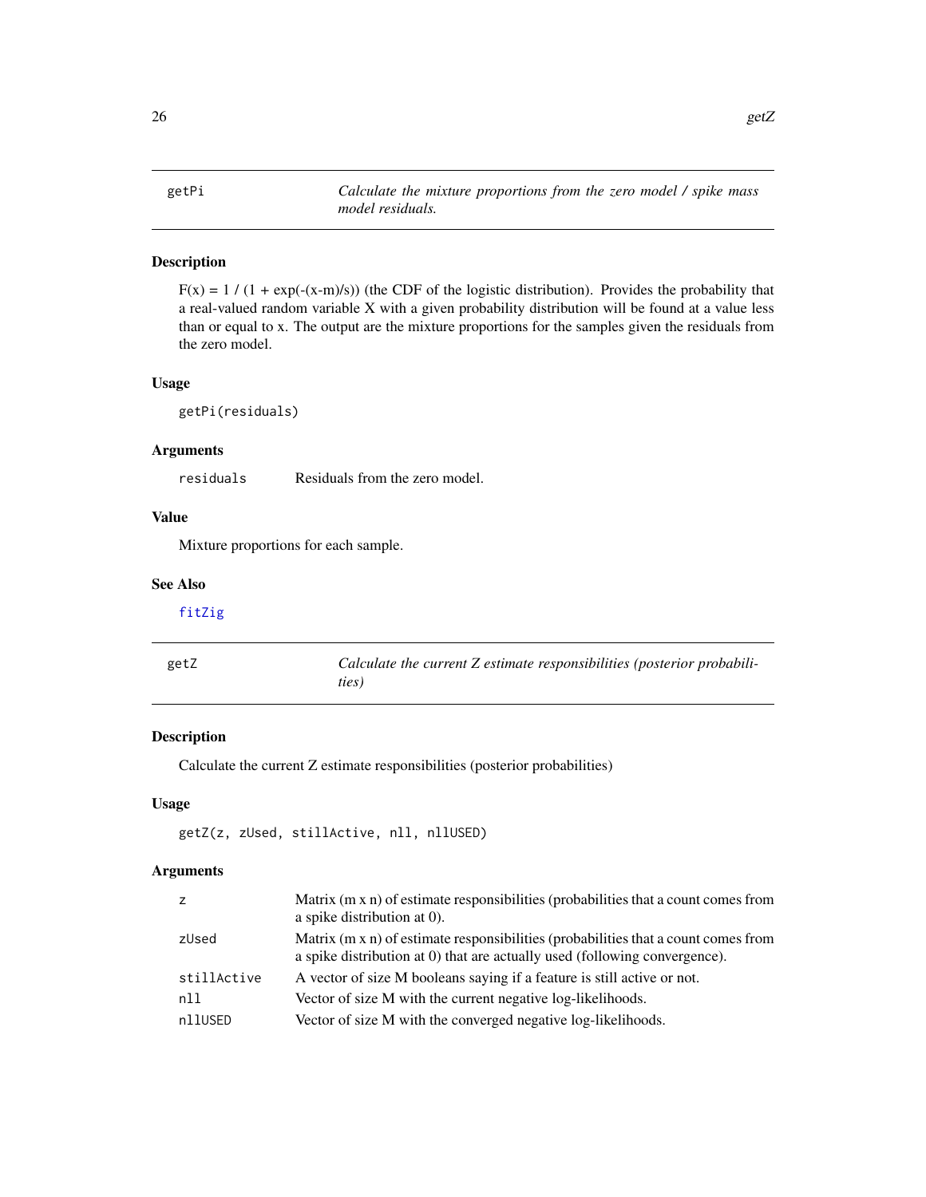## getPi — *Calculate the mixture proportions from the zero model / spike mass model residuals.*

### Description

$F(x) = 1 / (1 + \exp(-(x-m)/s))$ (the CDF of the logistic distribution). Provides the probability that a real-valued random variable X with a given probability distribution will be found at a value less than or equal to x. The output are the mixture proportions for the samples given the residuals from the zero model.

### Usage

```
getPi(residuals)
```

### Arguments

| | |
|---|---|
| residuals | Residuals from the zero model. |

### Value

Mixture proportions for each sample.

### See Also

fitZig

## getZ — *Calculate the current Z estimate responsibilities (posterior probabilities)*

### Description

Calculate the current Z estimate responsibilities (posterior probabilities)

### Usage

```
getZ(z, zUsed, stillActive, nll, nllUSED)
```

### Arguments

| | |
|---|---|
| z | Matrix (m x n) of estimate responsibilities (probabilities that a count comes from a spike distribution at 0). |
| zUsed | Matrix (m x n) of estimate responsibilities (probabilities that a count comes from a spike distribution at 0) that are actually used (following convergence). |
| stillActive | A vector of size M booleans saying if a feature is still active or not. |
| nll | Vector of size M with the current negative log-likelihoods. |
| nllUSED | Vector of size M with the converged negative log-likelihoods. |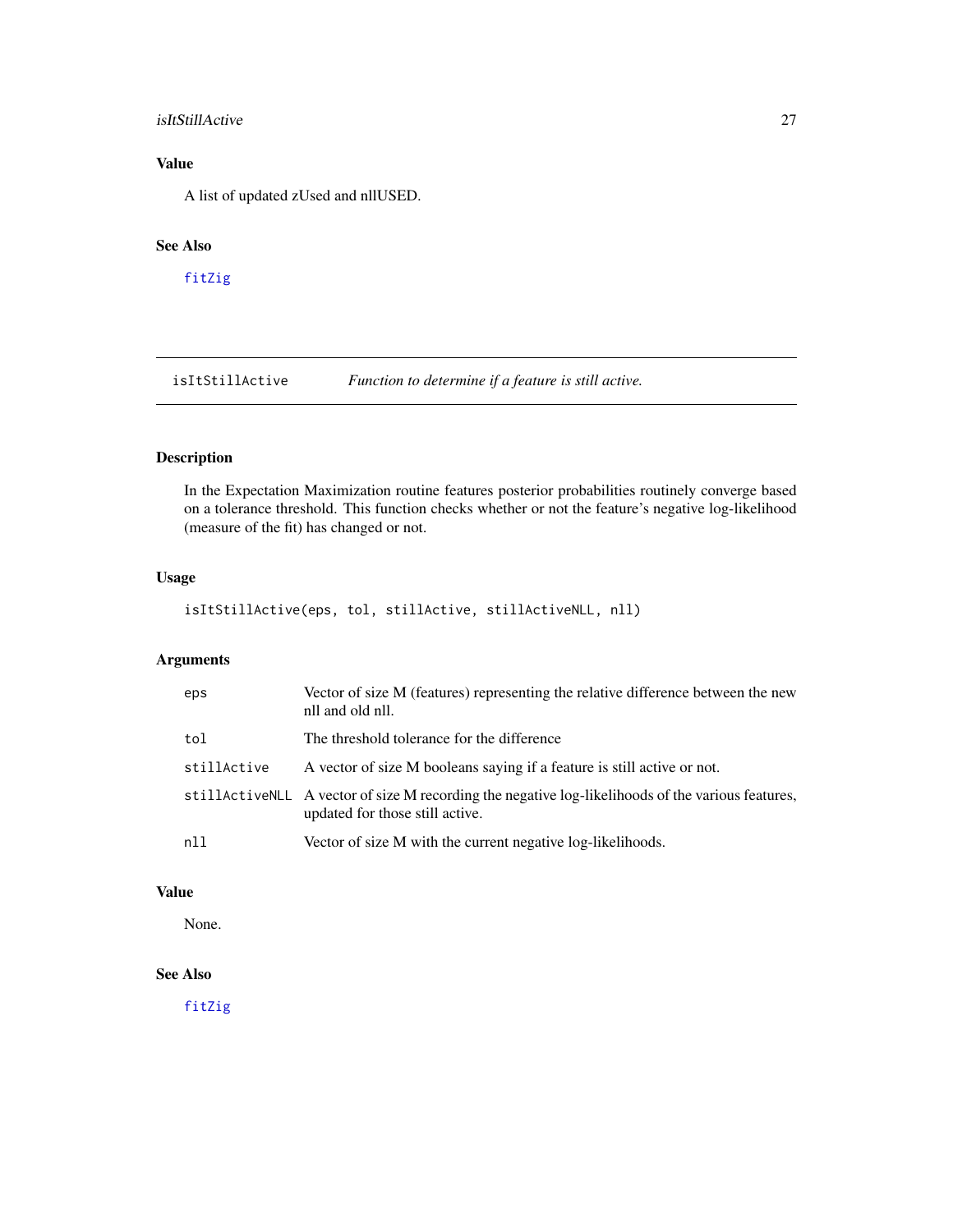## Value

A list of updated zUsed and nllUSED.

## See Also

fitZig

---

# isItStillActive — *Function to determine if a feature is still active.*

## Description

In the Expectation Maximization routine features posterior probabilities routinely converge based on a tolerance threshold. This function checks whether or not the feature's negative log-likelihood (measure of the fit) has changed or not.

## Usage

```
isItStillActive(eps, tol, stillActive, stillActiveNLL, nll)
```

## Arguments

| | |
|---|---|
| `eps` | Vector of size M (features) representing the relative difference between the new nll and old nll. |
| `tol` | The threshold tolerance for the difference |
| `stillActive` | A vector of size M booleans saying if a feature is still active or not. |
| `stillActiveNLL` | A vector of size M recording the negative log-likelihoods of the various features, updated for those still active. |
| `nll` | Vector of size M with the current negative log-likelihoods. |

## Value

None.

## See Also

fitZig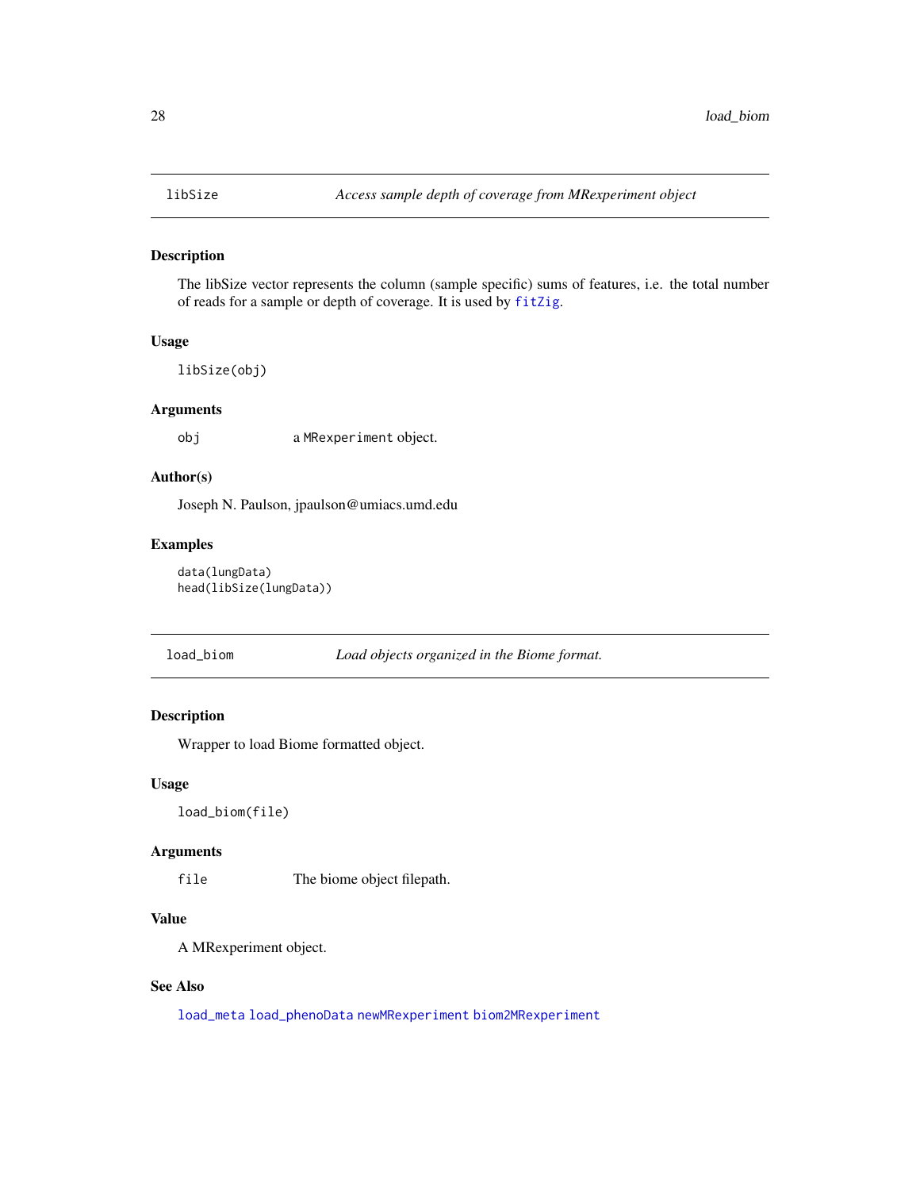## libSize *Access sample depth of coverage from MRexperiment object*

### Description

The libSize vector represents the column (sample specific) sums of features, i.e. the total number of reads for a sample or depth of coverage. It is used by `fitZig`.

### Usage

```
libSize(obj)
```

### Arguments

| | |
|---|---|
| obj | a `MRexperiment` object. |

### Author(s)

Joseph N. Paulson, jpaulson@umiacs.umd.edu

### Examples

```
data(lungData)
head(libSize(lungData))
```

## load_biom *Load objects organized in the Biome format.*

### Description

Wrapper to load Biome formatted object.

### Usage

```
load_biom(file)
```

### Arguments

| | |
|---|---|
| file | The biome object filepath. |

### Value

A MRexperiment object.

### See Also

`load_meta` `load_phenoData` `newMRexperiment` `biom2MRexperiment`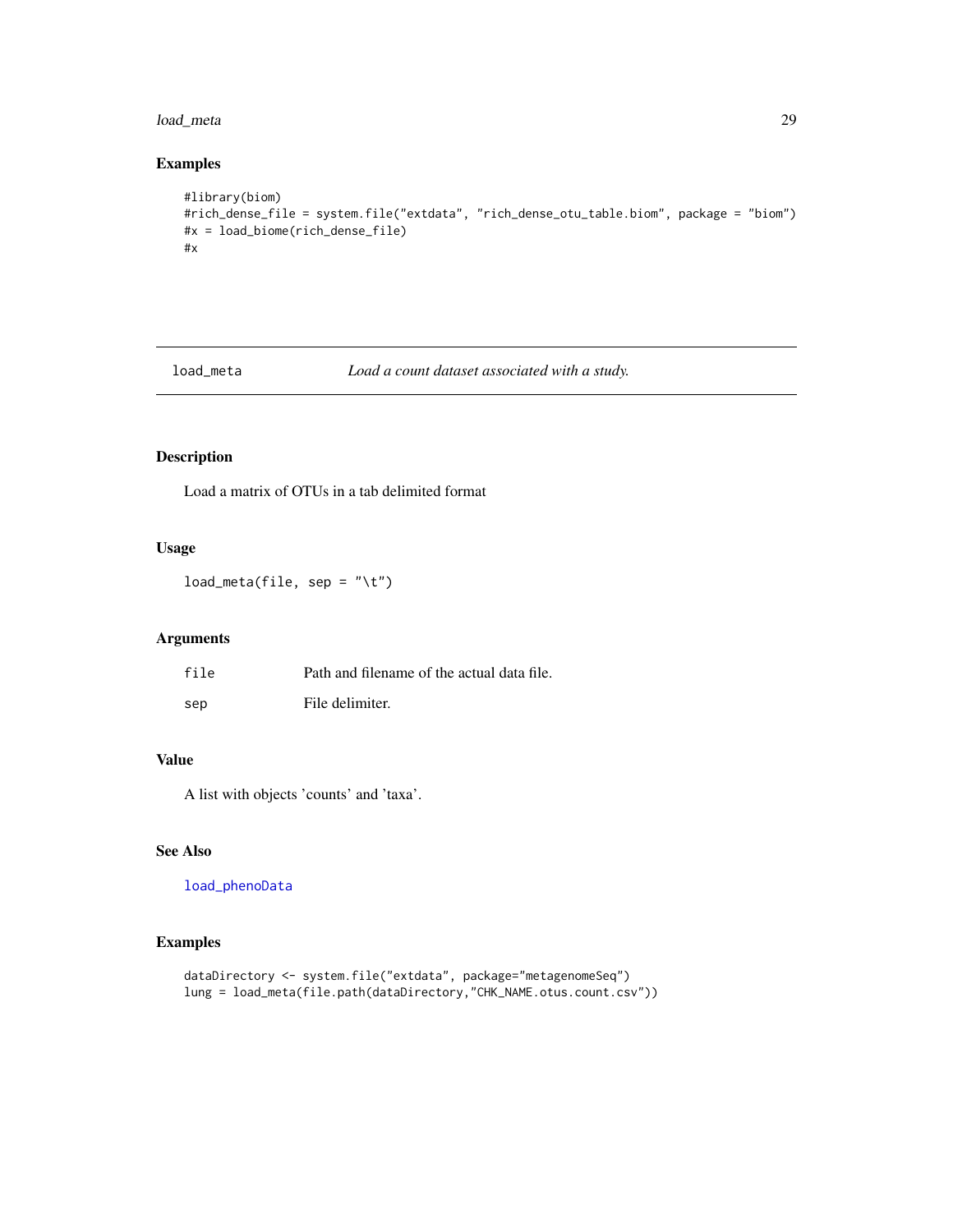## Examples

```
#library(biom)
#rich_dense_file = system.file("extdata", "rich_dense_otu_table.biom", package = "biom")
#x = load_biome(rich_dense_file)
#x
```

---

# load_meta — *Load a count dataset associated with a study.*

---

## Description

Load a matrix of OTUs in a tab delimited format

## Usage

```
load_meta(file, sep = "\t")
```

## Arguments

| | |
|---|---|
| file | Path and filename of the actual data file. |
| sep | File delimiter. |

## Value

A list with objects 'counts' and 'taxa'.

## See Also

load_phenoData

## Examples

```
dataDirectory <- system.file("extdata", package="metagenomeSeq")
lung = load_meta(file.path(dataDirectory,"CHK_NAME.otus.count.csv"))
```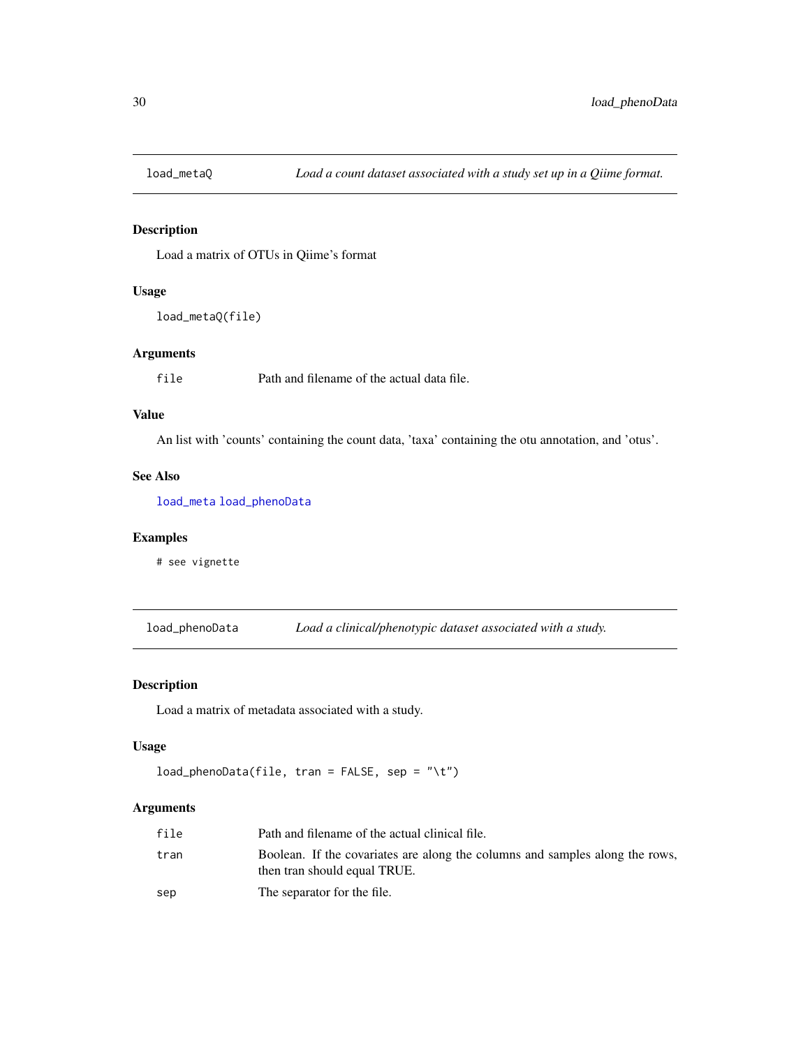## load_metaQ    *Load a count dataset associated with a study set up in a Qiime format.*

### Description

Load a matrix of OTUs in Qiime's format

### Usage

```
load_metaQ(file)
```

### Arguments

| | |
|---|---|
| `file` | Path and filename of the actual data file. |

### Value

An list with 'counts' containing the count data, 'taxa' containing the otu annotation, and 'otus'.

### See Also

`load_meta` `load_phenoData`

### Examples

```
# see vignette
```

## load_phenoData    *Load a clinical/phenotypic dataset associated with a study.*

### Description

Load a matrix of metadata associated with a study.

### Usage

```
load_phenoData(file, tran = FALSE, sep = "\t")
```

### Arguments

| | |
|---|---|
| `file` | Path and filename of the actual clinical file. |
| `tran` | Boolean. If the covariates are along the columns and samples along the rows, then tran should equal TRUE. |
| `sep` | The separator for the file. |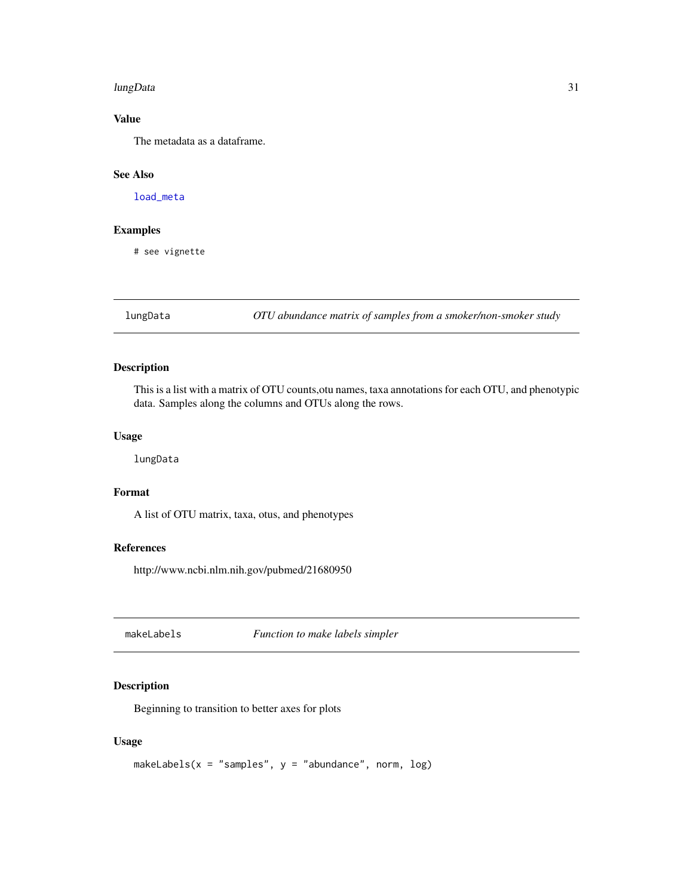### Value

The metadata as a dataframe.

### See Also

load_meta

### Examples

```
# see vignette
```

## lungData — *OTU abundance matrix of samples from a smoker/non-smoker study*

### Description

This is a list with a matrix of OTU counts,otu names, taxa annotations for each OTU, and phenotypic data. Samples along the columns and OTUs along the rows.

### Usage

```
lungData
```

### Format

A list of OTU matrix, taxa, otus, and phenotypes

### References

http://www.ncbi.nlm.nih.gov/pubmed/21680950

## makeLabels — *Function to make labels simpler*

### Description

Beginning to transition to better axes for plots

### Usage

```
makeLabels(x = "samples", y = "abundance", norm, log)
```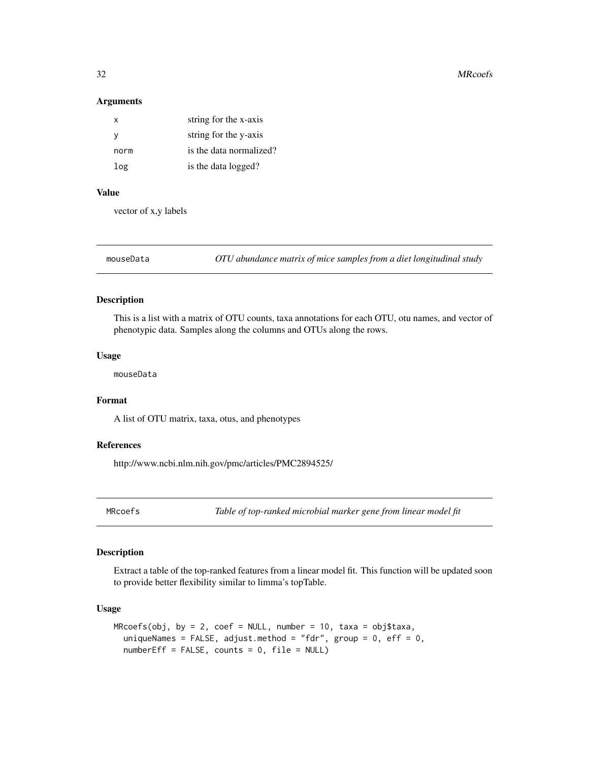### Arguments

| | |
|---|---|
| x | string for the x-axis |
| y | string for the y-axis |
| norm | is the data normalized? |
| log | is the data logged? |

### Value

vector of x,y labels

---

## mouseData — *OTU abundance matrix of mice samples from a diet longitudinal study*

### Description

This is a list with a matrix of OTU counts, taxa annotations for each OTU, otu names, and vector of phenotypic data. Samples along the columns and OTUs along the rows.

### Usage

```
mouseData
```

### Format

A list of OTU matrix, taxa, otus, and phenotypes

### References

http://www.ncbi.nlm.nih.gov/pmc/articles/PMC2894525/

---

## MRcoefs — *Table of top-ranked microbial marker gene from linear model fit*

### Description

Extract a table of the top-ranked features from a linear model fit. This function will be updated soon to provide better flexibility similar to limma's topTable.

### Usage

```
MRcoefs(obj, by = 2, coef = NULL, number = 10, taxa = obj$taxa,
  uniqueNames = FALSE, adjust.method = "fdr", group = 0, eff = 0,
  numberEff = FALSE, counts = 0, file = NULL)
```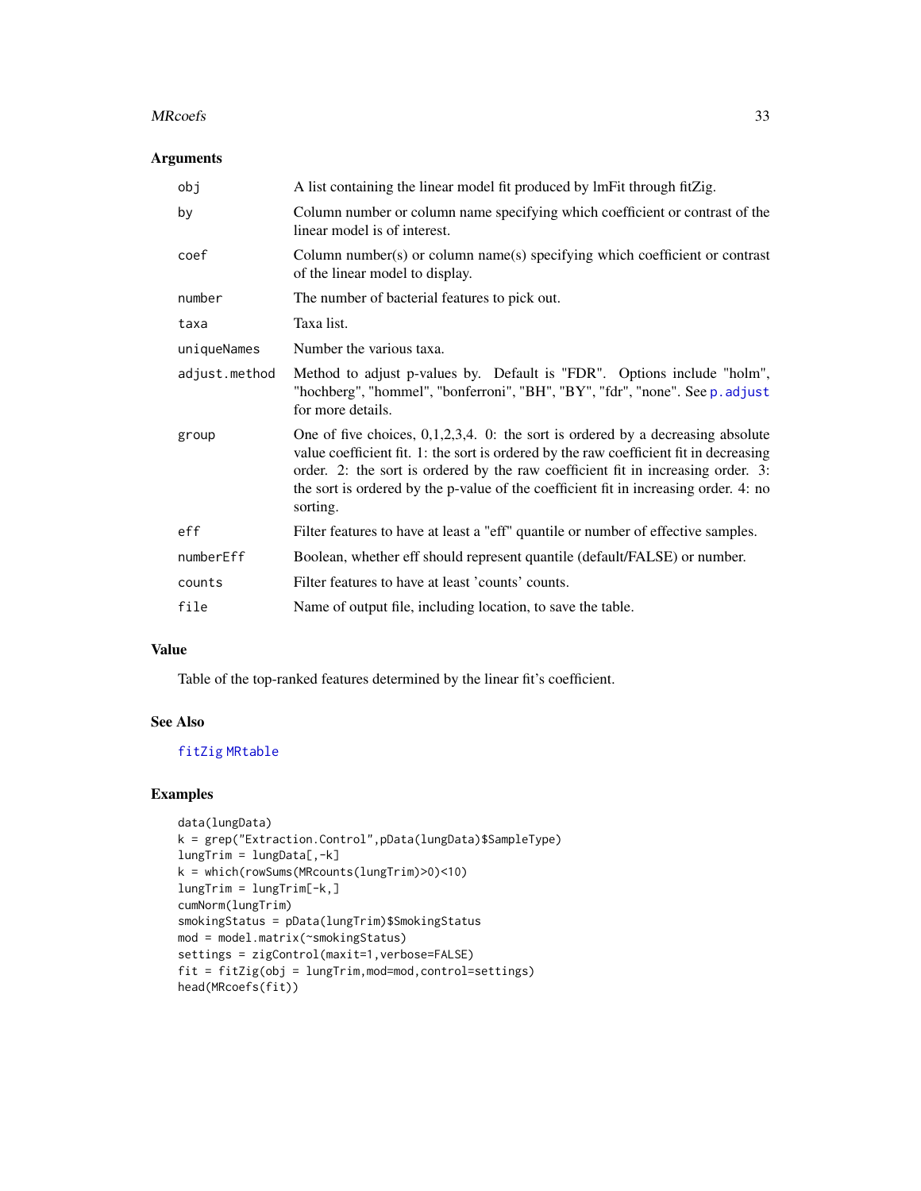### Arguments

| | |
|---|---|
| `obj` | A list containing the linear model fit produced by lmFit through fitZig. |
| `by` | Column number or column name specifying which coefficient or contrast of the linear model is of interest. |
| `coef` | Column number(s) or column name(s) specifying which coefficient or contrast of the linear model to display. |
| `number` | The number of bacterial features to pick out. |
| `taxa` | Taxa list. |
| `uniqueNames` | Number the various taxa. |
| `adjust.method` | Method to adjust p-values by. Default is "FDR". Options include "holm", "hochberg", "hommel", "bonferroni", "BH", "BY", "fdr", "none". See `p.adjust` for more details. |
| `group` | One of five choices, 0,1,2,3,4. 0: the sort is ordered by a decreasing absolute value coefficient fit. 1: the sort is ordered by the raw coefficient fit in decreasing order. 2: the sort is ordered by the raw coefficient fit in increasing order. 3: the sort is ordered by the p-value of the coefficient fit in increasing order. 4: no sorting. |
| `eff` | Filter features to have at least a "eff" quantile or number of effective samples. |
| `numberEff` | Boolean, whether eff should represent quantile (default/FALSE) or number. |
| `counts` | Filter features to have at least 'counts' counts. |
| `file` | Name of output file, including location, to save the table. |

### Value

Table of the top-ranked features determined by the linear fit's coefficient.

### See Also

`fitZig` `MRtable`

### Examples

```
data(lungData)
k = grep("Extraction.Control",pData(lungData)$SampleType)
lungTrim = lungData[,-k]
k = which(rowSums(MRcounts(lungTrim)>0)<10)
lungTrim = lungTrim[-k,]
cumNorm(lungTrim)
smokingStatus = pData(lungTrim)$SmokingStatus
mod = model.matrix(~smokingStatus)
settings = zigControl(maxit=1,verbose=FALSE)
fit = fitZig(obj = lungTrim,mod=mod,control=settings)
head(MRcoefs(fit))
```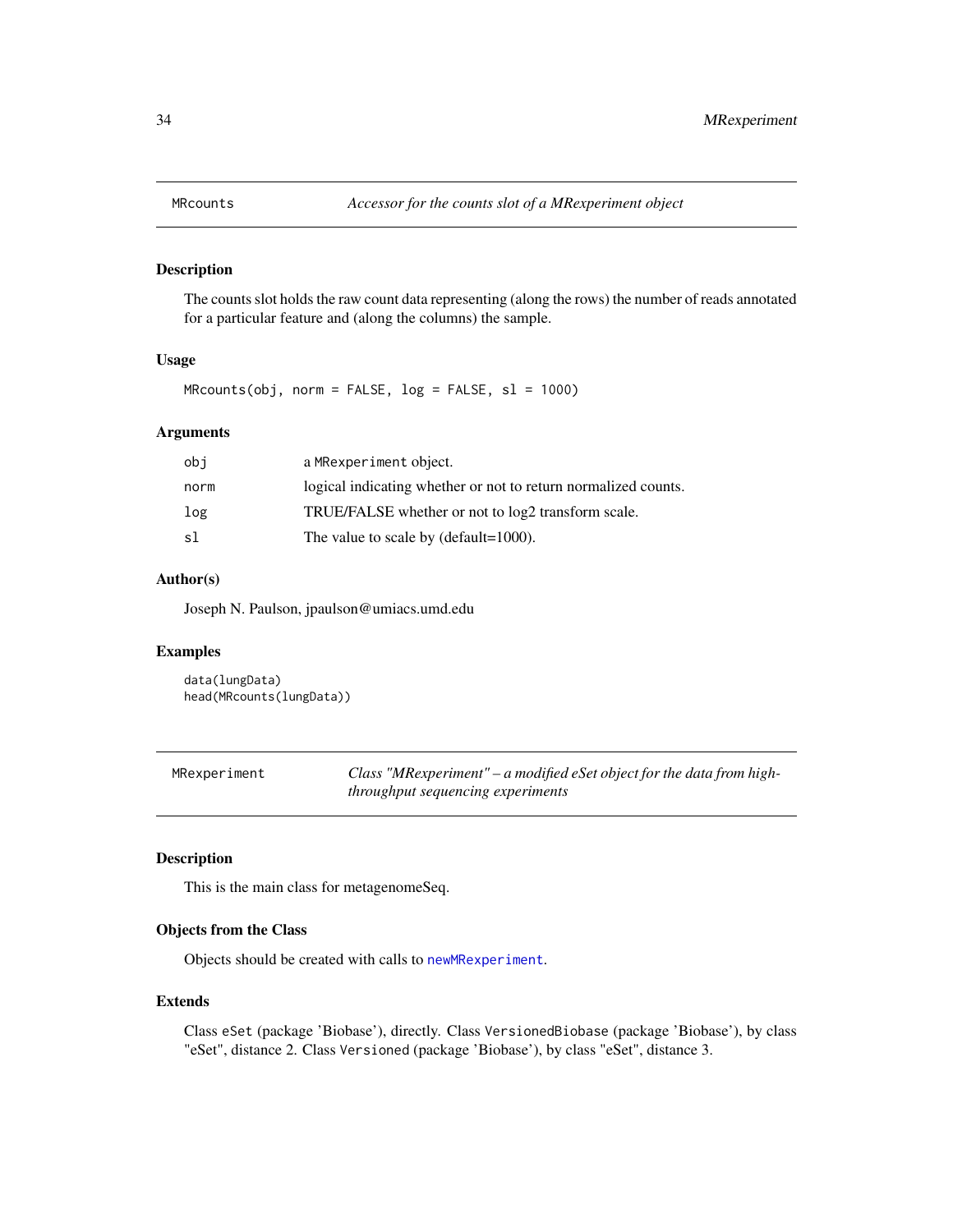## MRcounts — *Accessor for the counts slot of a MRexperiment object*

### Description

The counts slot holds the raw count data representing (along the rows) the number of reads annotated for a particular feature and (along the columns) the sample.

### Usage

```
MRcounts(obj, norm = FALSE, log = FALSE, sl = 1000)
```

### Arguments

| | |
|---|---|
| obj | a MRexperiment object. |
| norm | logical indicating whether or not to return normalized counts. |
| log | TRUE/FALSE whether or not to log2 transform scale. |
| sl | The value to scale by (default=1000). |

### Author(s)

Joseph N. Paulson, jpaulson@umiacs.umd.edu

### Examples

```
data(lungData)
head(MRcounts(lungData))
```

## MRexperiment — *Class "MRexperiment" – a modified eSet object for the data from high-throughput sequencing experiments*

### Description

This is the main class for metagenomeSeq.

### Objects from the Class

Objects should be created with calls to newMRexperiment.

### Extends

Class eSet (package 'Biobase'), directly. Class VersionedBiobase (package 'Biobase'), by class "eSet", distance 2. Class Versioned (package 'Biobase'), by class "eSet", distance 3.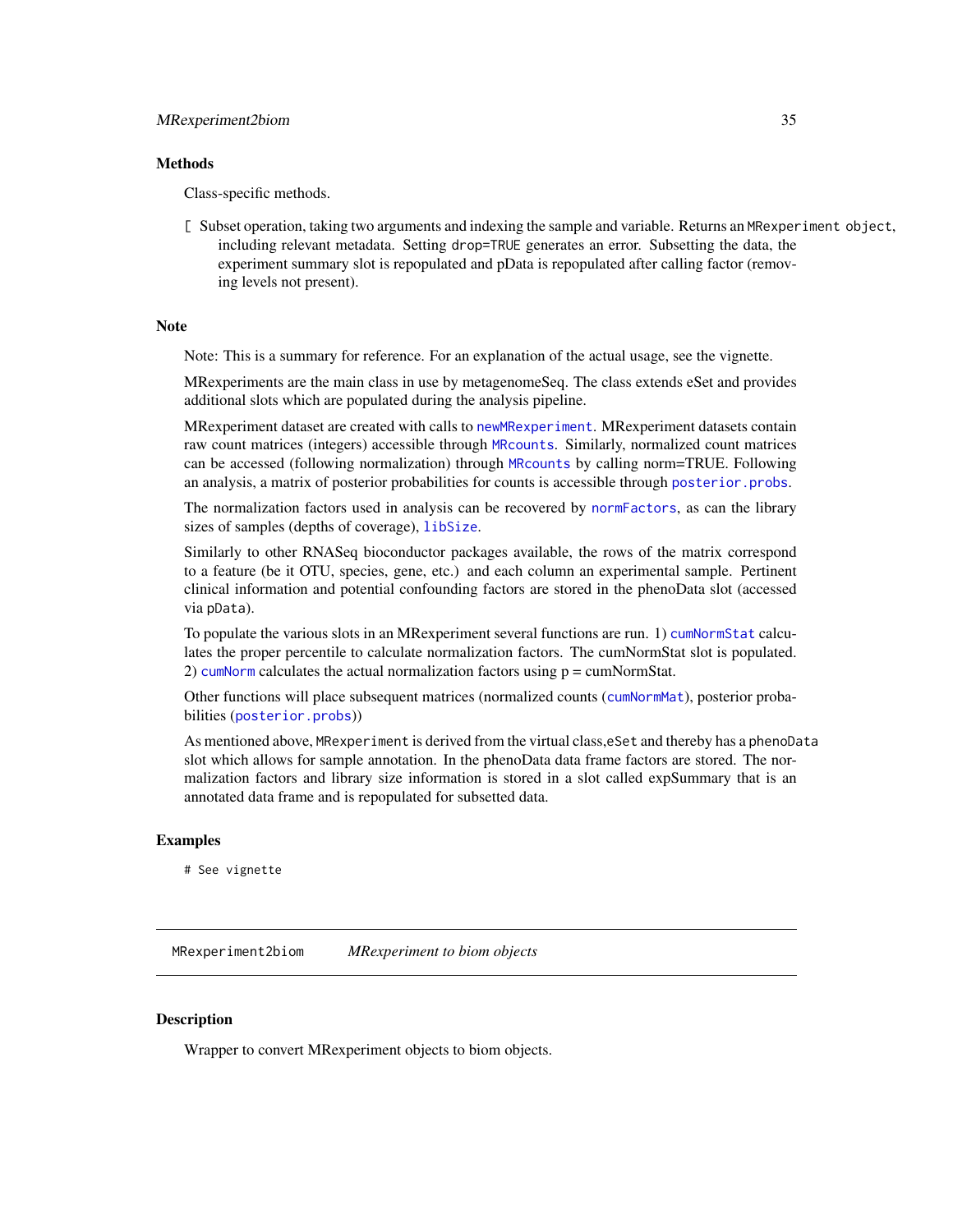## Methods

Class-specific methods.

`[` Subset operation, taking two arguments and indexing the sample and variable. Returns an `MRexperiment object`, including relevant metadata. Setting `drop=TRUE` generates an error. Subsetting the data, the experiment summary slot is repopulated and pData is repopulated after calling factor (removing levels not present).

## Note

Note: This is a summary for reference. For an explanation of the actual usage, see the vignette.

MRexperiments are the main class in use by metagenomeSeq. The class extends eSet and provides additional slots which are populated during the analysis pipeline.

MRexperiment dataset are created with calls to `newMRexperiment`. MRexperiment datasets contain raw count matrices (integers) accessible through `MRcounts`. Similarly, normalized count matrices can be accessed (following normalization) through `MRcounts` by calling norm=TRUE. Following an analysis, a matrix of posterior probabilities for counts is accessible through `posterior.probs`.

The normalization factors used in analysis can be recovered by `normFactors`, as can the library sizes of samples (depths of coverage), `libSize`.

Similarly to other RNASeq bioconductor packages available, the rows of the matrix correspond to a feature (be it OTU, species, gene, etc.) and each column an experimental sample. Pertinent clinical information and potential confounding factors are stored in the phenoData slot (accessed via `pData`).

To populate the various slots in an MRexperiment several functions are run. 1) `cumNormStat` calculates the proper percentile to calculate normalization factors. The cumNormStat slot is populated. 2) `cumNorm` calculates the actual normalization factors using p = cumNormStat.

Other functions will place subsequent matrices (normalized counts (`cumNormMat`), posterior probabilities (`posterior.probs`))

As mentioned above, `MRexperiment` is derived from the virtual class,`eSet` and thereby has a `phenoData` slot which allows for sample annotation. In the phenoData data frame factors are stored. The normalization factors and library size information is stored in a slot called expSummary that is an annotated data frame and is repopulated for subsetted data.

## Examples

```
# See vignette
```

---

# MRexperiment2biom    *MRexperiment to biom objects*

## Description

Wrapper to convert MRexperiment objects to biom objects.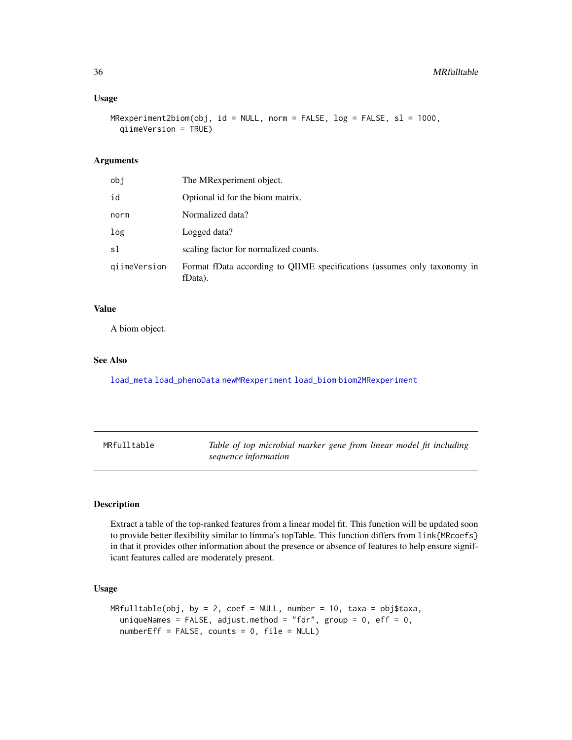## Usage

```
MRexperiment2biom(obj, id = NULL, norm = FALSE, log = FALSE, sl = 1000,
  qiimeVersion = TRUE)
```

## Arguments

| | |
|---|---|
| obj | The MRexperiment object. |
| id | Optional id for the biom matrix. |
| norm | Normalized data? |
| log | Logged data? |
| sl | scaling factor for normalized counts. |
| qiimeVersion | Format fData according to QIIME specifications (assumes only taxonomy in fData). |

## Value

A biom object.

## See Also

load_meta load_phenoData newMRexperiment load_biom biom2MRexperiment

---

# MRfulltable — *Table of top microbial marker gene from linear model fit including sequence information*

## Description

Extract a table of the top-ranked features from a linear model fit. This function will be updated soon to provide better flexibility similar to limma's topTable. This function differs from link{MRcoefs} in that it provides other information about the presence or absence of features to help ensure significant features called are moderately present.

## Usage

```
MRfulltable(obj, by = 2, coef = NULL, number = 10, taxa = obj$taxa,
  uniqueNames = FALSE, adjust.method = "fdr", group = 0, eff = 0,
  numberEff = FALSE, counts = 0, file = NULL)
```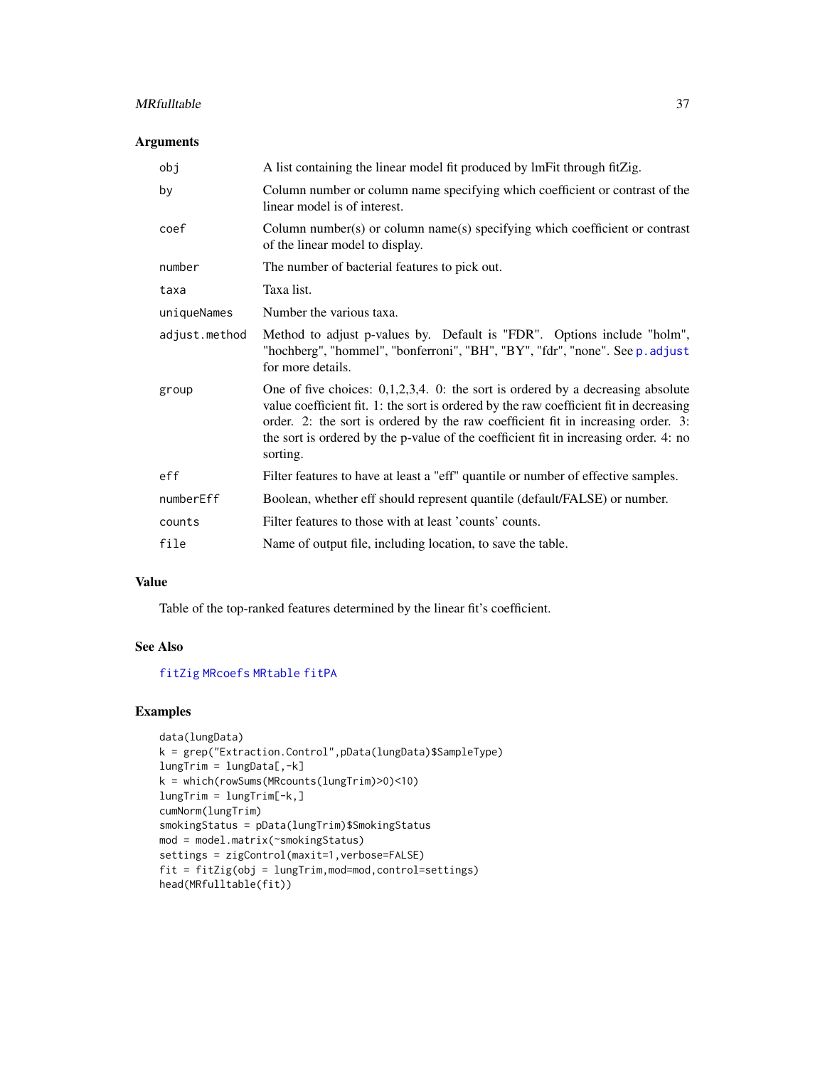### Arguments

| | |
|---|---|
| `obj` | A list containing the linear model fit produced by lmFit through fitZig. |
| `by` | Column number or column name specifying which coefficient or contrast of the linear model is of interest. |
| `coef` | Column number(s) or column name(s) specifying which coefficient or contrast of the linear model to display. |
| `number` | The number of bacterial features to pick out. |
| `taxa` | Taxa list. |
| `uniqueNames` | Number the various taxa. |
| `adjust.method` | Method to adjust p-values by. Default is "FDR". Options include "holm", "hochberg", "hommel", "bonferroni", "BH", "BY", "fdr", "none". See `p.adjust` for more details. |
| `group` | One of five choices: 0,1,2,3,4. 0: the sort is ordered by a decreasing absolute value coefficient fit. 1: the sort is ordered by the raw coefficient fit in decreasing order. 2: the sort is ordered by the raw coefficient fit in increasing order. 3: the sort is ordered by the p-value of the coefficient fit in increasing order. 4: no sorting. |
| `eff` | Filter features to have at least a "eff" quantile or number of effective samples. |
| `numberEff` | Boolean, whether eff should represent quantile (default/FALSE) or number. |
| `counts` | Filter features to those with at least 'counts' counts. |
| `file` | Name of output file, including location, to save the table. |

### Value

Table of the top-ranked features determined by the linear fit's coefficient.

### See Also

`fitZig` `MRcoefs` `MRtable` `fitPA`

### Examples

```
data(lungData)
k = grep("Extraction.Control",pData(lungData)$SampleType)
lungTrim = lungData[,-k]
k = which(rowSums(MRcounts(lungTrim)>0)<10)
lungTrim = lungTrim[-k,]
cumNorm(lungTrim)
smokingStatus = pData(lungTrim)$SmokingStatus
mod = model.matrix(~smokingStatus)
settings = zigControl(maxit=1,verbose=FALSE)
fit = fitZig(obj = lungTrim,mod=mod,control=settings)
head(MRfulltable(fit))
```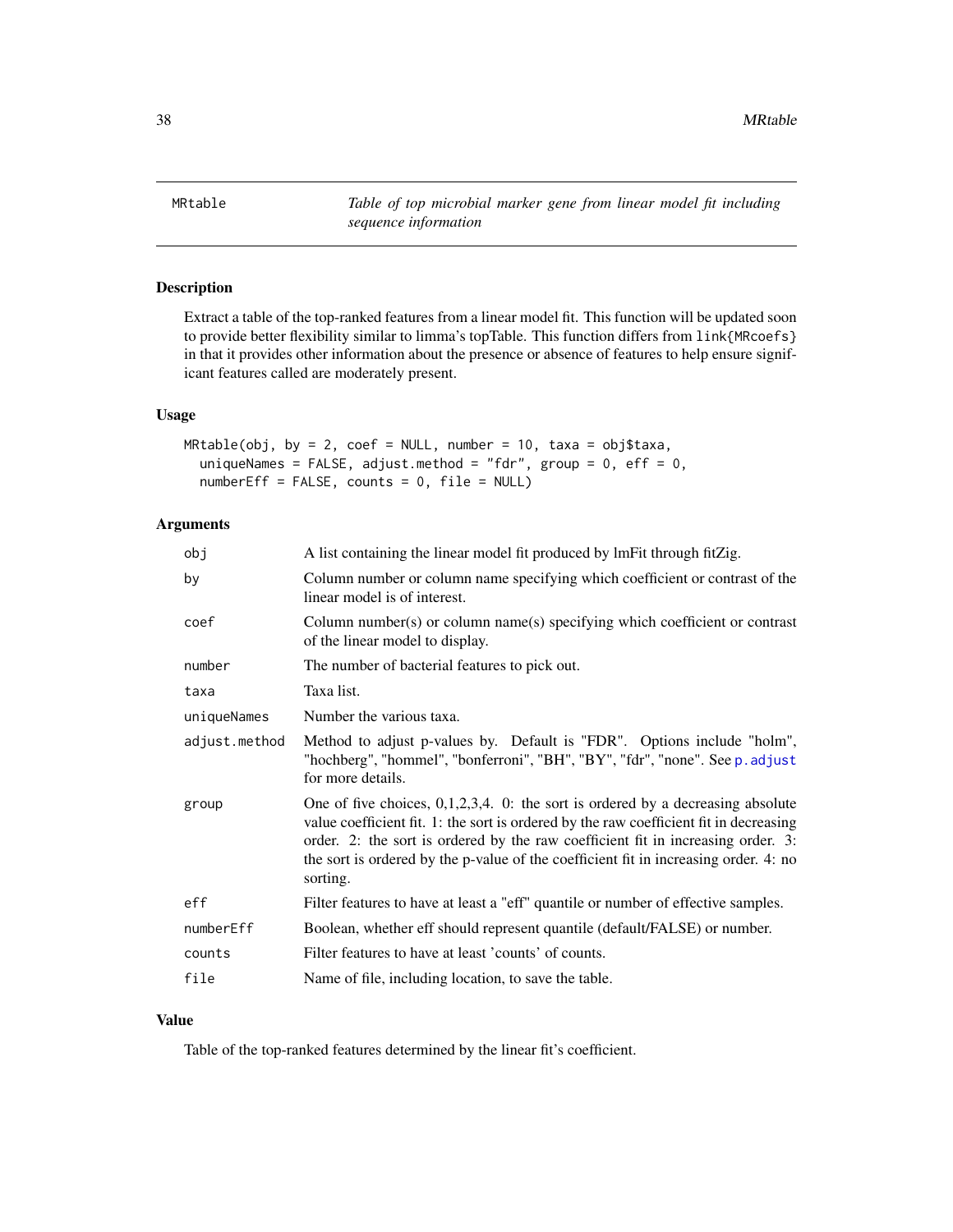# MRtable — *Table of top microbial marker gene from linear model fit including sequence information*

## Description

Extract a table of the top-ranked features from a linear model fit. This function will be updated soon to provide better flexibility similar to limma's topTable. This function differs from `link{MRcoefs}` in that it provides other information about the presence or absence of features to help ensure significant features called are moderately present.

## Usage

```
MRtable(obj, by = 2, coef = NULL, number = 10, taxa = obj$taxa,
  uniqueNames = FALSE, adjust.method = "fdr", group = 0, eff = 0,
  numberEff = FALSE, counts = 0, file = NULL)
```

## Arguments

| Argument | Description |
|---|---|
| `obj` | A list containing the linear model fit produced by lmFit through fitZig. |
| `by` | Column number or column name specifying which coefficient or contrast of the linear model is of interest. |
| `coef` | Column number(s) or column name(s) specifying which coefficient or contrast of the linear model to display. |
| `number` | The number of bacterial features to pick out. |
| `taxa` | Taxa list. |
| `uniqueNames` | Number the various taxa. |
| `adjust.method` | Method to adjust p-values by. Default is "FDR". Options include "holm", "hochberg", "hommel", "bonferroni", "BH", "BY", "fdr", "none". See `p.adjust` for more details. |
| `group` | One of five choices, 0,1,2,3,4. 0: the sort is ordered by a decreasing absolute value coefficient fit. 1: the sort is ordered by the raw coefficient fit in decreasing order. 2: the sort is ordered by the raw coefficient fit in increasing order. 3: the sort is ordered by the p-value of the coefficient fit in increasing order. 4: no sorting. |
| `eff` | Filter features to have at least a "eff" quantile or number of effective samples. |
| `numberEff` | Boolean, whether eff should represent quantile (default/FALSE) or number. |
| `counts` | Filter features to have at least 'counts' of counts. |
| `file` | Name of file, including location, to save the table. |

## Value

Table of the top-ranked features determined by the linear fit's coefficient.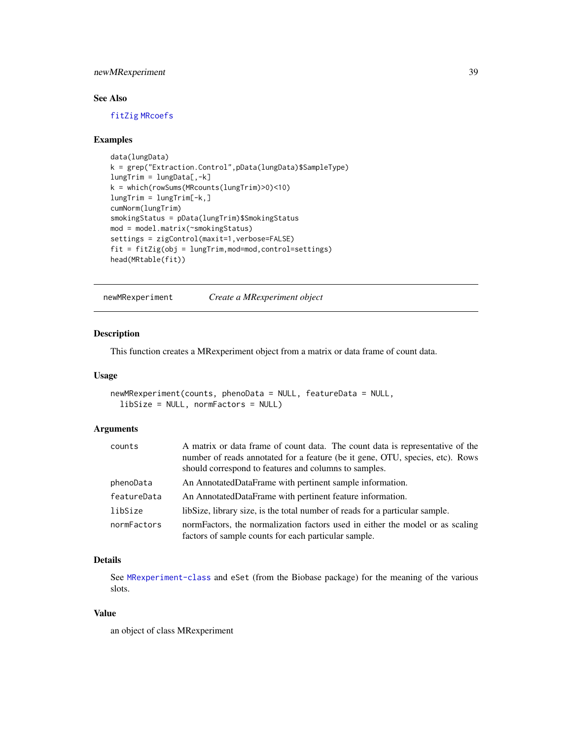## See Also

fitZig MRcoefs

## Examples

```
data(lungData)
k = grep("Extraction.Control",pData(lungData)$SampleType)
lungTrim = lungData[,-k]
k = which(rowSums(MRcounts(lungTrim)>0)<10)
lungTrim = lungTrim[-k,]
cumNorm(lungTrim)
smokingStatus = pData(lungTrim)$SmokingStatus
mod = model.matrix(~smokingStatus)
settings = zigControl(maxit=1,verbose=FALSE)
fit = fitZig(obj = lungTrim,mod=mod,control=settings)
head(MRtable(fit))
```

---

# newMRexperiment — *Create a MRexperiment object*

## Description

This function creates a MRexperiment object from a matrix or data frame of count data.

## Usage

```
newMRexperiment(counts, phenoData = NULL, featureData = NULL,
  libSize = NULL, normFactors = NULL)
```

## Arguments

| | |
|---|---|
| counts | A matrix or data frame of count data. The count data is representative of the number of reads annotated for a feature (be it gene, OTU, species, etc). Rows should correspond to features and columns to samples. |
| phenoData | An AnnotatedDataFrame with pertinent sample information. |
| featureData | An AnnotatedDataFrame with pertinent feature information. |
| libSize | libSize, library size, is the total number of reads for a particular sample. |
| normFactors | normFactors, the normalization factors used in either the model or as scaling factors of sample counts for each particular sample. |

## Details

See MRexperiment-class and eSet (from the Biobase package) for the meaning of the various slots.

## Value

an object of class MRexperiment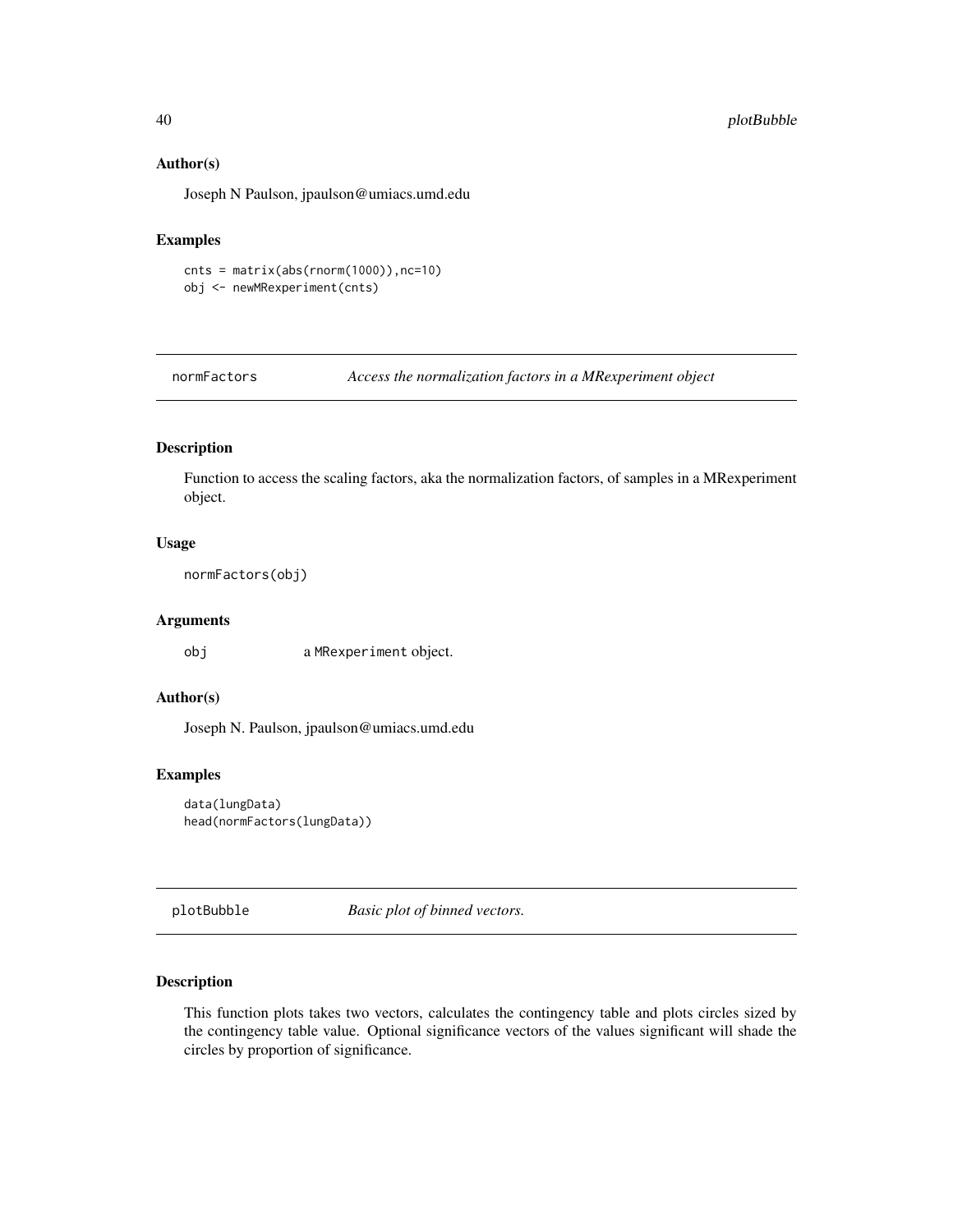### Author(s)

Joseph N Paulson, jpaulson@umiacs.umd.edu

### Examples

```
cnts = matrix(abs(rnorm(1000)),nc=10)
obj <- newMRexperiment(cnts)
```

---

## normFactors — *Access the normalization factors in a MRexperiment object*

### Description

Function to access the scaling factors, aka the normalization factors, of samples in a MRexperiment object.

### Usage

```
normFactors(obj)
```

### Arguments

| | |
|---|---|
| obj | a MRexperiment object. |

### Author(s)

Joseph N. Paulson, jpaulson@umiacs.umd.edu

### Examples

```
data(lungData)
head(normFactors(lungData))
```

---

## plotBubble — *Basic plot of binned vectors.*

### Description

This function plots takes two vectors, calculates the contingency table and plots circles sized by the contingency table value. Optional significance vectors of the values significant will shade the circles by proportion of significance.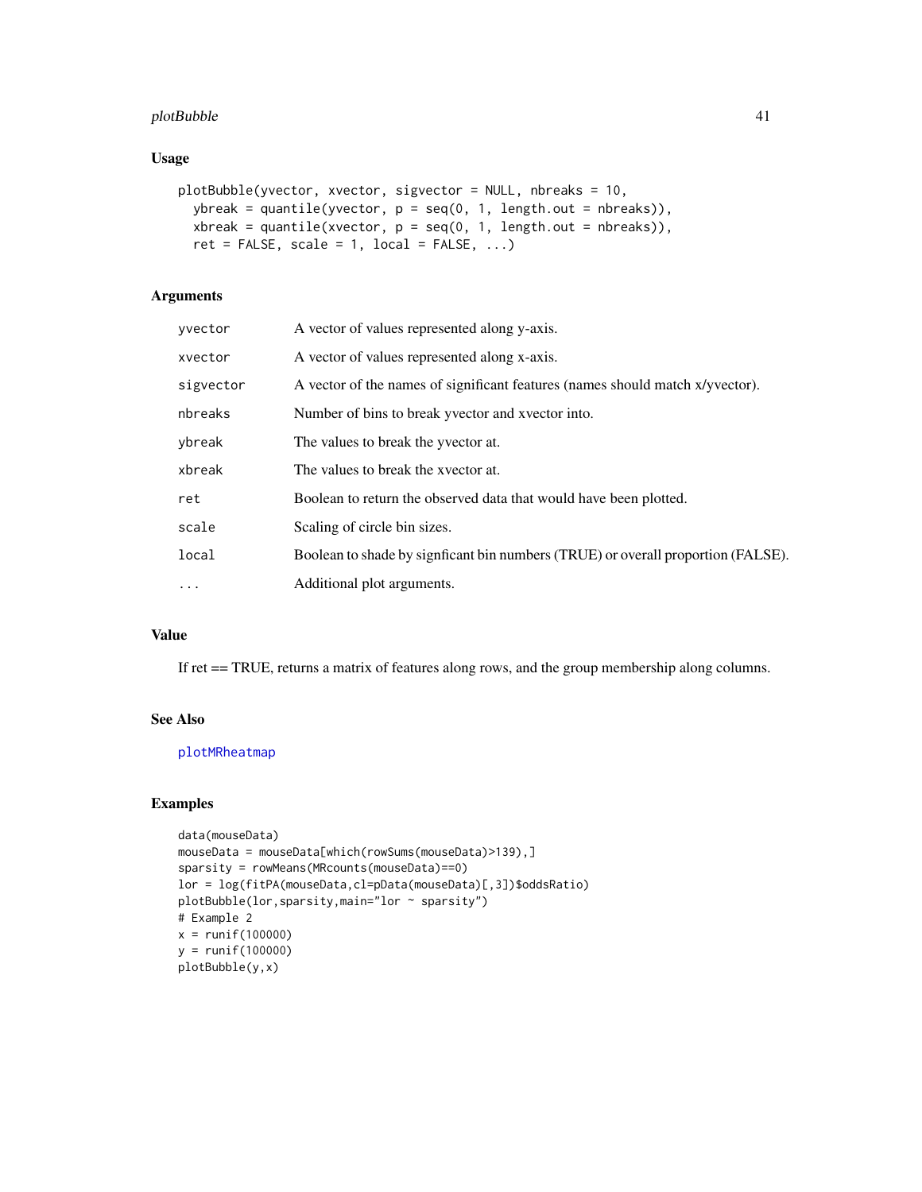## Usage

```
plotBubble(yvector, xvector, sigvector = NULL, nbreaks = 10,
  ybreak = quantile(yvector, p = seq(0, 1, length.out = nbreaks)),
  xbreak = quantile(xvector, p = seq(0, 1, length.out = nbreaks)),
  ret = FALSE, scale = 1, local = FALSE, ...)
```

## Arguments

| | |
|---|---|
| `yvector` | A vector of values represented along y-axis. |
| `xvector` | A vector of values represented along x-axis. |
| `sigvector` | A vector of the names of significant features (names should match x/yvector). |
| `nbreaks` | Number of bins to break yvector and xvector into. |
| `ybreak` | The values to break the yvector at. |
| `xbreak` | The values to break the xvector at. |
| `ret` | Boolean to return the observed data that would have been plotted. |
| `scale` | Scaling of circle bin sizes. |
| `local` | Boolean to shade by signficant bin numbers (TRUE) or overall proportion (FALSE). |
| `...` | Additional plot arguments. |

## Value

If ret == TRUE, returns a matrix of features along rows, and the group membership along columns.

## See Also

`plotMRheatmap`

## Examples

```
data(mouseData)
mouseData = mouseData[which(rowSums(mouseData)>139),]
sparsity = rowMeans(MRcounts(mouseData)==0)
lor = log(fitPA(mouseData,cl=pData(mouseData)[,3])$oddsRatio)
plotBubble(lor,sparsity,main="lor ~ sparsity")
# Example 2
x = runif(100000)
y = runif(100000)
plotBubble(y,x)
```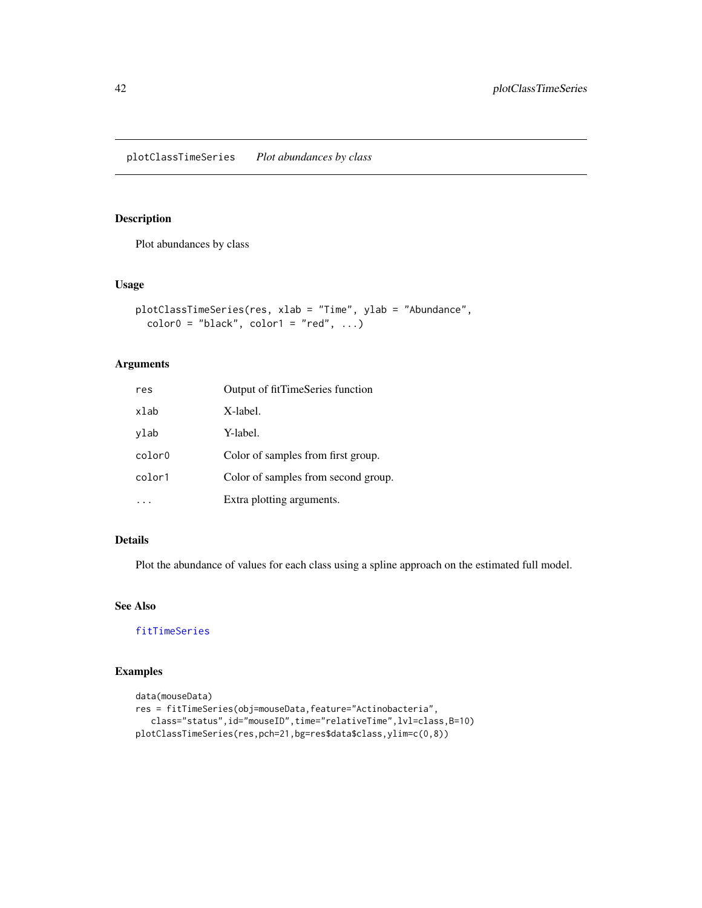plotClassTimeSeries    *Plot abundances by class*

## Description

Plot abundances by class

## Usage

```
plotClassTimeSeries(res, xlab = "Time", ylab = "Abundance",
  color0 = "black", color1 = "red", ...)
```

## Arguments

| | |
|---|---|
| res | Output of fitTimeSeries function |
| xlab | X-label. |
| ylab | Y-label. |
| color0 | Color of samples from first group. |
| color1 | Color of samples from second group. |
| ... | Extra plotting arguments. |

## Details

Plot the abundance of values for each class using a spline approach on the estimated full model.

## See Also

fitTimeSeries

## Examples

```
data(mouseData)
res = fitTimeSeries(obj=mouseData,feature="Actinobacteria",
   class="status",id="mouseID",time="relativeTime",lvl=class,B=10)
plotClassTimeSeries(res,pch=21,bg=res$data$class,ylim=c(0,8))
```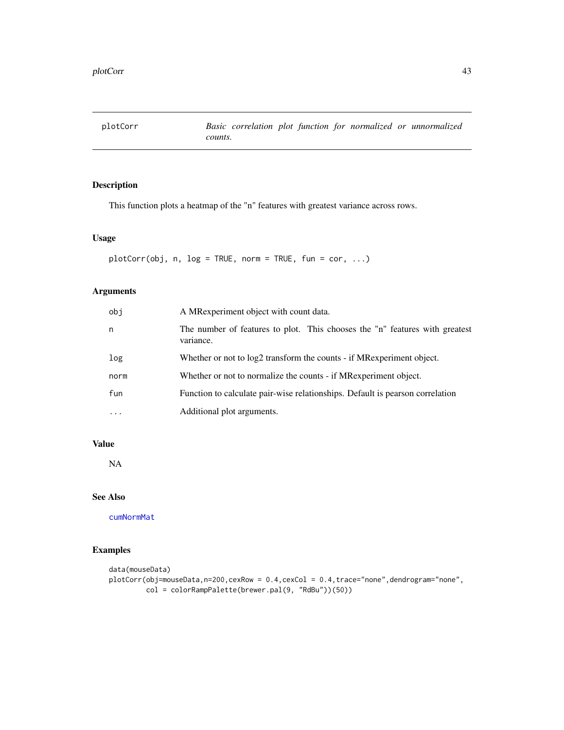# plotCorr

*Basic correlation plot function for normalized or unnormalized counts.*

## Description

This function plots a heatmap of the "n" features with greatest variance across rows.

## Usage

```
plotCorr(obj, n, log = TRUE, norm = TRUE, fun = cor, ...)
```

## Arguments

| | |
|---|---|
| obj | A MRexperiment object with count data. |
| n | The number of features to plot. This chooses the "n" features with greatest variance. |
| log | Whether or not to log2 transform the counts - if MRexperiment object. |
| norm | Whether or not to normalize the counts - if MRexperiment object. |
| fun | Function to calculate pair-wise relationships. Default is pearson correlation |
| ... | Additional plot arguments. |

## Value

NA

## See Also

cumNormMat

## Examples

```
data(mouseData)
plotCorr(obj=mouseData,n=200,cexRow = 0.4,cexCol = 0.4,trace="none",dendrogram="none",
         col = colorRampPalette(brewer.pal(9, "RdBu"))(50))
```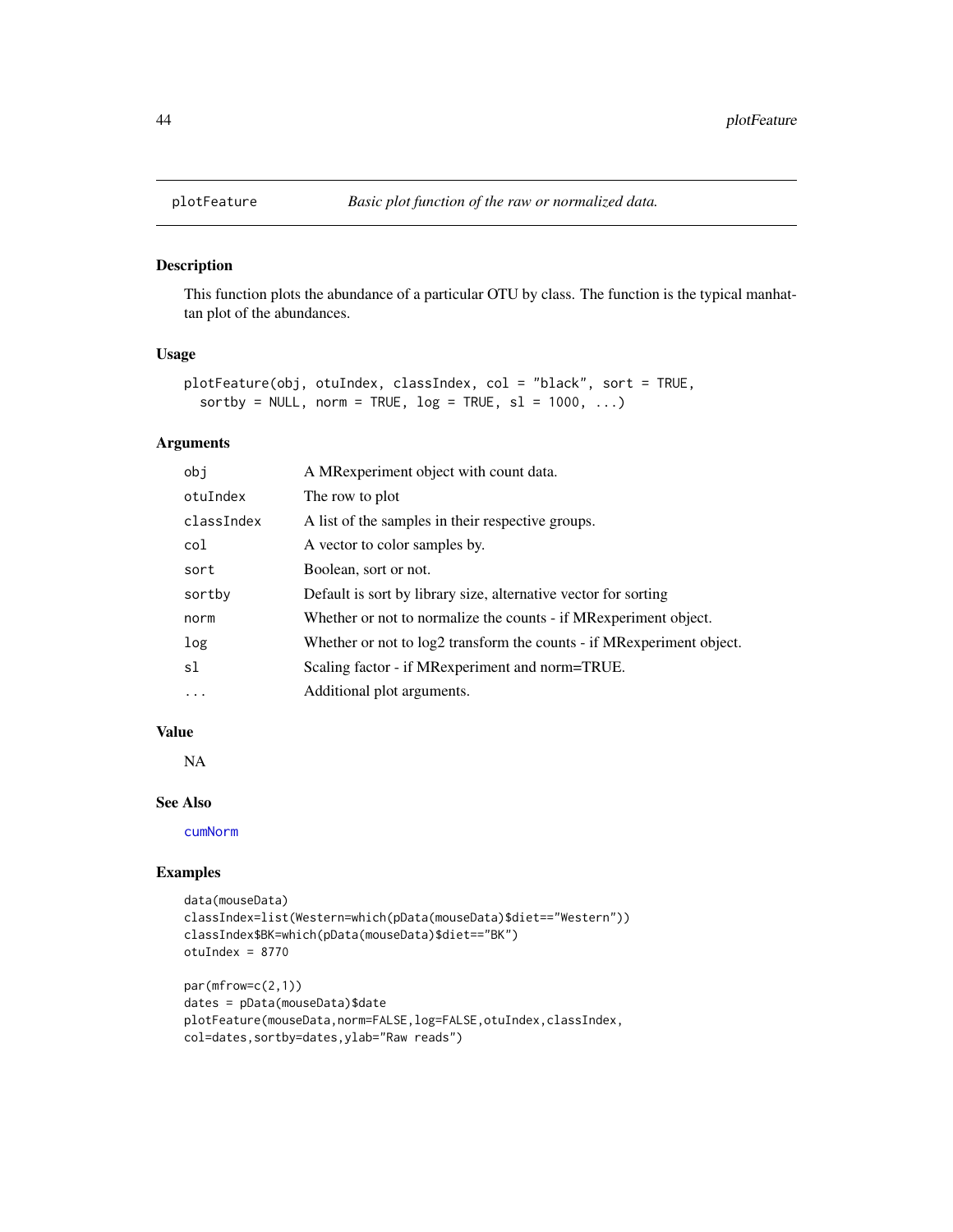plotFeature *Basic plot function of the raw or normalized data.*

## Description

This function plots the abundance of a particular OTU by class. The function is the typical manhattan plot of the abundances.

## Usage

```
plotFeature(obj, otuIndex, classIndex, col = "black", sort = TRUE,
  sortby = NULL, norm = TRUE, log = TRUE, sl = 1000, ...)
```

## Arguments

| | |
|---|---|
| obj | A MRexperiment object with count data. |
| otuIndex | The row to plot |
| classIndex | A list of the samples in their respective groups. |
| col | A vector to color samples by. |
| sort | Boolean, sort or not. |
| sortby | Default is sort by library size, alternative vector for sorting |
| norm | Whether or not to normalize the counts - if MRexperiment object. |
| log | Whether or not to log2 transform the counts - if MRexperiment object. |
| sl | Scaling factor - if MRexperiment and norm=TRUE. |
| ... | Additional plot arguments. |

## Value

NA

## See Also

cumNorm

## Examples

```
data(mouseData)
classIndex=list(Western=which(pData(mouseData)$diet=="Western"))
classIndex$BK=which(pData(mouseData)$diet=="BK")
otuIndex = 8770

par(mfrow=c(2,1))
dates = pData(mouseData)$date
plotFeature(mouseData,norm=FALSE,log=FALSE,otuIndex,classIndex,
col=dates,sortby=dates,ylab="Raw reads")
```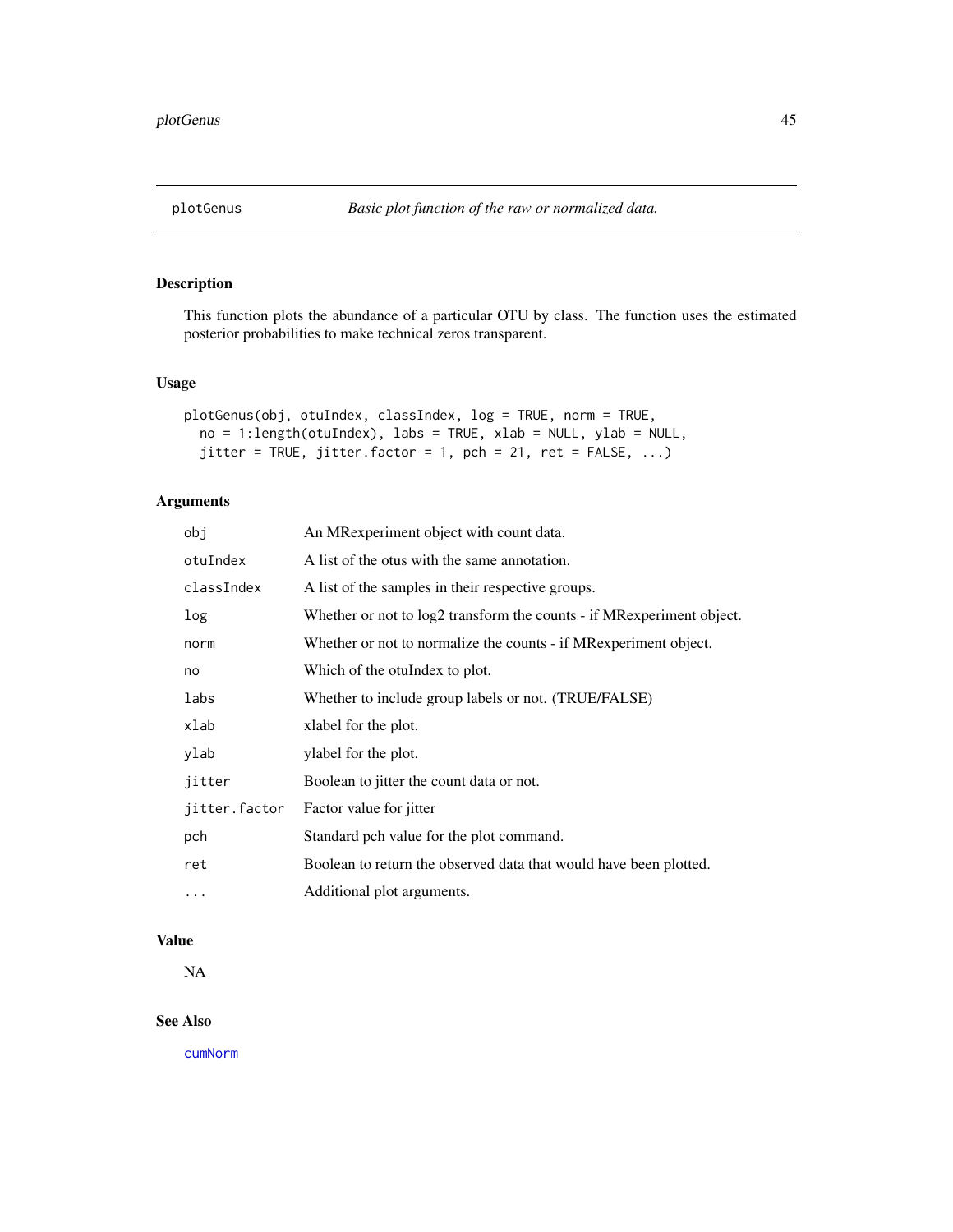## plotGenus *Basic plot function of the raw or normalized data.*

### Description

This function plots the abundance of a particular OTU by class. The function uses the estimated posterior probabilities to make technical zeros transparent.

### Usage

```
plotGenus(obj, otuIndex, classIndex, log = TRUE, norm = TRUE,
  no = 1:length(otuIndex), labs = TRUE, xlab = NULL, ylab = NULL,
  jitter = TRUE, jitter.factor = 1, pch = 21, ret = FALSE, ...)
```

### Arguments

| | |
|---|---|
| obj | An MRexperiment object with count data. |
| otuIndex | A list of the otus with the same annotation. |
| classIndex | A list of the samples in their respective groups. |
| log | Whether or not to log2 transform the counts - if MRexperiment object. |
| norm | Whether or not to normalize the counts - if MRexperiment object. |
| no | Which of the otuIndex to plot. |
| labs | Whether to include group labels or not. (TRUE/FALSE) |
| xlab | xlabel for the plot. |
| ylab | ylabel for the plot. |
| jitter | Boolean to jitter the count data or not. |
| jitter.factor | Factor value for jitter |
| pch | Standard pch value for the plot command. |
| ret | Boolean to return the observed data that would have been plotted. |
| ... | Additional plot arguments. |

### Value

NA

### See Also

cumNorm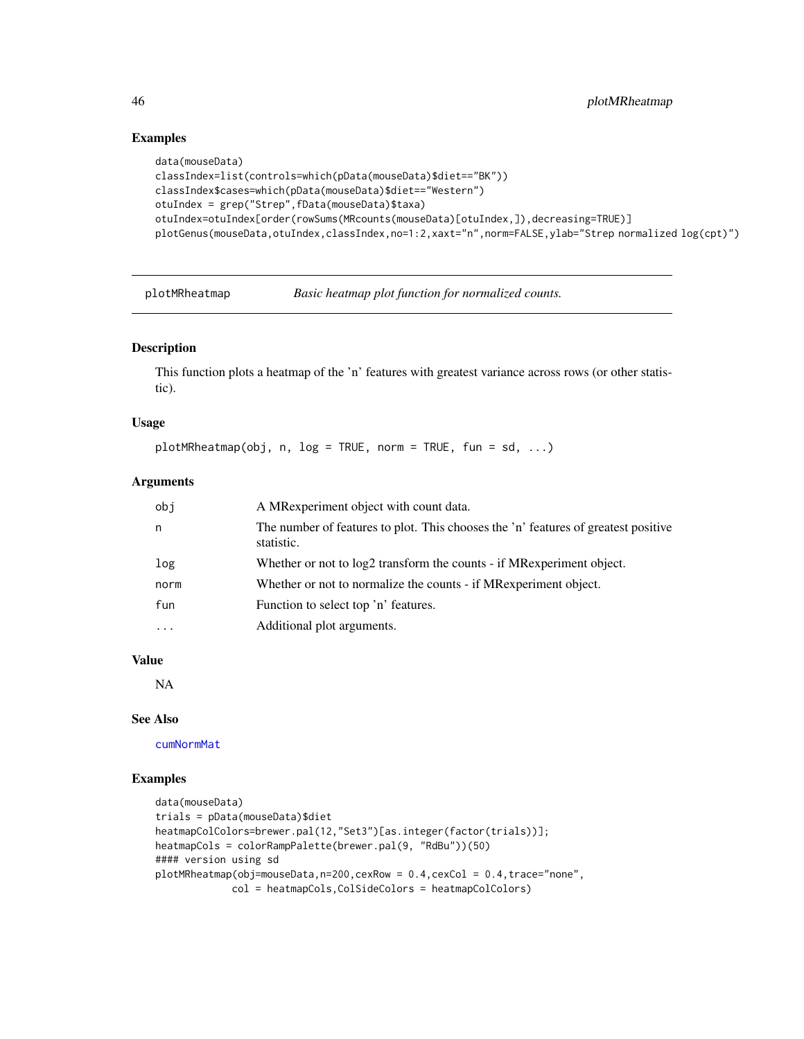## Examples

```
data(mouseData)
classIndex=list(controls=which(pData(mouseData)$diet=="BK"))
classIndex$cases=which(pData(mouseData)$diet=="Western")
otuIndex = grep("Strep",fData(mouseData)$taxa)
otuIndex=otuIndex[order(rowSums(MRcounts(mouseData)[otuIndex,]),decreasing=TRUE)]
plotGenus(mouseData,otuIndex,classIndex,no=1:2,xaxt="n",norm=FALSE,ylab="Strep normalized log(cpt)")
```

---

`plotMRheatmap` *Basic heatmap plot function for normalized counts.*

---

## Description

This function plots a heatmap of the 'n' features with greatest variance across rows (or other statistic).

## Usage

```
plotMRheatmap(obj, n, log = TRUE, norm = TRUE, fun = sd, ...)
```

## Arguments

| | |
|---|---|
| obj | A MRexperiment object with count data. |
| n | The number of features to plot. This chooses the 'n' features of greatest positive statistic. |
| log | Whether or not to log2 transform the counts - if MRexperiment object. |
| norm | Whether or not to normalize the counts - if MRexperiment object. |
| fun | Function to select top 'n' features. |
| ... | Additional plot arguments. |

## Value

NA

## See Also

cumNormMat

## Examples

```
data(mouseData)
trials = pData(mouseData)$diet
heatmapColColors=brewer.pal(12,"Set3")[as.integer(factor(trials))];
heatmapCols = colorRampPalette(brewer.pal(9, "RdBu"))(50)
#### version using sd
plotMRheatmap(obj=mouseData,n=200,cexRow = 0.4,cexCol = 0.4,trace="none",
             col = heatmapCols,ColSideColors = heatmapColColors)
```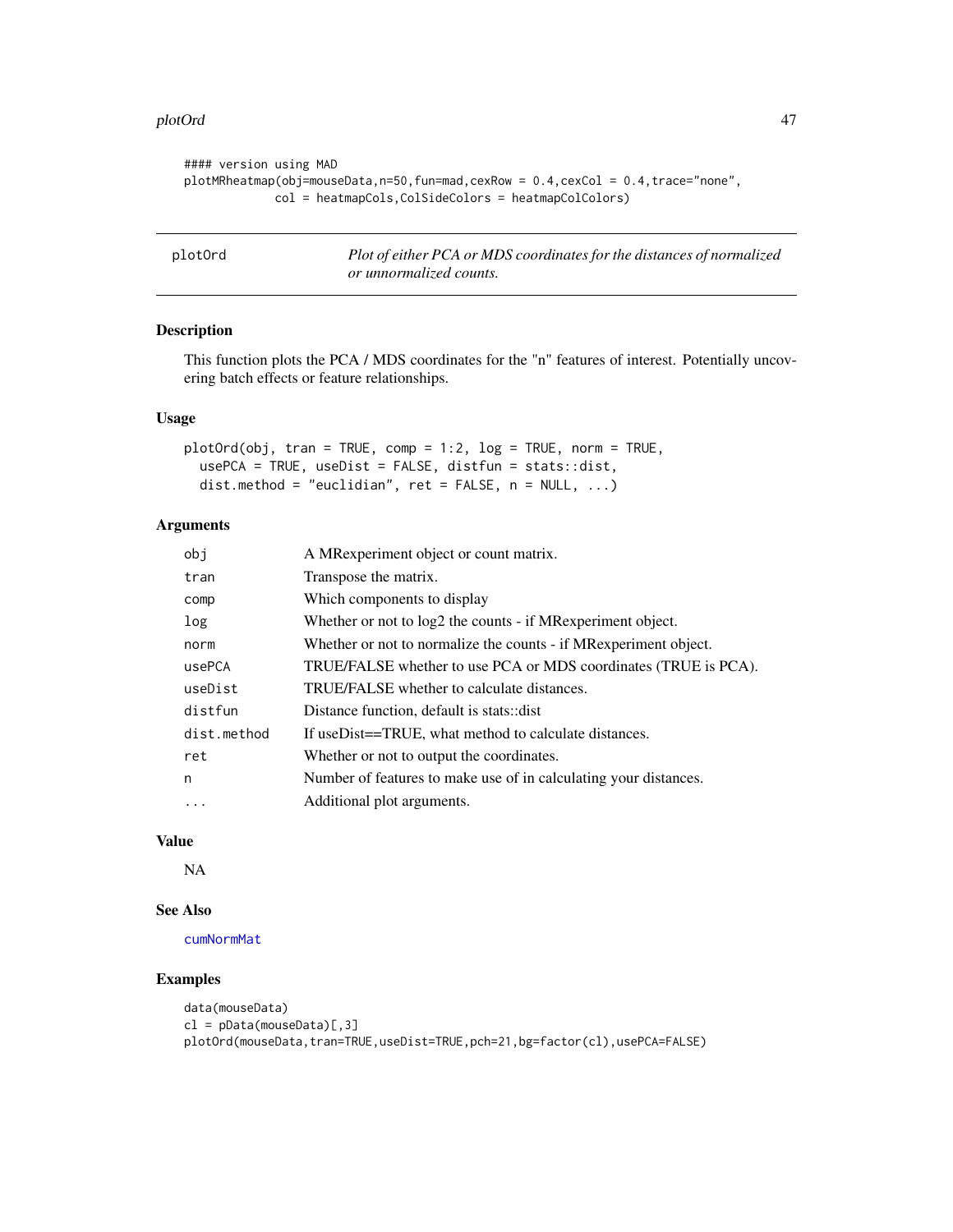```
#### version using MAD
plotMRheatmap(obj=mouseData,n=50,fun=mad,cexRow = 0.4,cexCol = 0.4,trace="none",
            col = heatmapCols,ColSideColors = heatmapColColors)
```

## plotOrd — *Plot of either PCA or MDS coordinates for the distances of normalized or unnormalized counts.*

### Description

This function plots the PCA / MDS coordinates for the "n" features of interest. Potentially uncovering batch effects or feature relationships.

### Usage

```
plotOrd(obj, tran = TRUE, comp = 1:2, log = TRUE, norm = TRUE,
  usePCA = TRUE, useDist = FALSE, distfun = stats::dist,
  dist.method = "euclidian", ret = FALSE, n = NULL, ...)
```

### Arguments

| | |
|---|---|
| obj | A MRexperiment object or count matrix. |
| tran | Transpose the matrix. |
| comp | Which components to display |
| log | Whether or not to log2 the counts - if MRexperiment object. |
| norm | Whether or not to normalize the counts - if MRexperiment object. |
| usePCA | TRUE/FALSE whether to use PCA or MDS coordinates (TRUE is PCA). |
| useDist | TRUE/FALSE whether to calculate distances. |
| distfun | Distance function, default is stats::dist |
| dist.method | If useDist==TRUE, what method to calculate distances. |
| ret | Whether or not to output the coordinates. |
| n | Number of features to make use of in calculating your distances. |
| ... | Additional plot arguments. |

### Value

NA

### See Also

cumNormMat

### Examples

```
data(mouseData)
cl = pData(mouseData)[,3]
plotOrd(mouseData,tran=TRUE,useDist=TRUE,pch=21,bg=factor(cl),usePCA=FALSE)
```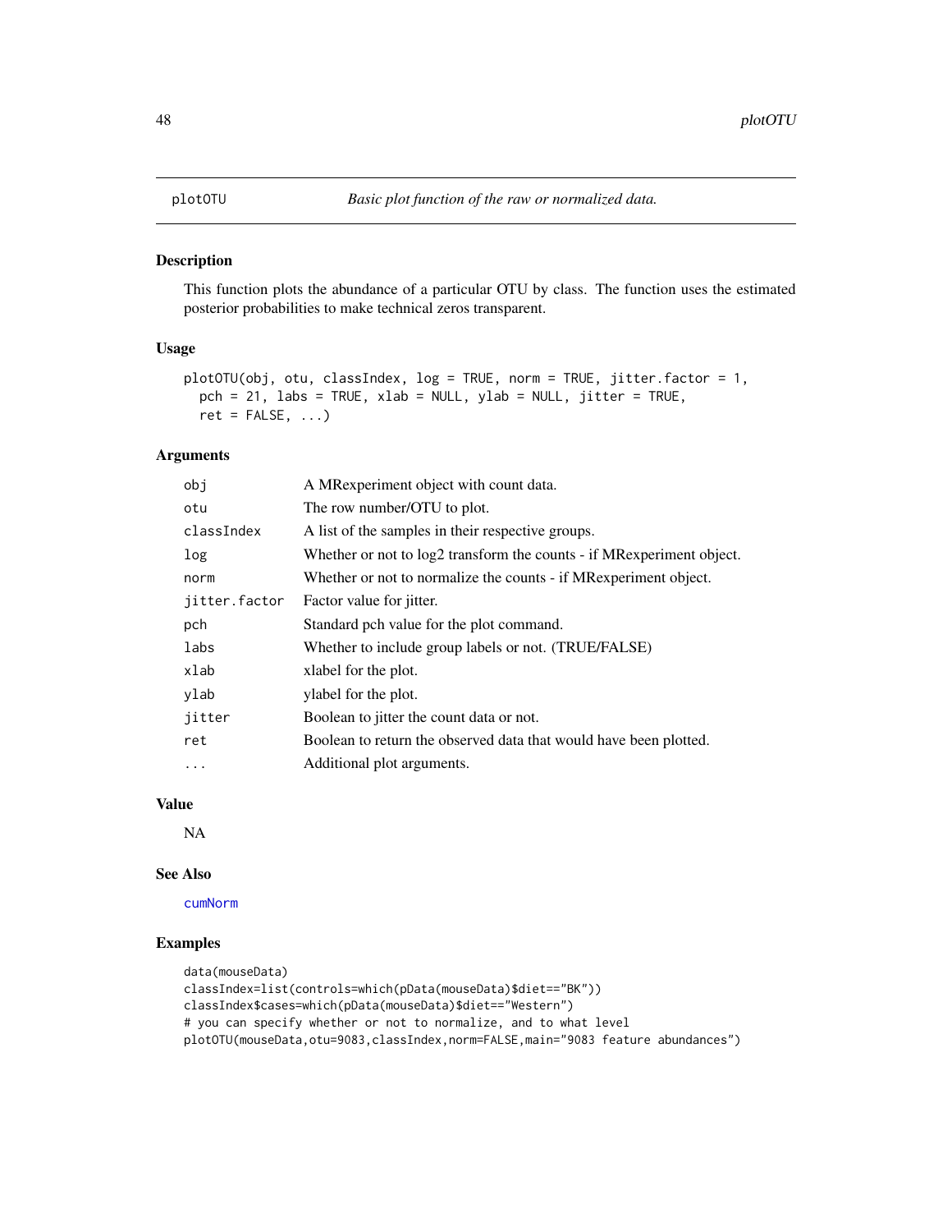# plotOTU — *Basic plot function of the raw or normalized data.*

## Description

This function plots the abundance of a particular OTU by class. The function uses the estimated posterior probabilities to make technical zeros transparent.

## Usage

```
plotOTU(obj, otu, classIndex, log = TRUE, norm = TRUE, jitter.factor = 1,
  pch = 21, labs = TRUE, xlab = NULL, ylab = NULL, jitter = TRUE,
  ret = FALSE, ...)
```

## Arguments

| | |
|---|---|
| obj | A MRexperiment object with count data. |
| otu | The row number/OTU to plot. |
| classIndex | A list of the samples in their respective groups. |
| log | Whether or not to log2 transform the counts - if MRexperiment object. |
| norm | Whether or not to normalize the counts - if MRexperiment object. |
| jitter.factor | Factor value for jitter. |
| pch | Standard pch value for the plot command. |
| labs | Whether to include group labels or not. (TRUE/FALSE) |
| xlab | xlabel for the plot. |
| ylab | ylabel for the plot. |
| jitter | Boolean to jitter the count data or not. |
| ret | Boolean to return the observed data that would have been plotted. |
| ... | Additional plot arguments. |

## Value

NA

## See Also

cumNorm

## Examples

```
data(mouseData)
classIndex=list(controls=which(pData(mouseData)$diet=="BK"))
classIndex$cases=which(pData(mouseData)$diet=="Western")
# you can specify whether or not to normalize, and to what level
plotOTU(mouseData,otu=9083,classIndex,norm=FALSE,main="9083 feature abundances")
```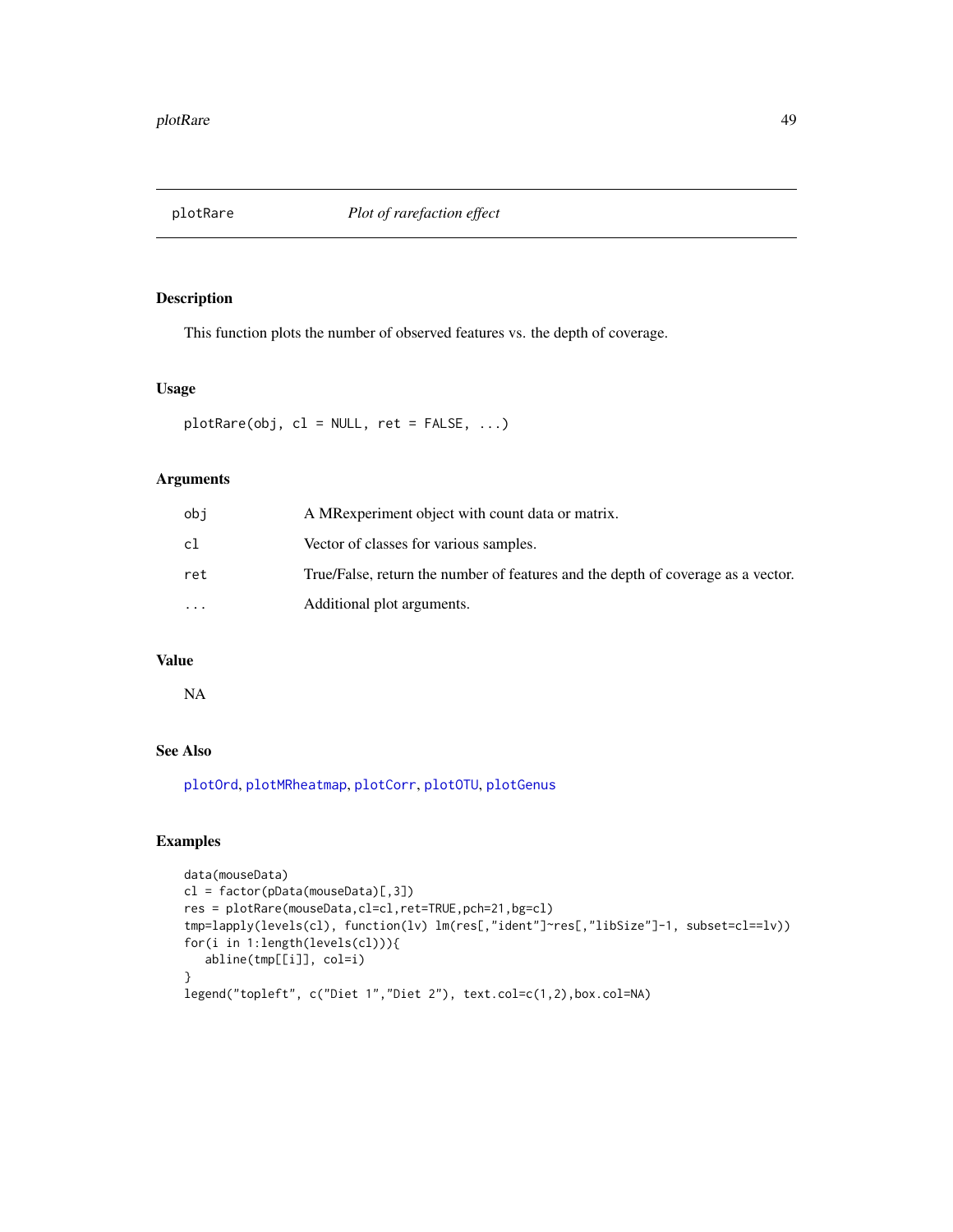## plotRare — *Plot of rarefaction effect*

### Description

This function plots the number of observed features vs. the depth of coverage.

### Usage

```
plotRare(obj, cl = NULL, ret = FALSE, ...)
```

### Arguments

| | |
|---|---|
| obj | A MRexperiment object with count data or matrix. |
| cl | Vector of classes for various samples. |
| ret | True/False, return the number of features and the depth of coverage as a vector. |
| ... | Additional plot arguments. |

### Value

NA

### See Also

plotOrd, plotMRheatmap, plotCorr, plotOTU, plotGenus

### Examples

```
data(mouseData)
cl = factor(pData(mouseData)[,3])
res = plotRare(mouseData,cl=cl,ret=TRUE,pch=21,bg=cl)
tmp=lapply(levels(cl), function(lv) lm(res[,"ident"]~res[,"libSize"]-1, subset=cl==lv))
for(i in 1:length(levels(cl))){
   abline(tmp[[i]], col=i)
}
legend("topleft", c("Diet 1","Diet 2"), text.col=c(1,2),box.col=NA)
```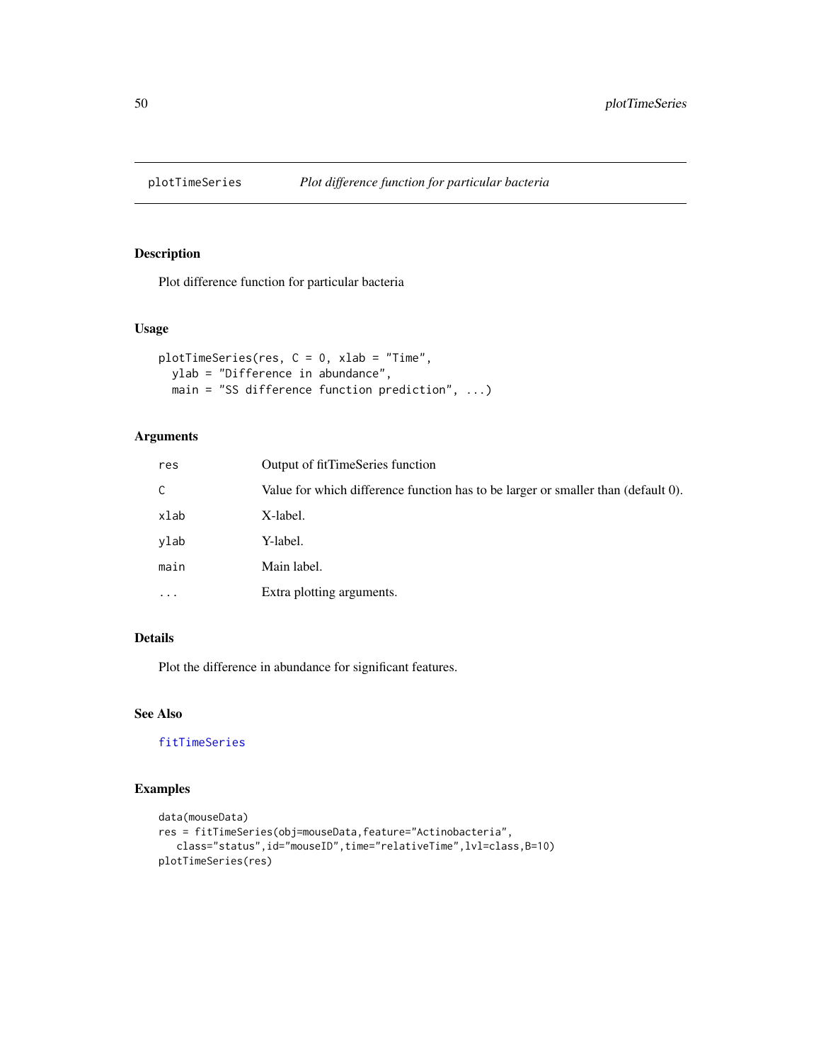# plotTimeSeries — *Plot difference function for particular bacteria*

## Description

Plot difference function for particular bacteria

## Usage

```
plotTimeSeries(res, C = 0, xlab = "Time",
  ylab = "Difference in abundance",
  main = "SS difference function prediction", ...)
```

## Arguments

| | |
|---|---|
| res | Output of fitTimeSeries function |
| C | Value for which difference function has to be larger or smaller than (default 0). |
| xlab | X-label. |
| ylab | Y-label. |
| main | Main label. |
| ... | Extra plotting arguments. |

## Details

Plot the difference in abundance for significant features.

## See Also

fitTimeSeries

## Examples

```
data(mouseData)
res = fitTimeSeries(obj=mouseData,feature="Actinobacteria",
   class="status",id="mouseID",time="relativeTime",lvl=class,B=10)
plotTimeSeries(res)
```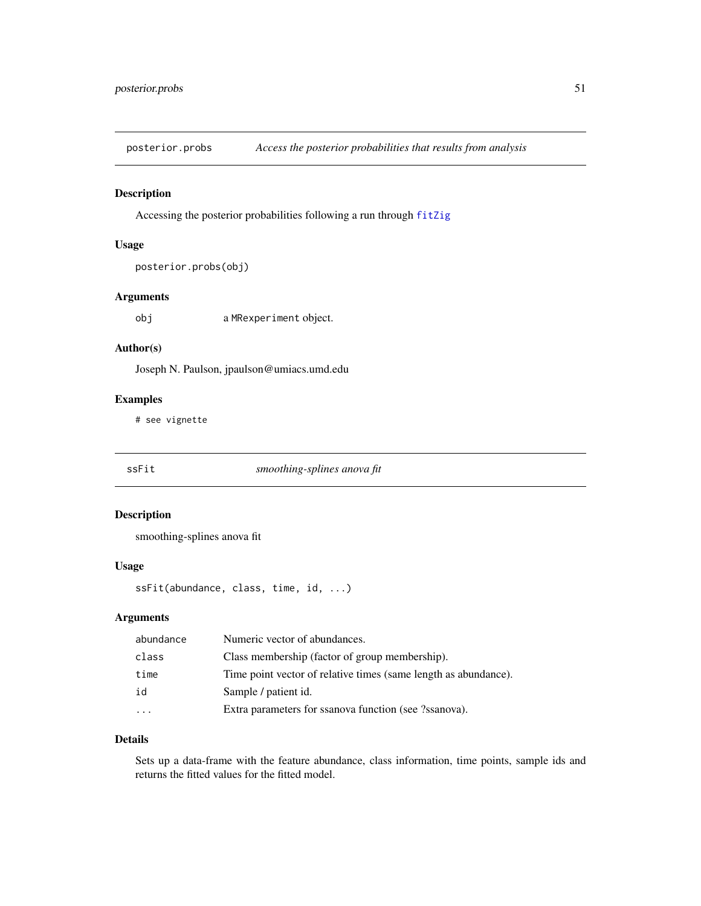## posterior.probs — *Access the posterior probabilities that results from analysis*

### Description

Accessing the posterior probabilities following a run through `fitZig`

### Usage

```
posterior.probs(obj)
```

### Arguments

| | |
|---|---|
| `obj` | a `MRexperiment` object. |

### Author(s)

Joseph N. Paulson, jpaulson@umiacs.umd.edu

### Examples

```
# see vignette
```

## ssFit — *smoothing-splines anova fit*

### Description

smoothing-splines anova fit

### Usage

```
ssFit(abundance, class, time, id, ...)
```

### Arguments

| | |
|---|---|
| `abundance` | Numeric vector of abundances. |
| `class` | Class membership (factor of group membership). |
| `time` | Time point vector of relative times (same length as abundance). |
| `id` | Sample / patient id. |
| `...` | Extra parameters for ssanova function (see ?ssanova). |

### Details

Sets up a data-frame with the feature abundance, class information, time points, sample ids and returns the fitted values for the fitted model.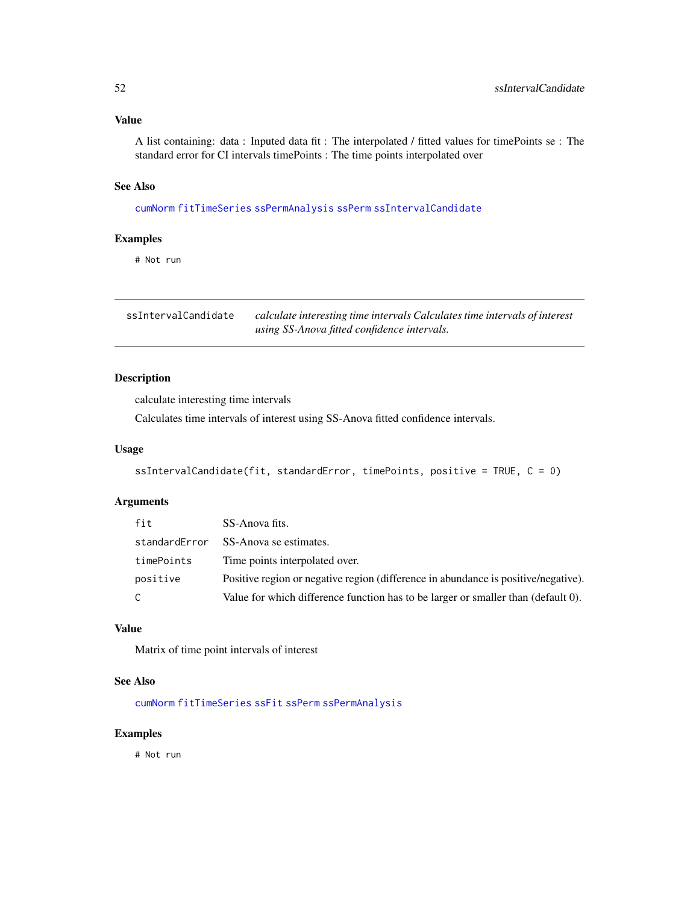### Value

A list containing: data : Inputed data fit : The interpolated / fitted values for timePoints se : The standard error for CI intervals timePoints : The time points interpolated over

### See Also

cumNorm fitTimeSeries ssPermAnalysis ssPerm ssIntervalCandidate

### Examples

```
# Not run
```

---

## ssIntervalCandidate — *calculate interesting time intervals Calculates time intervals of interest using SS-Anova fitted confidence intervals.*

---

### Description

calculate interesting time intervals

Calculates time intervals of interest using SS-Anova fitted confidence intervals.

### Usage

```
ssIntervalCandidate(fit, standardError, timePoints, positive = TRUE, C = 0)
```

### Arguments

| | |
|---|---|
| fit | SS-Anova fits. |
| standardError | SS-Anova se estimates. |
| timePoints | Time points interpolated over. |
| positive | Positive region or negative region (difference in abundance is positive/negative). |
| C | Value for which difference function has to be larger or smaller than (default 0). |

### Value

Matrix of time point intervals of interest

### See Also

cumNorm fitTimeSeries ssFit ssPerm ssPermAnalysis

### Examples

```
# Not run
```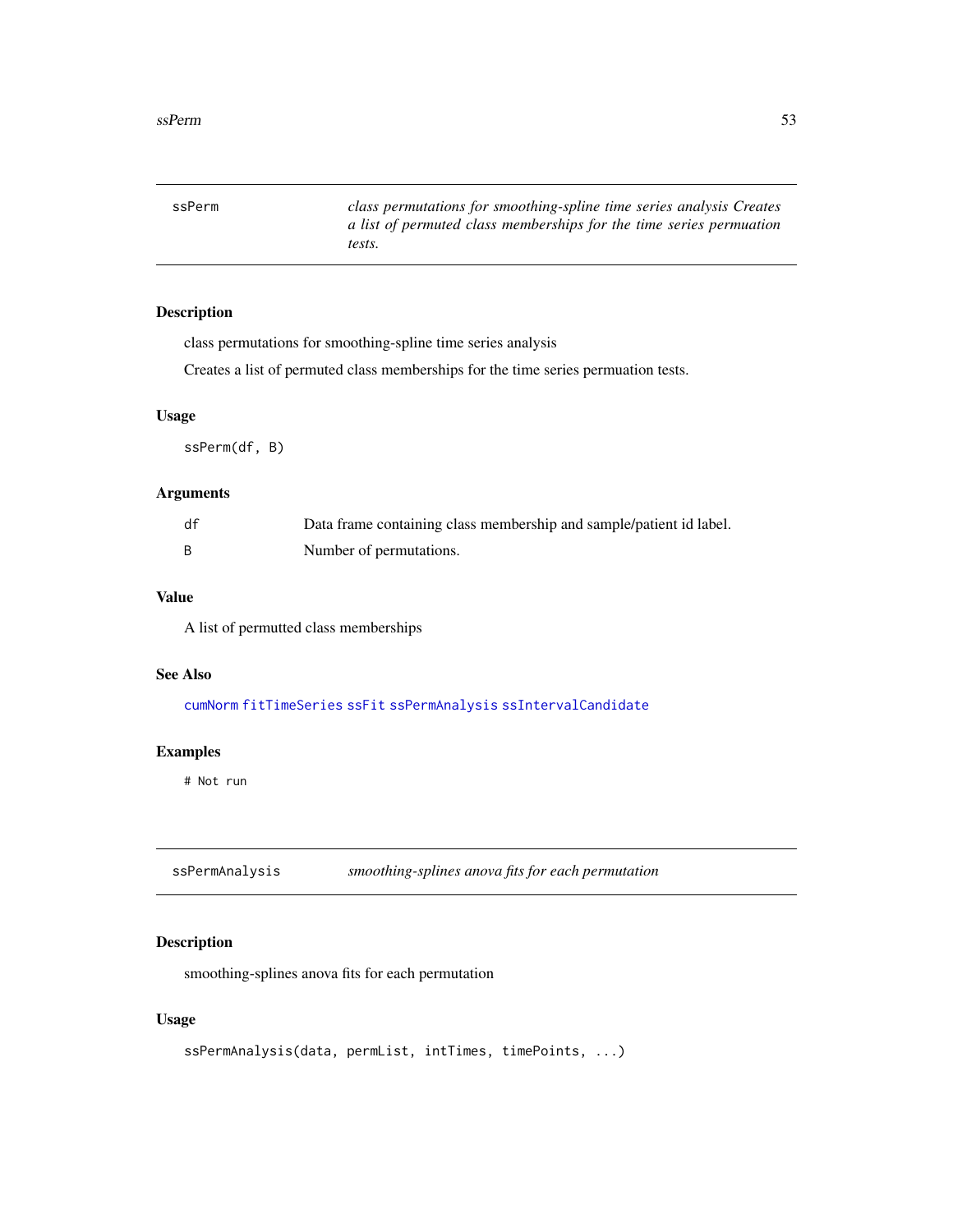## ssPerm

*class permutations for smoothing-spline time series analysis Creates a list of permuted class memberships for the time series permuation tests.*

### Description

class permutations for smoothing-spline time series analysis

Creates a list of permuted class memberships for the time series permuation tests.

### Usage

```
ssPerm(df, B)
```

### Arguments

| | |
|---|---|
| df | Data frame containing class membership and sample/patient id label. |
| B | Number of permutations. |

### Value

A list of permutted class memberships

### See Also

cumNorm fitTimeSeries ssFit ssPermAnalysis ssIntervalCandidate

### Examples

```
# Not run
```

## ssPermAnalysis

*smoothing-splines anova fits for each permutation*

### Description

smoothing-splines anova fits for each permutation

### Usage

```
ssPermAnalysis(data, permList, intTimes, timePoints, ...)
```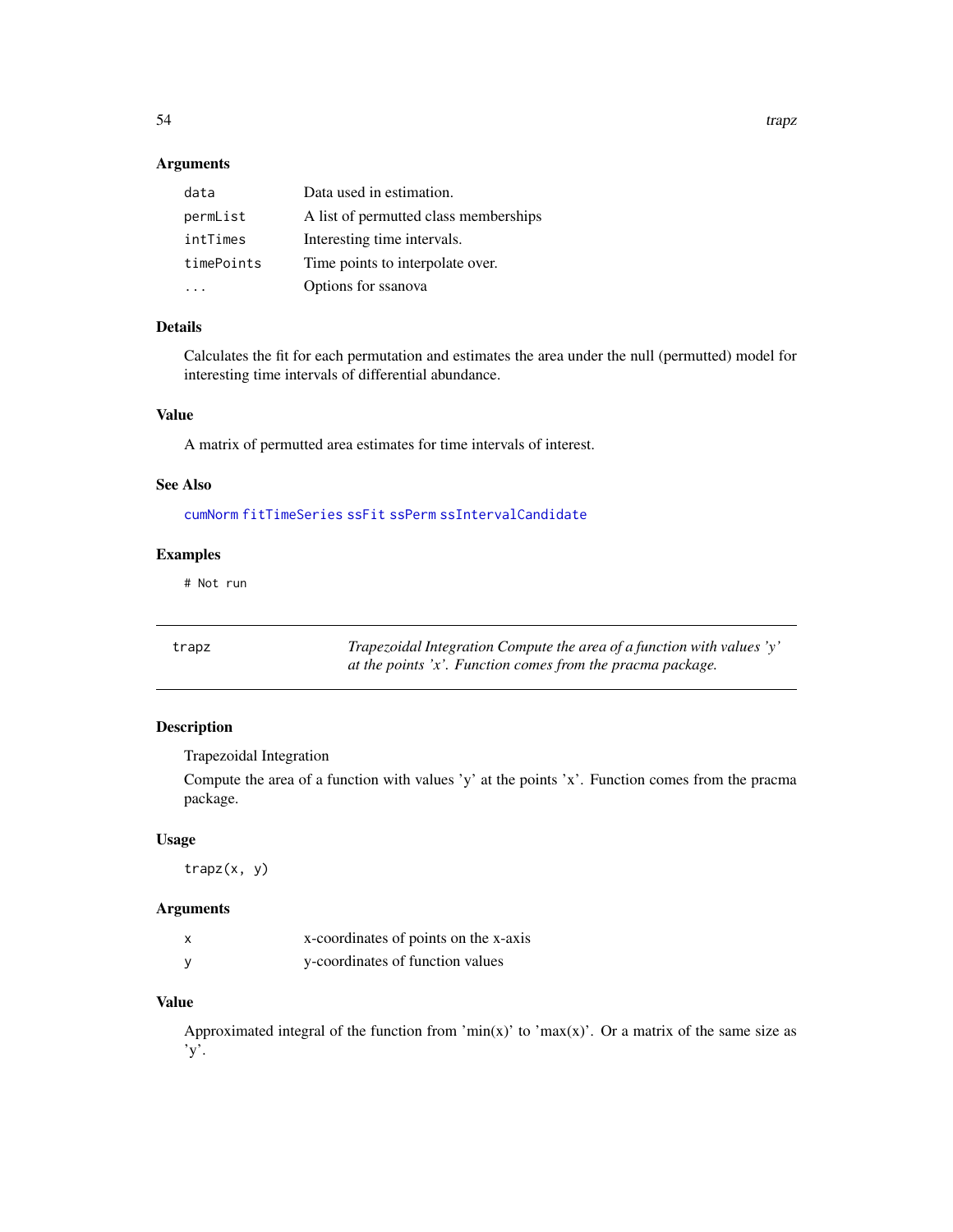### Arguments

| | |
|---|---|
| data | Data used in estimation. |
| permList | A list of permutted class memberships |
| intTimes | Interesting time intervals. |
| timePoints | Time points to interpolate over. |
| ... | Options for ssanova |

### Details

Calculates the fit for each permutation and estimates the area under the null (permutted) model for interesting time intervals of differential abundance.

### Value

A matrix of permutted area estimates for time intervals of interest.

### See Also

cumNorm fitTimeSeries ssFit ssPerm ssIntervalCandidate

### Examples

```
# Not run
```

---

## trapz — *Trapezoidal Integration Compute the area of a function with values 'y' at the points 'x'. Function comes from the pracma package.*

---

### Description

Trapezoidal Integration

Compute the area of a function with values 'y' at the points 'x'. Function comes from the pracma package.

### Usage

```
trapz(x, y)
```

### Arguments

| | |
|---|---|
| x | x-coordinates of points on the x-axis |
| y | y-coordinates of function values |

### Value

Approximated integral of the function from 'min(x)' to 'max(x)'. Or a matrix of the same size as 'y'.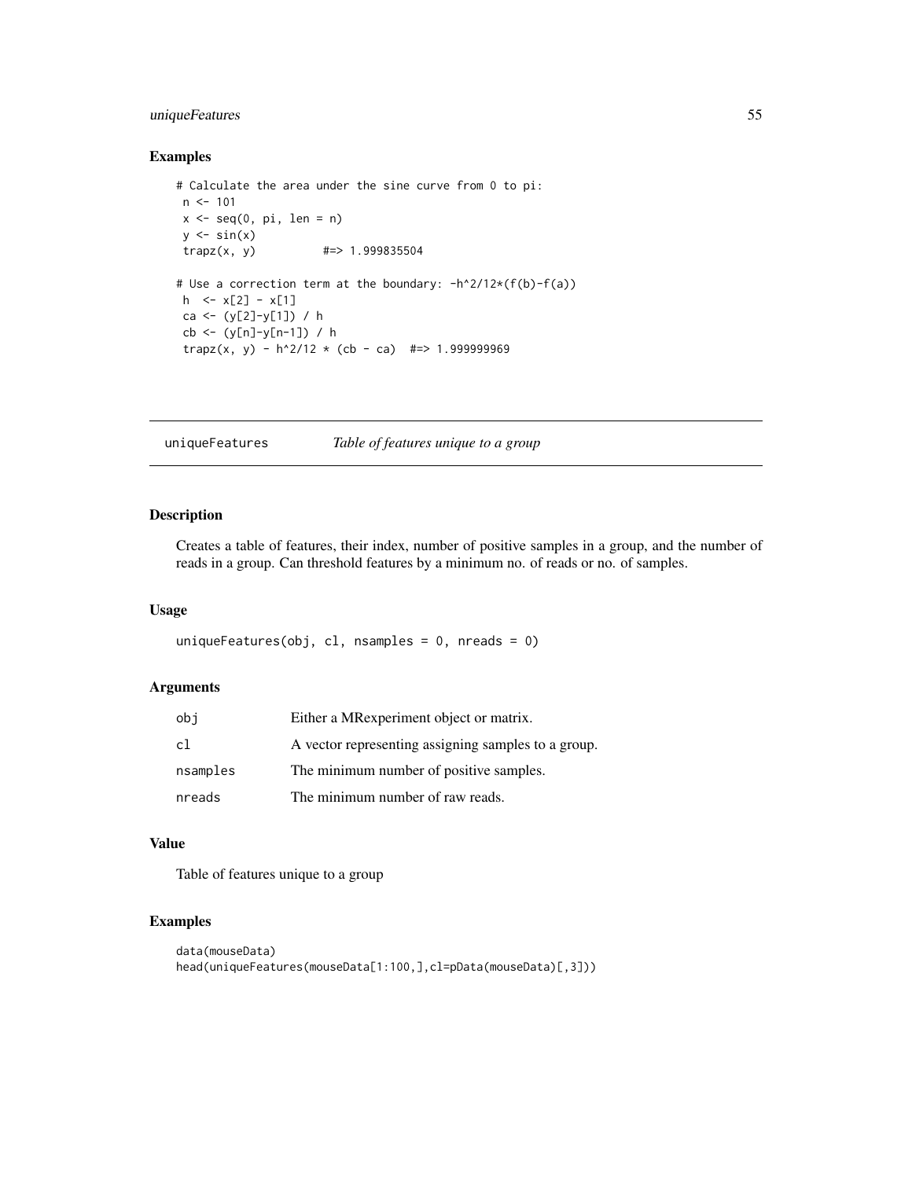## Examples

```
# Calculate the area under the sine curve from 0 to pi:
 n <- 101
 x <- seq(0, pi, len = n)
 y <- sin(x)
 trapz(x, y)          #=> 1.999835504

# Use a correction term at the boundary: -h^2/12*(f(b)-f(a))
 h  <- x[2] - x[1]
 ca <- (y[2]-y[1]) / h
 cb <- (y[n]-y[n-1]) / h
 trapz(x, y) - h^2/12 * (cb - ca)  #=> 1.999999969
```

---

# uniqueFeatures    *Table of features unique to a group*

---

## Description

Creates a table of features, their index, number of positive samples in a group, and the number of reads in a group. Can threshold features by a minimum no. of reads or no. of samples.

## Usage

```
uniqueFeatures(obj, cl, nsamples = 0, nreads = 0)
```

## Arguments

| | |
|---|---|
| obj | Either a MRexperiment object or matrix. |
| cl | A vector representing assigning samples to a group. |
| nsamples | The minimum number of positive samples. |
| nreads | The minimum number of raw reads. |

## Value

Table of features unique to a group

## Examples

```
data(mouseData)
head(uniqueFeatures(mouseData[1:100,],cl=pData(mouseData)[,3]))
```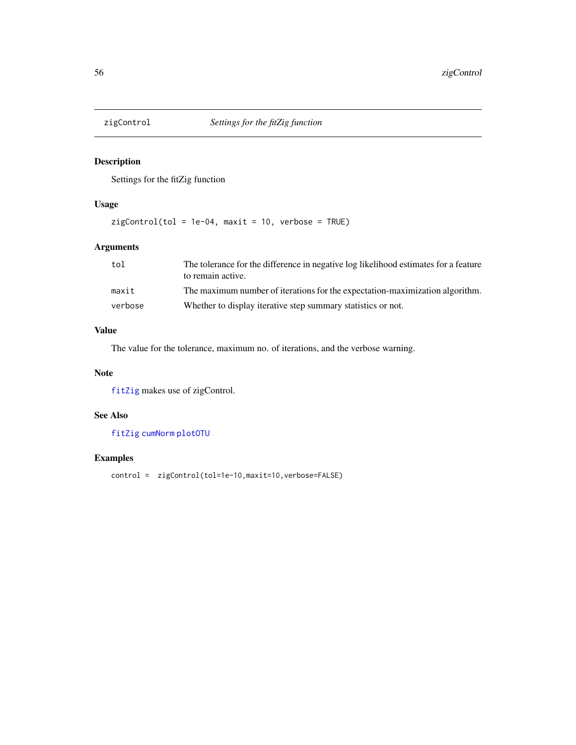## zigControl — *Settings for the fitZig function*

### Description

Settings for the fitZig function

### Usage

```
zigControl(tol = 1e-04, maxit = 10, verbose = TRUE)
```

### Arguments

| | |
|---|---|
| tol | The tolerance for the difference in negative log likelihood estimates for a feature to remain active. |
| maxit | The maximum number of iterations for the expectation-maximization algorithm. |
| verbose | Whether to display iterative step summary statistics or not. |

### Value

The value for the tolerance, maximum no. of iterations, and the verbose warning.

### Note

fitZig makes use of zigControl.

### See Also

fitZig cumNorm plotOTU

### Examples

```
control =  zigControl(tol=1e-10,maxit=10,verbose=FALSE)
```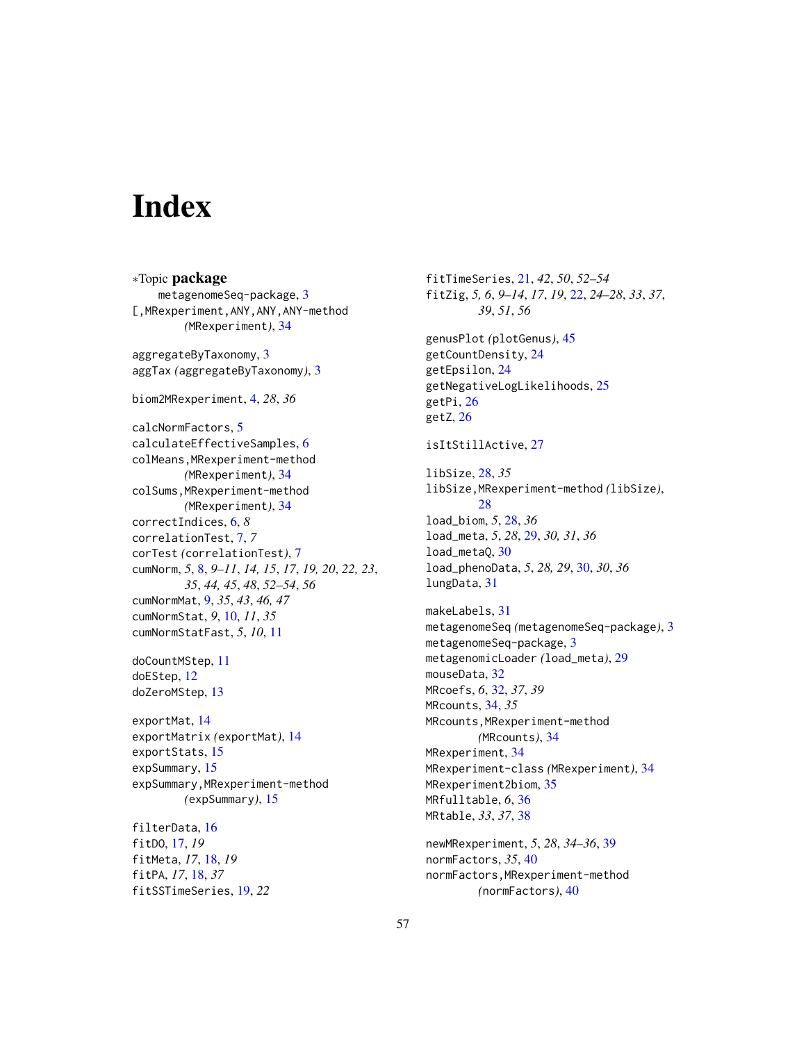# Index

∗Topic **package**
  metagenomeSeq-package, 3
[,MRexperiment,ANY,ANY,ANY-method
    *(*MRexperiment*)*, 34

aggregateByTaxonomy, 3
aggTax *(*aggregateByTaxonomy*)*, 3

biom2MRexperiment, 4, *28*, *36*

calcNormFactors, 5
calculateEffectiveSamples, 6
colMeans,MRexperiment-method
    *(*MRexperiment*)*, 34
colSums,MRexperiment-method
    *(*MRexperiment*)*, 34
correctIndices, 6, *8*
correlationTest, 7, *7*
corTest *(*correlationTest*)*, 7
cumNorm, *5*, 8, *9–11*, *14, 15*, *17*, *19, 20*, *22, 23*, *35*, *44, 45*, *48*, *52–54*, *56*
cumNormMat, 9, *35*, *43*, *46, 47*
cumNormStat, *9*, 10, *11*, *35*
cumNormStatFast, *5*, *10*, 11

doCountMStep, 11
doEStep, 12
doZeroMStep, 13

exportMat, 14
exportMatrix *(*exportMat*)*, 14
exportStats, 15
expSummary, 15
expSummary,MRexperiment-method
    *(*expSummary*)*, 15

filterData, 16
fitDO, 17, *19*
fitMeta, *17*, 18, *19*
fitPA, *17*, 18, *37*
fitSSTimeSeries, 19, *22*
fitTimeSeries, 21, *42*, *50*, *52–54*
fitZig, *5, 6*, *9–14*, *17*, *19*, 22, *24–28*, *33*, *37*, *39*, *51*, *56*

genusPlot *(*plotGenus*)*, 45
getCountDensity, 24
getEpsilon, 24
getNegativeLogLikelihoods, 25
getPi, 26
getZ, 26

isItStillActive, 27

libSize, 28, *35*
libSize,MRexperiment-method *(*libSize*)*, 28
load_biom, *5*, 28, *36*
load_meta, *5*, *28*, 29, *30, 31*, *36*
load_metaQ, 30
load_phenoData, *5*, *28, 29*, 30, *30*, *36*
lungData, 31

makeLabels, 31
metagenomeSeq *(*metagenomeSeq-package*)*, 3
metagenomeSeq-package, 3
metagenomicLoader *(*load_meta*)*, 29
mouseData, 32
MRcoefs, *6*, 32, *37*, *39*
MRcounts, 34, *35*
MRcounts,MRexperiment-method
    *(*MRcounts*)*, 34
MRexperiment, 34
MRexperiment-class *(*MRexperiment*)*, 34
MRexperiment2biom, 35
MRfulltable, *6*, 36
MRtable, *33*, *37*, 38

newMRexperiment, *5*, *28*, *34–36*, 39
normFactors, *35*, 40
normFactors,MRexperiment-method
    *(*normFactors*)*, 40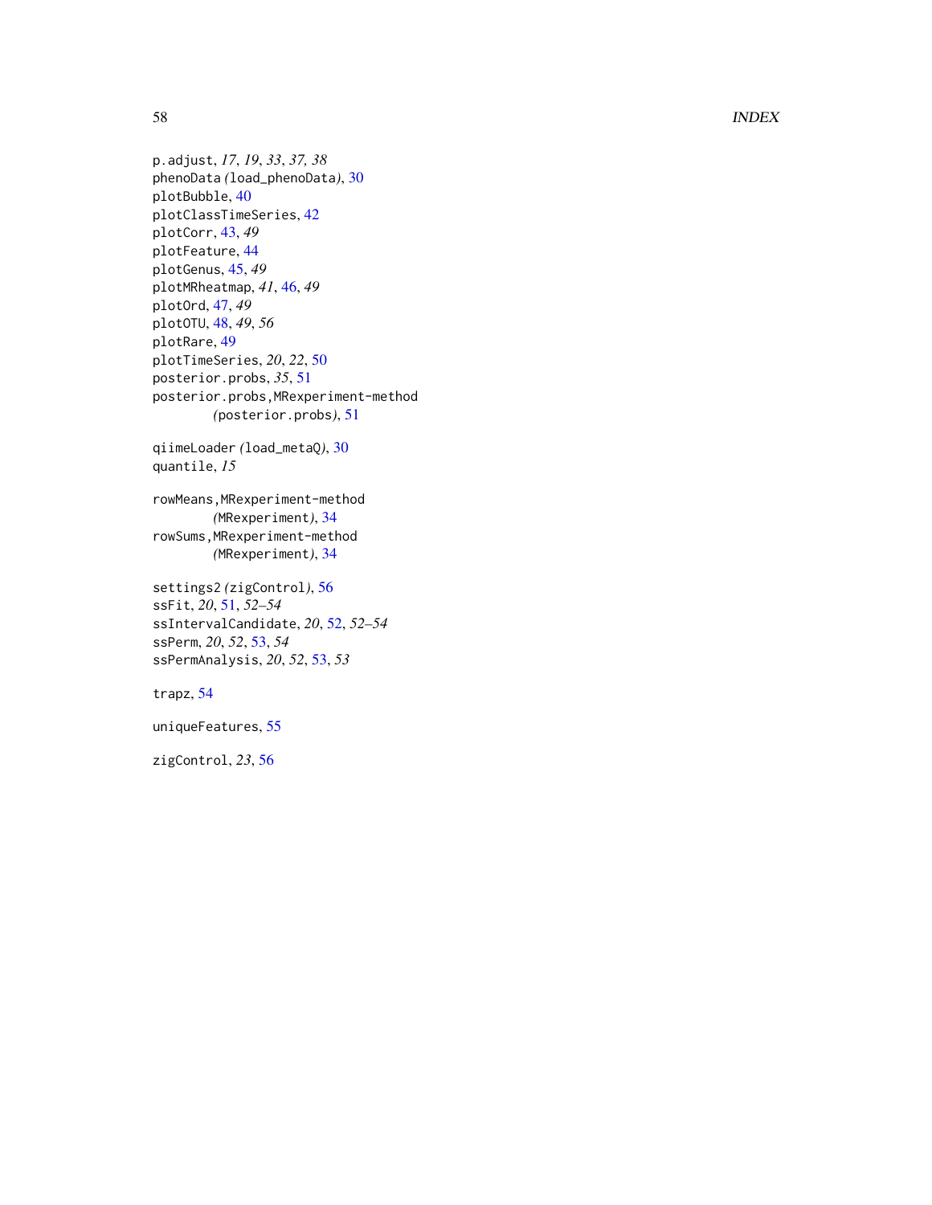p.adjust, *17*, *19*, *33*, *37, 38*
phenoData *(*load_phenoData*)*, 30
plotBubble, 40
plotClassTimeSeries, 42
plotCorr, 43, *49*
plotFeature, 44
plotGenus, 45, *49*
plotMRheatmap, *41*, 46, *49*
plotOrd, 47, *49*
plotOTU, 48, *49*, *56*
plotRare, 49
plotTimeSeries, *20*, *22*, 50
posterior.probs, *35*, 51
posterior.probs,MRexperiment-method
*(*posterior.probs*)*, 51

qiimeLoader *(*load_metaQ*)*, 30
quantile, *15*

rowMeans,MRexperiment-method
*(*MRexperiment*)*, 34
rowSums,MRexperiment-method
*(*MRexperiment*)*, 34

settings2 *(*zigControl*)*, 56
ssFit, *20*, 51, *52–54*
ssIntervalCandidate, *20*, 52, *52–54*
ssPerm, *20*, *52*, 53, *54*
ssPermAnalysis, *20*, *52*, 53, *53*

trapz, 54

uniqueFeatures, 55

zigControl, *23*, 56